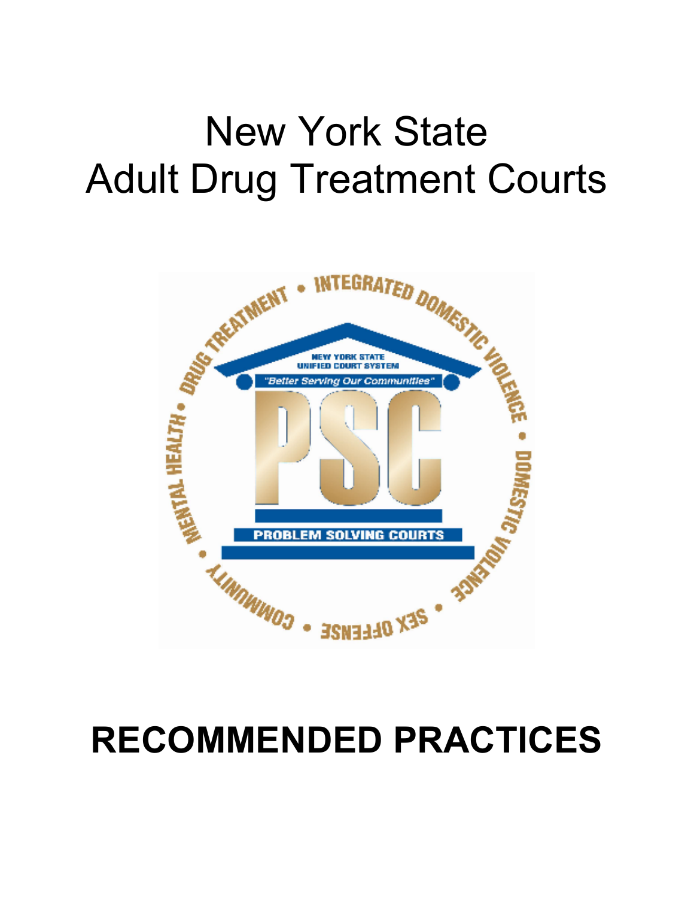# New York State Adult Drug Treatment Courts

# RECOMMENDED PRACTICES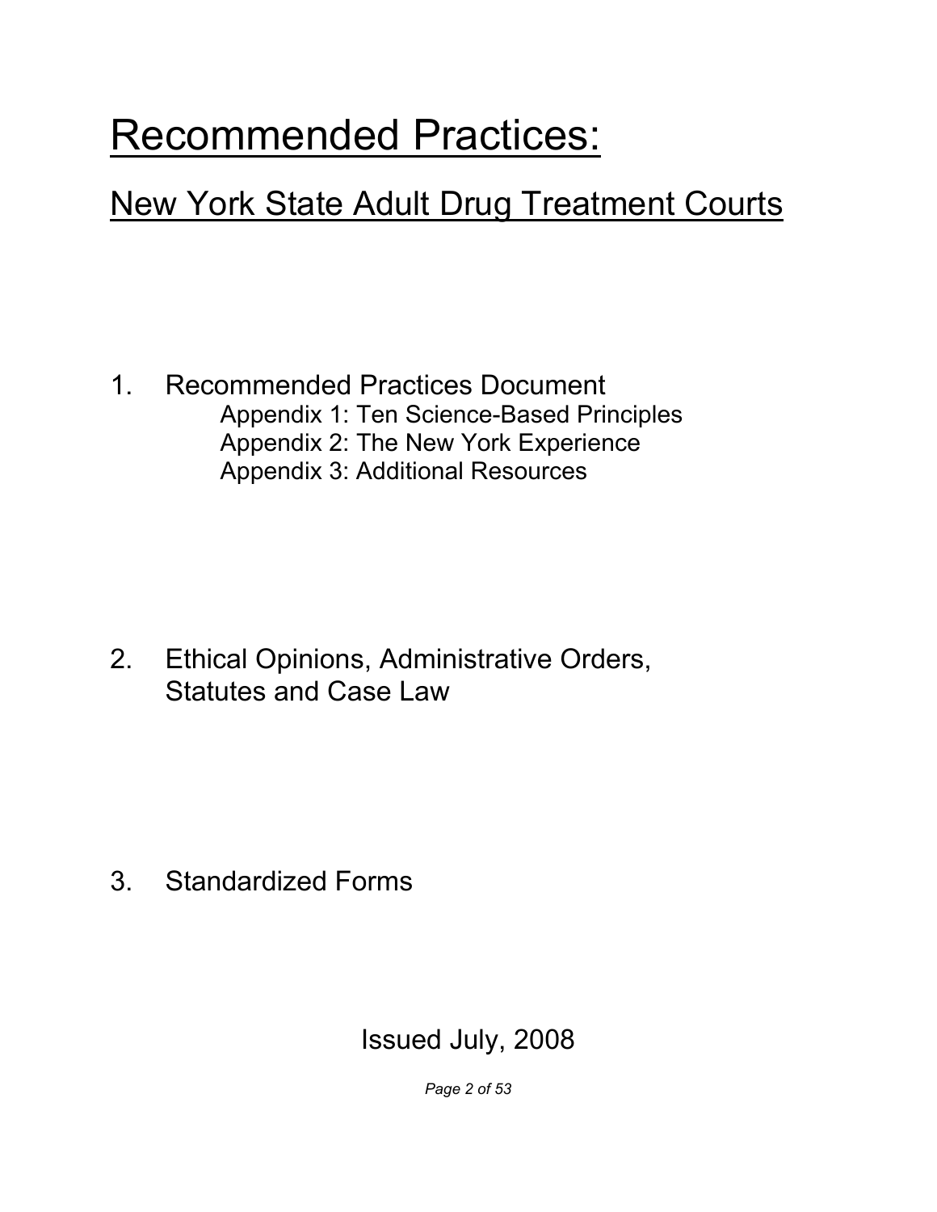# Recommended Practices:

## New York State Adult Drug Treatment Courts

1. Recommended Practices Document
    - Appendix 1: Ten Science-Based Principles
    - Appendix 2: The New York Experience
    - Appendix 3: Additional Resources

2. Ethical Opinions, Administrative Orders, Statutes and Case Law

3. Standardized Forms

Issued July, 2008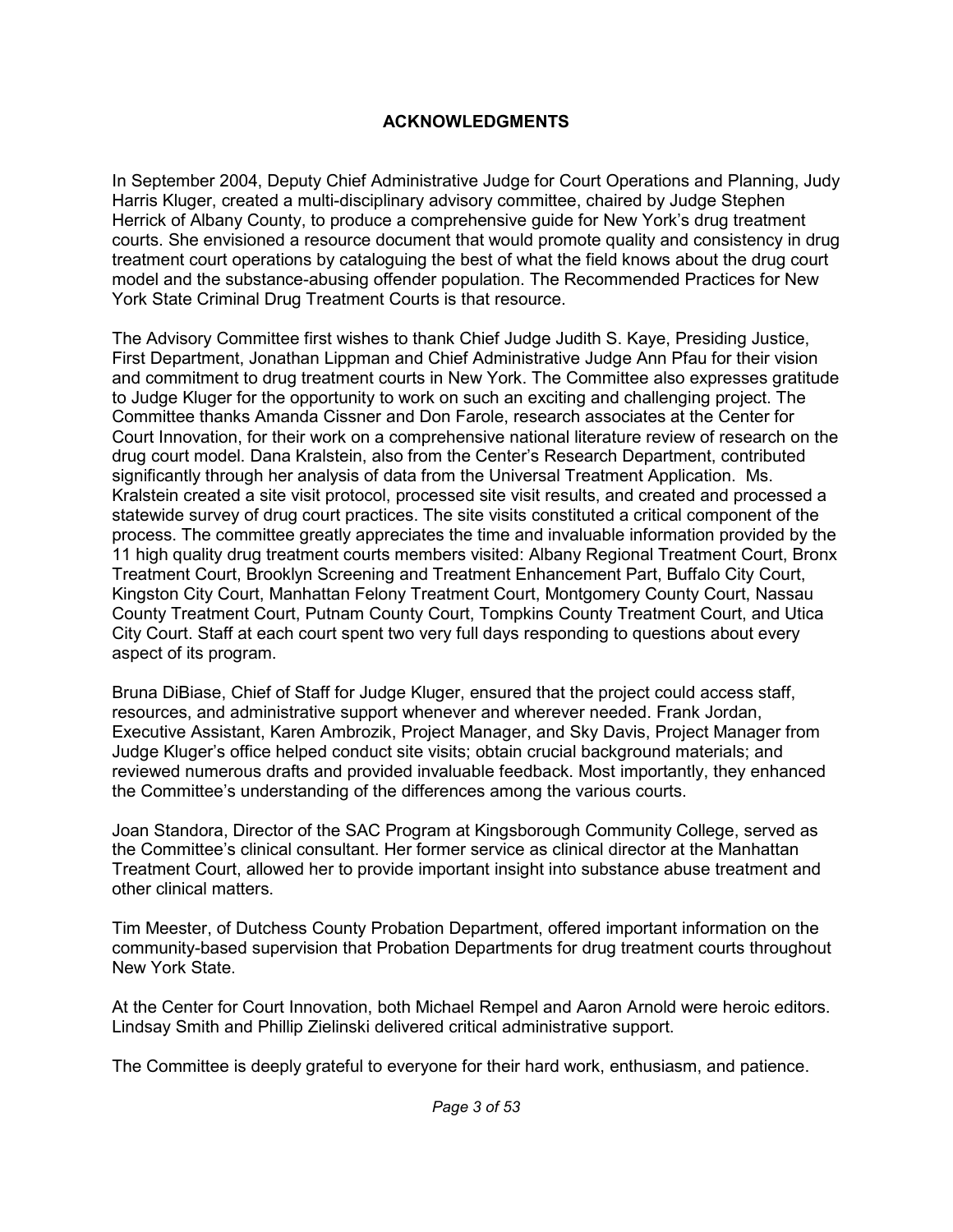# ACKNOWLEDGMENTS

In September 2004, Deputy Chief Administrative Judge for Court Operations and Planning, Judy Harris Kluger, created a multi-disciplinary advisory committee, chaired by Judge Stephen Herrick of Albany County, to produce a comprehensive guide for New York's drug treatment courts. She envisioned a resource document that would promote quality and consistency in drug treatment court operations by cataloguing the best of what the field knows about the drug court model and the substance-abusing offender population. The Recommended Practices for New York State Criminal Drug Treatment Courts is that resource.

The Advisory Committee first wishes to thank Chief Judge Judith S. Kaye, Presiding Justice, First Department, Jonathan Lippman and Chief Administrative Judge Ann Pfau for their vision and commitment to drug treatment courts in New York. The Committee also expresses gratitude to Judge Kluger for the opportunity to work on such an exciting and challenging project. The Committee thanks Amanda Cissner and Don Farole, research associates at the Center for Court Innovation, for their work on a comprehensive national literature review of research on the drug court model. Dana Kralstein, also from the Center's Research Department, contributed significantly through her analysis of data from the Universal Treatment Application. Ms. Kralstein created a site visit protocol, processed site visit results, and created and processed a statewide survey of drug court practices. The site visits constituted a critical component of the process. The committee greatly appreciates the time and invaluable information provided by the 11 high quality drug treatment courts members visited: Albany Regional Treatment Court, Bronx Treatment Court, Brooklyn Screening and Treatment Enhancement Part, Buffalo City Court, Kingston City Court, Manhattan Felony Treatment Court, Montgomery County Court, Nassau County Treatment Court, Putnam County Court, Tompkins County Treatment Court, and Utica City Court. Staff at each court spent two very full days responding to questions about every aspect of its program.

Bruna DiBiase, Chief of Staff for Judge Kluger, ensured that the project could access staff, resources, and administrative support whenever and wherever needed. Frank Jordan, Executive Assistant, Karen Ambrozik, Project Manager, and Sky Davis, Project Manager from Judge Kluger's office helped conduct site visits; obtain crucial background materials; and reviewed numerous drafts and provided invaluable feedback. Most importantly, they enhanced the Committee's understanding of the differences among the various courts.

Joan Standora, Director of the SAC Program at Kingsborough Community College, served as the Committee's clinical consultant. Her former service as clinical director at the Manhattan Treatment Court, allowed her to provide important insight into substance abuse treatment and other clinical matters.

Tim Meester, of Dutchess County Probation Department, offered important information on the community-based supervision that Probation Departments for drug treatment courts throughout New York State.

At the Center for Court Innovation, both Michael Rempel and Aaron Arnold were heroic editors. Lindsay Smith and Phillip Zielinski delivered critical administrative support.

The Committee is deeply grateful to everyone for their hard work, enthusiasm, and patience.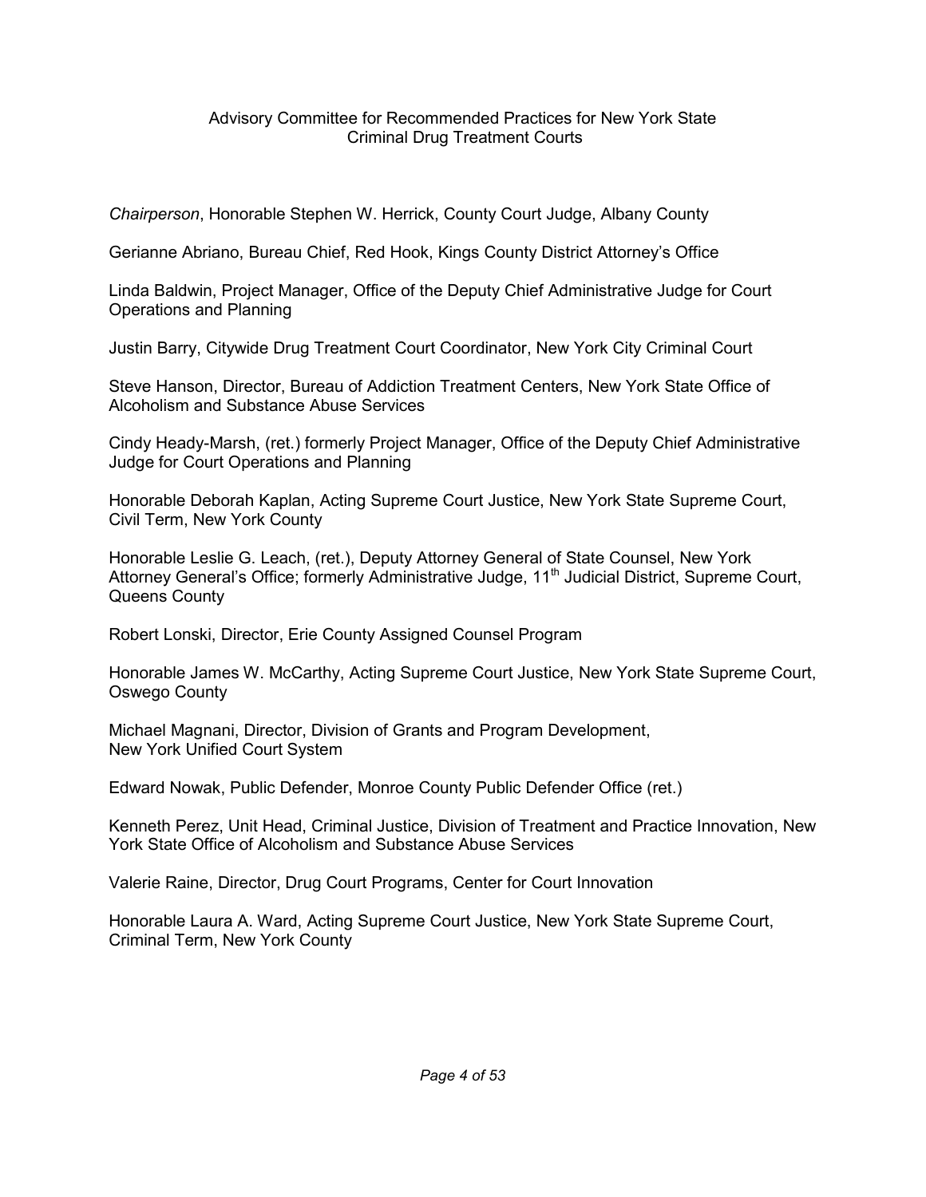## Advisory Committee for Recommended Practices for New York State Criminal Drug Treatment Courts

*Chairperson*, Honorable Stephen W. Herrick, County Court Judge, Albany County

Gerianne Abriano, Bureau Chief, Red Hook, Kings County District Attorney's Office

Linda Baldwin, Project Manager, Office of the Deputy Chief Administrative Judge for Court Operations and Planning

Justin Barry, Citywide Drug Treatment Court Coordinator, New York City Criminal Court

Steve Hanson, Director, Bureau of Addiction Treatment Centers, New York State Office of Alcoholism and Substance Abuse Services

Cindy Heady-Marsh, (ret.) formerly Project Manager, Office of the Deputy Chief Administrative Judge for Court Operations and Planning

Honorable Deborah Kaplan, Acting Supreme Court Justice, New York State Supreme Court, Civil Term, New York County

Honorable Leslie G. Leach, (ret.), Deputy Attorney General of State Counsel, New York Attorney General's Office; formerly Administrative Judge, 11th Judicial District, Supreme Court, Queens County

Robert Lonski, Director, Erie County Assigned Counsel Program

Honorable James W. McCarthy, Acting Supreme Court Justice, New York State Supreme Court, Oswego County

Michael Magnani, Director, Division of Grants and Program Development, New York Unified Court System

Edward Nowak, Public Defender, Monroe County Public Defender Office (ret.)

Kenneth Perez, Unit Head, Criminal Justice, Division of Treatment and Practice Innovation, New York State Office of Alcoholism and Substance Abuse Services

Valerie Raine, Director, Drug Court Programs, Center for Court Innovation

Honorable Laura A. Ward, Acting Supreme Court Justice, New York State Supreme Court, Criminal Term, New York County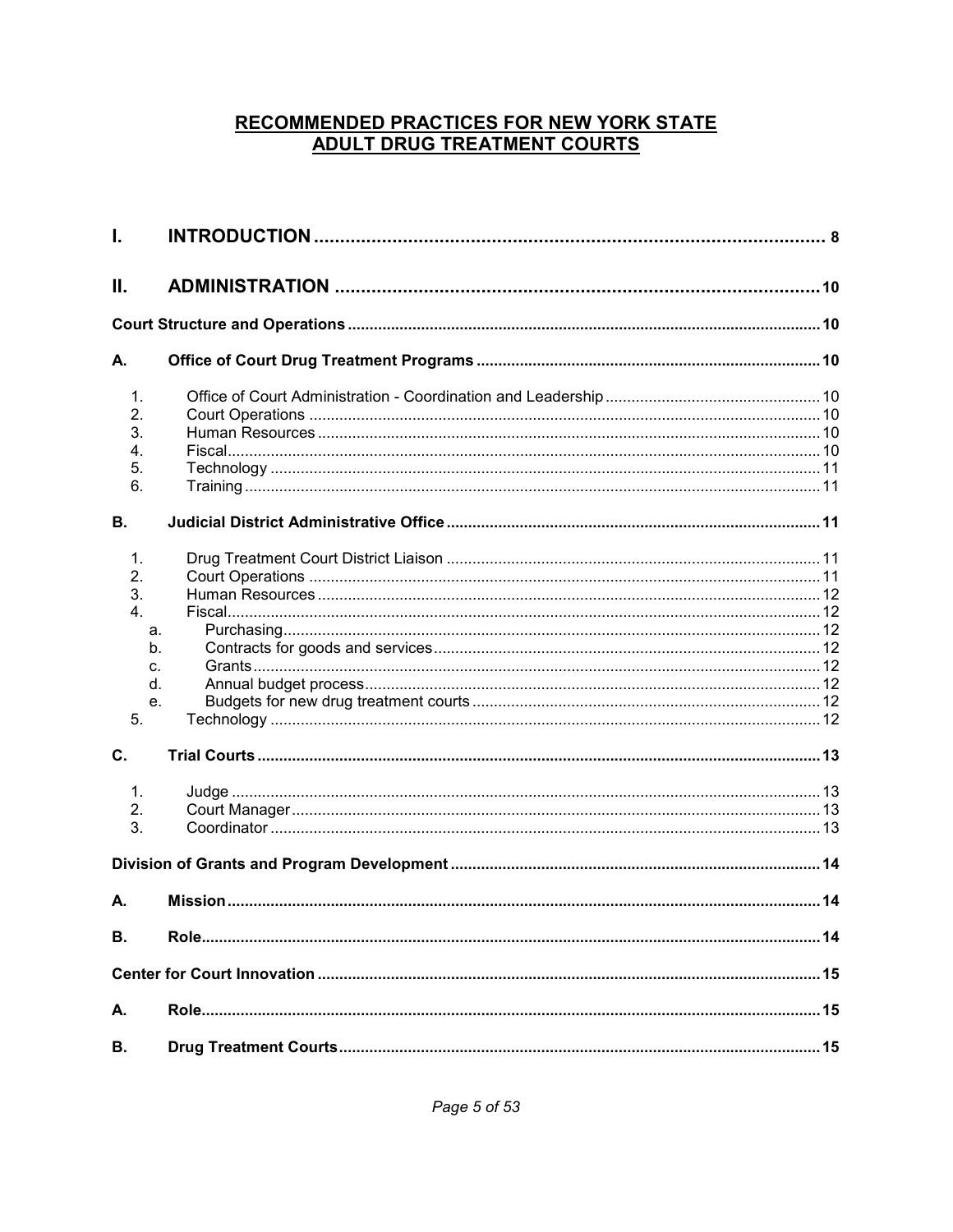# RECOMMENDED PRACTICES FOR NEW YORK STATE ADULT DRUG TREATMENT COURTS

**I. INTRODUCTION** ........ 8

**II. ADMINISTRATION** ........ 10

**Court Structure and Operations** ........ 10

**A. Office of Court Drug Treatment Programs** ........ 10

1. Office of Court Administration - Coordination and Leadership ........ 10
2. Court Operations ........ 10
3. Human Resources ........ 10
4. Fiscal ........ 10
5. Technology ........ 11
6. Training ........ 11

**B. Judicial District Administrative Office** ........ 11

1. Drug Treatment Court District Liaison ........ 11
2. Court Operations ........ 11
3. Human Resources ........ 12
4. Fiscal ........ 12
   a. Purchasing ........ 12
   b. Contracts for goods and services ........ 12
   c. Grants ........ 12
   d. Annual budget process ........ 12
   e. Budgets for new drug treatment courts ........ 12
5. Technology ........ 12

**C. Trial Courts** ........ 13

1. Judge ........ 13
2. Court Manager ........ 13
3. Coordinator ........ 13

**Division of Grants and Program Development** ........ 14

**A. Mission** ........ 14

**B. Role** ........ 14

**Center for Court Innovation** ........ 15

**A. Role** ........ 15

**B. Drug Treatment Courts** ........ 15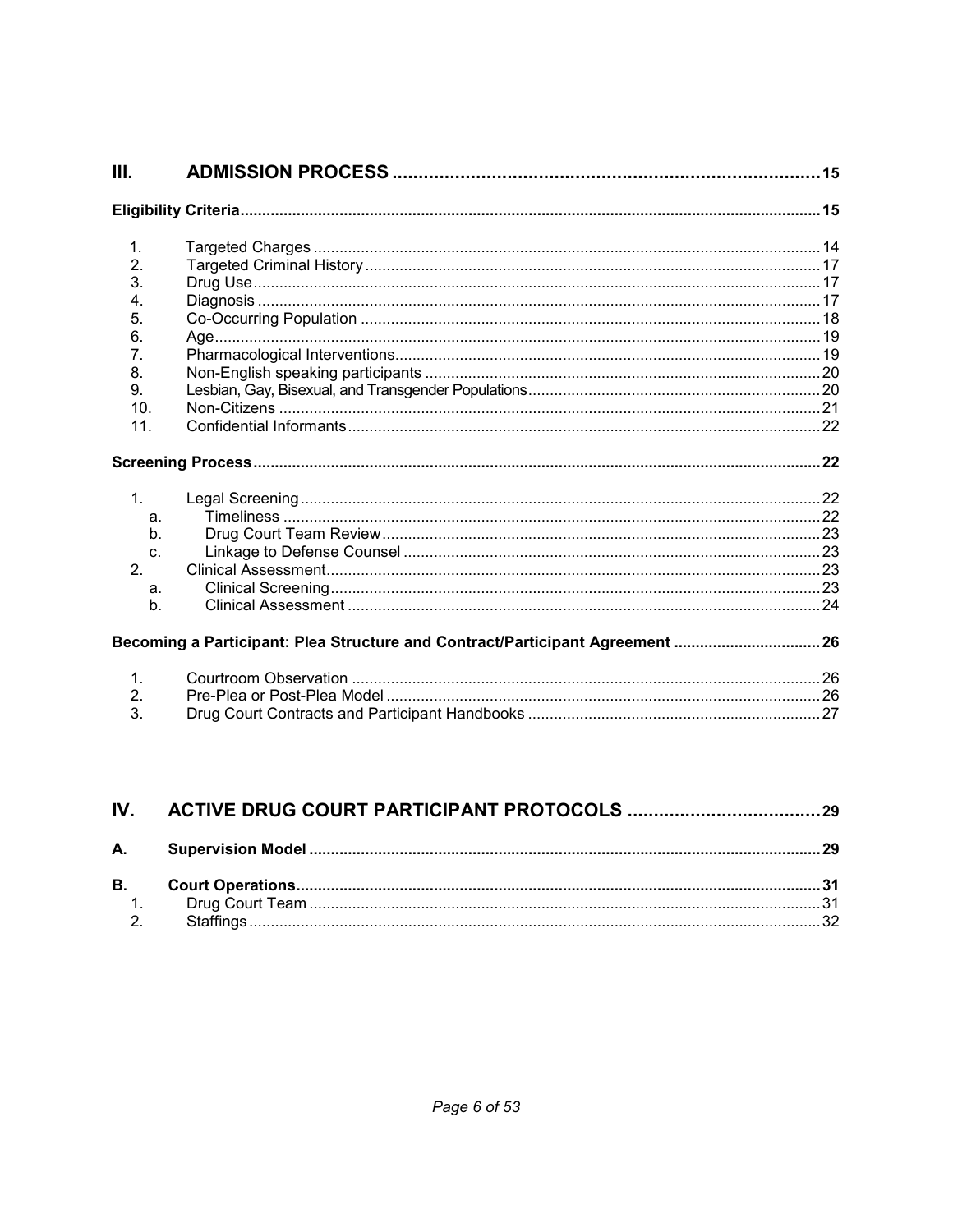# III. ADMISSION PROCESS .......... 15

**Eligibility Criteria** .......... 15

1. Targeted Charges .......... 14
2. Targeted Criminal History .......... 17
3. Drug Use .......... 17
4. Diagnosis .......... 17
5. Co-Occurring Population .......... 18
6. Age .......... 19
7. Pharmacological Interventions .......... 19
8. Non-English speaking participants .......... 20
9. Lesbian, Gay, Bisexual, and Transgender Populations .......... 20
10. Non-Citizens .......... 21
11. Confidential Informants .......... 22

**Screening Process** .......... 22

1. Legal Screening .......... 22
   a. Timeliness .......... 22
   b. Drug Court Team Review .......... 23
   c. Linkage to Defense Counsel .......... 23
2. Clinical Assessment .......... 23
   a. Clinical Screening .......... 23
   b. Clinical Assessment .......... 24

**Becoming a Participant: Plea Structure and Contract/Participant Agreement** .......... 26

1. Courtroom Observation .......... 26
2. Pre-Plea or Post-Plea Model .......... 26
3. Drug Court Contracts and Participant Handbooks .......... 27

# IV. ACTIVE DRUG COURT PARTICIPANT PROTOCOLS .......... 29

**A. Supervision Model** .......... 29

**B. Court Operations** .......... 31

1. Drug Court Team .......... 31
2. Staffings .......... 32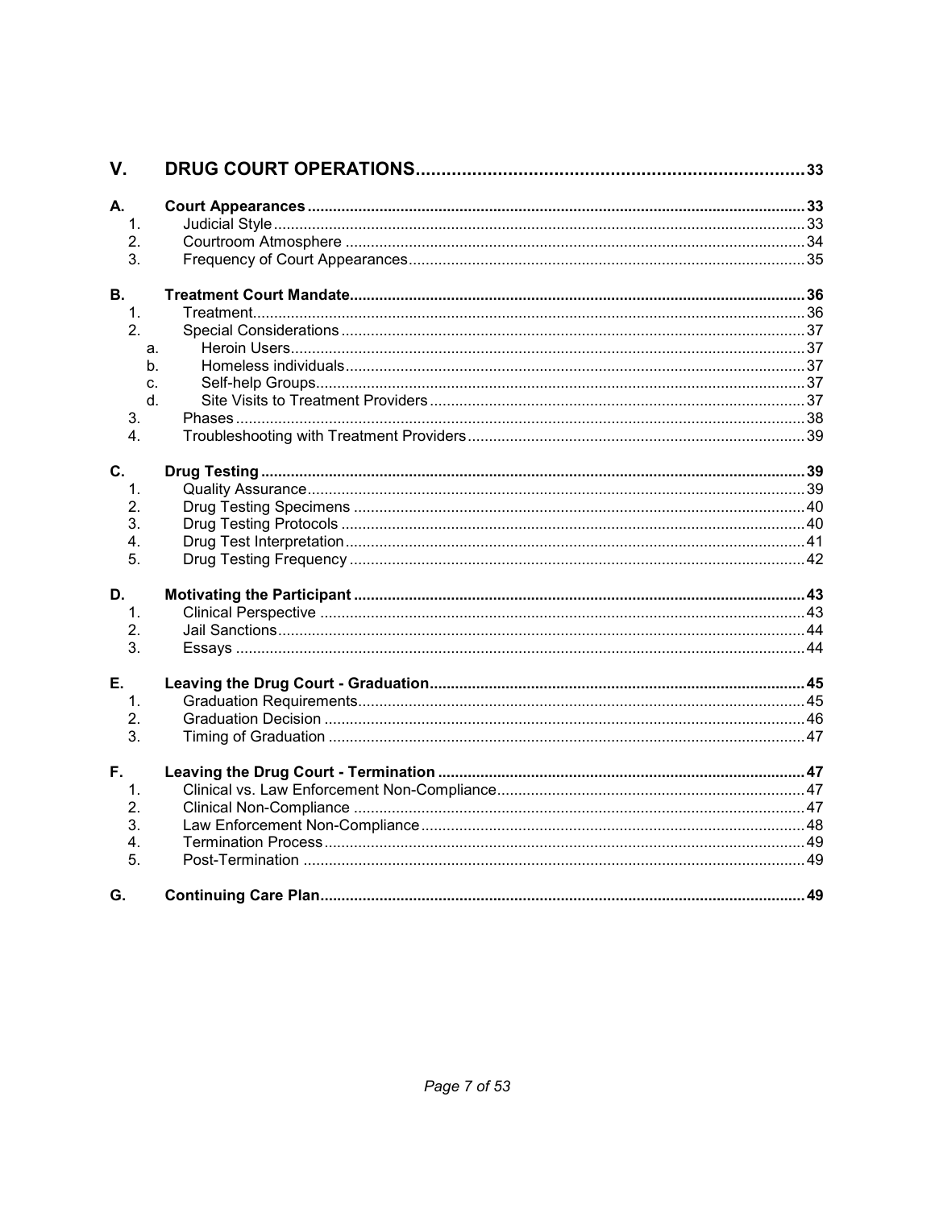| | | |
|---|---|---|
| **V.** | **DRUG COURT OPERATIONS** | **33** |
| **A.** | **Court Appearances** | **33** |
| 1. | Judicial Style | 33 |
| 2. | Courtroom Atmosphere | 34 |
| 3. | Frequency of Court Appearances | 35 |
| **B.** | **Treatment Court Mandate** | **36** |
| 1. | Treatment | 36 |
| 2. | Special Considerations | 37 |
| a. | Heroin Users | 37 |
| b. | Homeless individuals | 37 |
| c. | Self-help Groups | 37 |
| d. | Site Visits to Treatment Providers | 37 |
| 3. | Phases | 38 |
| 4. | Troubleshooting with Treatment Providers | 39 |
| **C.** | **Drug Testing** | **39** |
| 1. | Quality Assurance | 39 |
| 2. | Drug Testing Specimens | 40 |
| 3. | Drug Testing Protocols | 40 |
| 4. | Drug Test Interpretation | 41 |
| 5. | Drug Testing Frequency | 42 |
| **D.** | **Motivating the Participant** | **43** |
| 1. | Clinical Perspective | 43 |
| 2. | Jail Sanctions | 44 |
| 3. | Essays | 44 |
| **E.** | **Leaving the Drug Court - Graduation** | **45** |
| 1. | Graduation Requirements | 45 |
| 2. | Graduation Decision | 46 |
| 3. | Timing of Graduation | 47 |
| **F.** | **Leaving the Drug Court - Termination** | **47** |
| 1. | Clinical vs. Law Enforcement Non-Compliance | 47 |
| 2. | Clinical Non-Compliance | 47 |
| 3. | Law Enforcement Non-Compliance | 48 |
| 4. | Termination Process | 49 |
| 5. | Post-Termination | 49 |
| **G.** | **Continuing Care Plan** | **49** |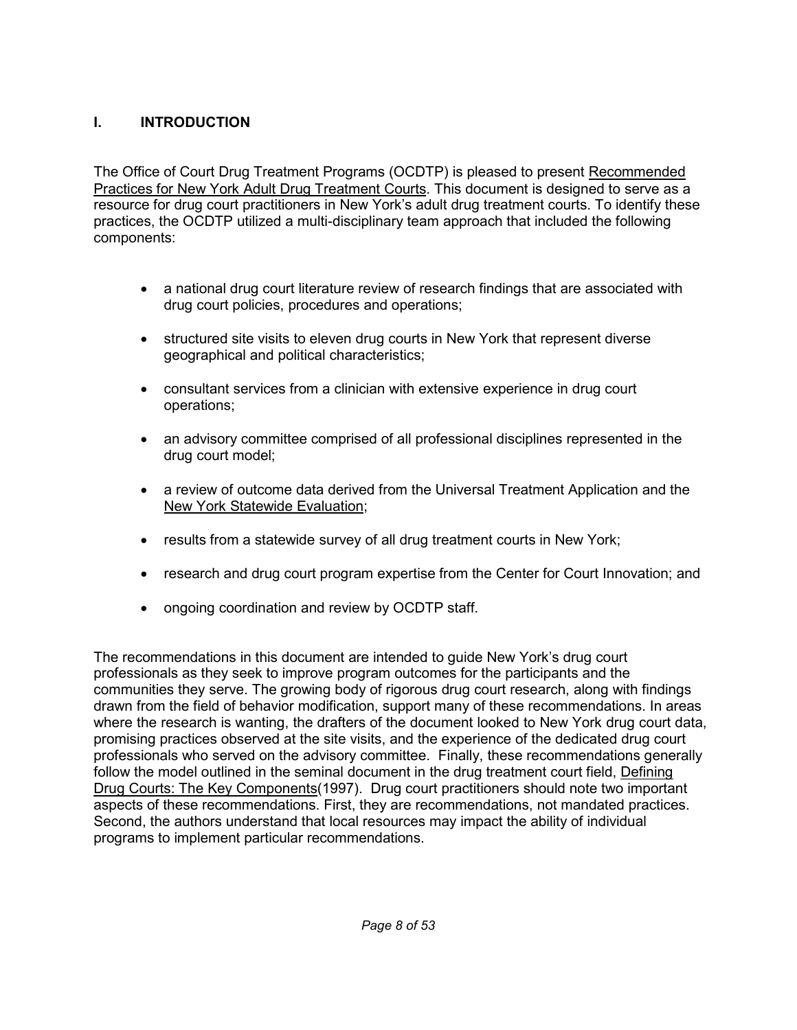# I. INTRODUCTION

The Office of Court Drug Treatment Programs (OCDTP) is pleased to present Recommended Practices for New York Adult Drug Treatment Courts. This document is designed to serve as a resource for drug court practitioners in New York's adult drug treatment courts. To identify these practices, the OCDTP utilized a multi-disciplinary team approach that included the following components:

- a national drug court literature review of research findings that are associated with drug court policies, procedures and operations;
- structured site visits to eleven drug courts in New York that represent diverse geographical and political characteristics;
- consultant services from a clinician with extensive experience in drug court operations;
- an advisory committee comprised of all professional disciplines represented in the drug court model;
- a review of outcome data derived from the Universal Treatment Application and the New York Statewide Evaluation;
- results from a statewide survey of all drug treatment courts in New York;
- research and drug court program expertise from the Center for Court Innovation; and
- ongoing coordination and review by OCDTP staff.

The recommendations in this document are intended to guide New York's drug court professionals as they seek to improve program outcomes for the participants and the communities they serve. The growing body of rigorous drug court research, along with findings drawn from the field of behavior modification, support many of these recommendations. In areas where the research is wanting, the drafters of the document looked to New York drug court data, promising practices observed at the site visits, and the experience of the dedicated drug court professionals who served on the advisory committee. Finally, these recommendations generally follow the model outlined in the seminal document in the drug treatment court field, Defining Drug Courts: The Key Components(1997). Drug court practitioners should note two important aspects of these recommendations. First, they are recommendations, not mandated practices. Second, the authors understand that local resources may impact the ability of individual programs to implement particular recommendations.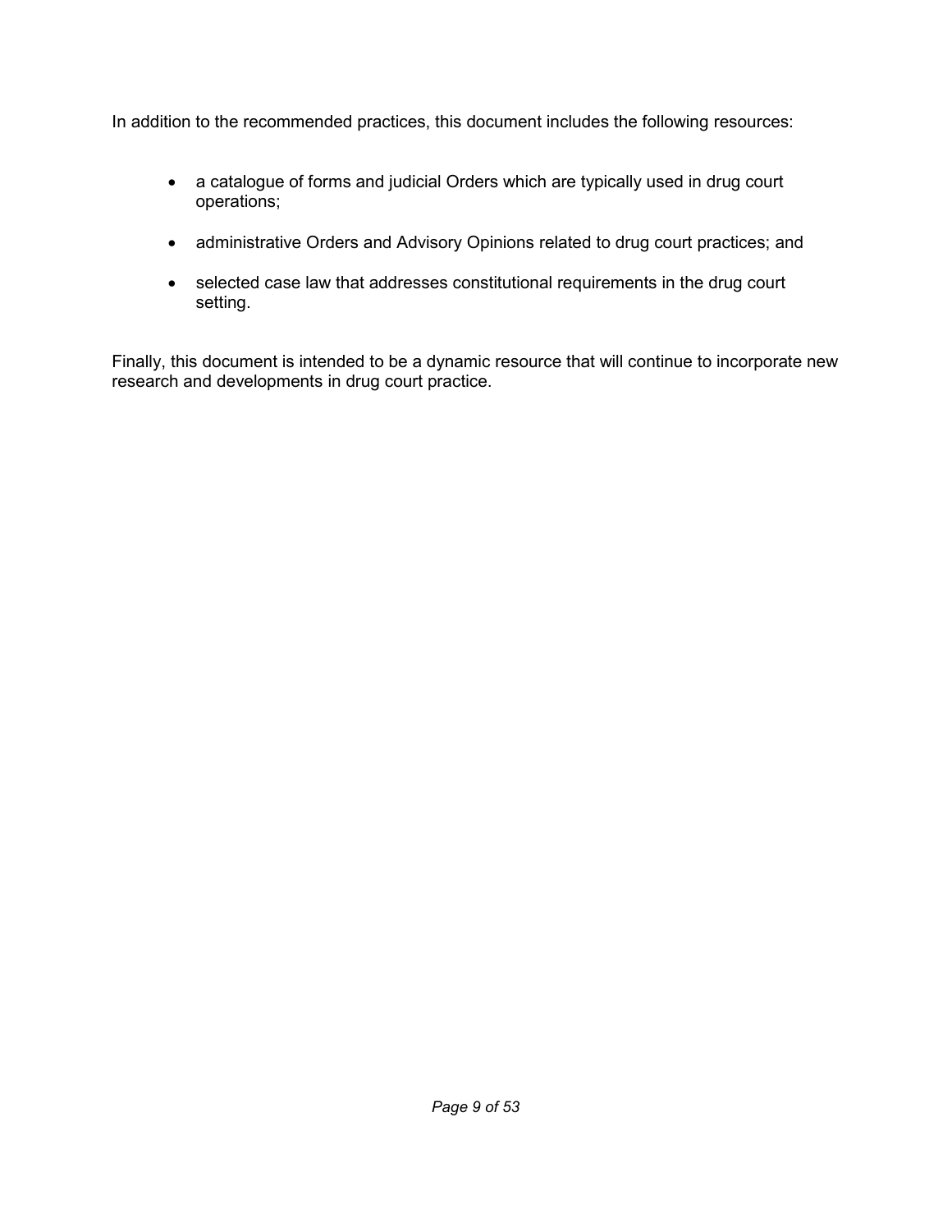In addition to the recommended practices, this document includes the following resources:

- a catalogue of forms and judicial Orders which are typically used in drug court operations;
- administrative Orders and Advisory Opinions related to drug court practices; and
- selected case law that addresses constitutional requirements in the drug court setting.

Finally, this document is intended to be a dynamic resource that will continue to incorporate new research and developments in drug court practice.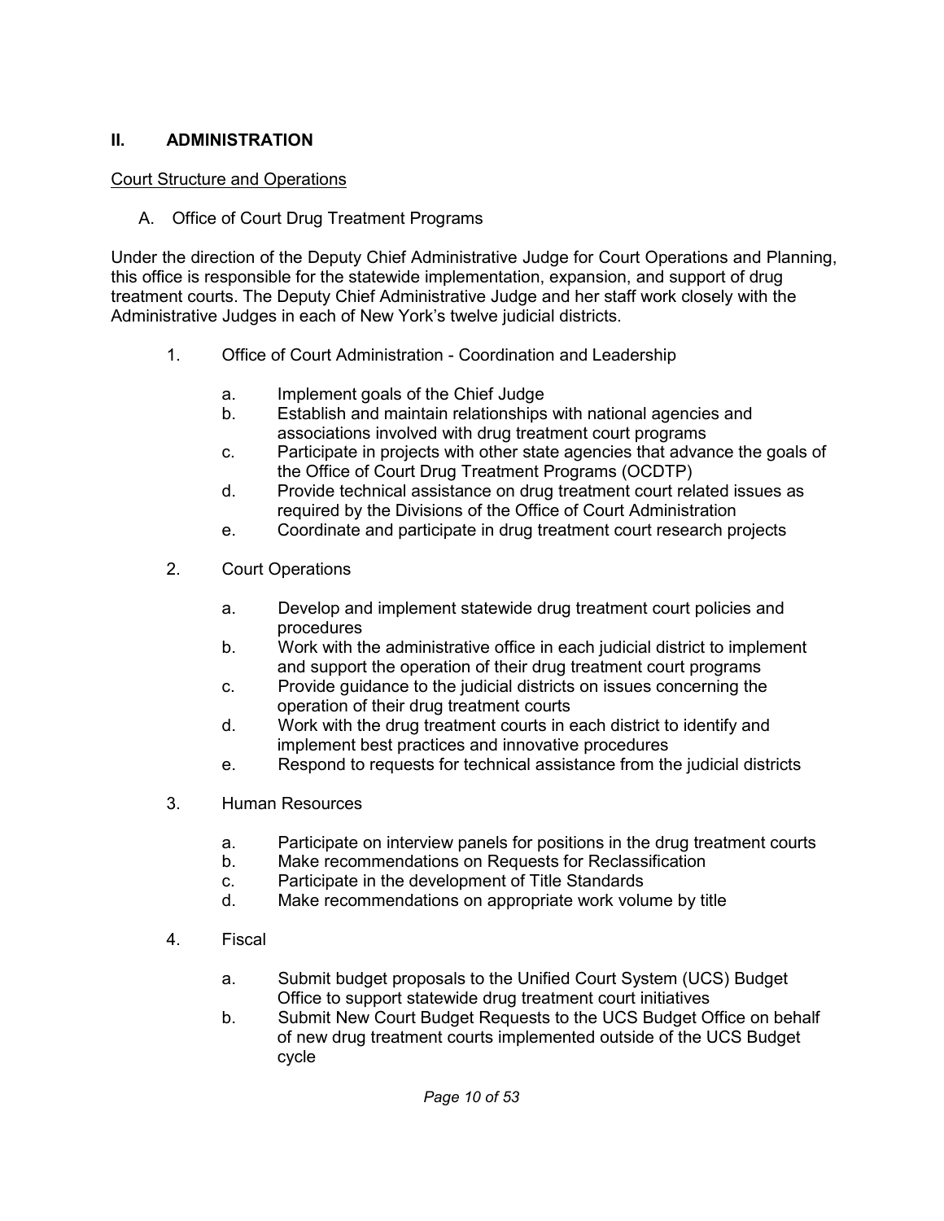## II. ADMINISTRATION

Court Structure and Operations

A. Office of Court Drug Treatment Programs

Under the direction of the Deputy Chief Administrative Judge for Court Operations and Planning, this office is responsible for the statewide implementation, expansion, and support of drug treatment courts. The Deputy Chief Administrative Judge and her staff work closely with the Administrative Judges in each of New York's twelve judicial districts.

1. Office of Court Administration - Coordination and Leadership

    a. Implement goals of the Chief Judge
    b. Establish and maintain relationships with national agencies and associations involved with drug treatment court programs
    c. Participate in projects with other state agencies that advance the goals of the Office of Court Drug Treatment Programs (OCDTP)
    d. Provide technical assistance on drug treatment court related issues as required by the Divisions of the Office of Court Administration
    e. Coordinate and participate in drug treatment court research projects

2. Court Operations

    a. Develop and implement statewide drug treatment court policies and procedures
    b. Work with the administrative office in each judicial district to implement and support the operation of their drug treatment court programs
    c. Provide guidance to the judicial districts on issues concerning the operation of their drug treatment courts
    d. Work with the drug treatment courts in each district to identify and implement best practices and innovative procedures
    e. Respond to requests for technical assistance from the judicial districts

3. Human Resources

    a. Participate on interview panels for positions in the drug treatment courts
    b. Make recommendations on Requests for Reclassification
    c. Participate in the development of Title Standards
    d. Make recommendations on appropriate work volume by title

4. Fiscal

    a. Submit budget proposals to the Unified Court System (UCS) Budget Office to support statewide drug treatment court initiatives
    b. Submit New Court Budget Requests to the UCS Budget Office on behalf of new drug treatment courts implemented outside of the UCS Budget cycle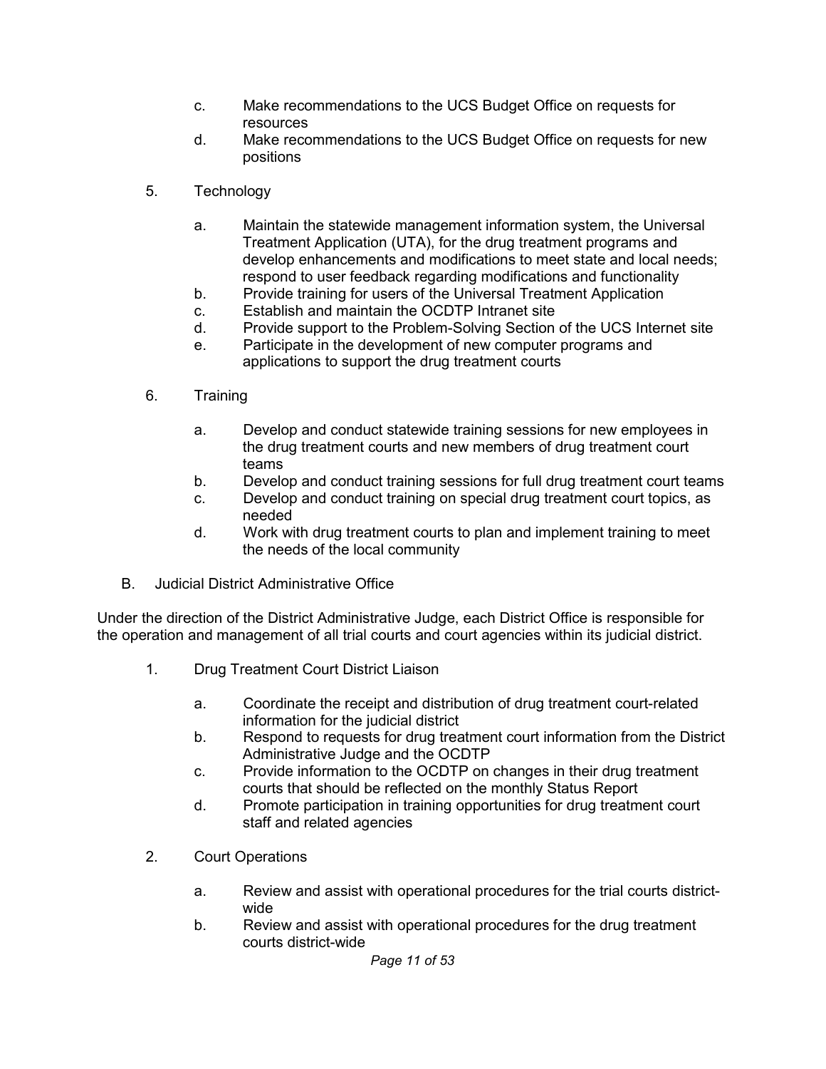c. Make recommendations to the UCS Budget Office on requests for resources
d. Make recommendations to the UCS Budget Office on requests for new positions

5. Technology

   a. Maintain the statewide management information system, the Universal Treatment Application (UTA), for the drug treatment programs and develop enhancements and modifications to meet state and local needs; respond to user feedback regarding modifications and functionality
   b. Provide training for users of the Universal Treatment Application
   c. Establish and maintain the OCDTP Intranet site
   d. Provide support to the Problem-Solving Section of the UCS Internet site
   e. Participate in the development of new computer programs and applications to support the drug treatment courts

6. Training

   a. Develop and conduct statewide training sessions for new employees in the drug treatment courts and new members of drug treatment court teams
   b. Develop and conduct training sessions for full drug treatment court teams
   c. Develop and conduct training on special drug treatment court topics, as needed
   d. Work with drug treatment courts to plan and implement training to meet the needs of the local community

B. Judicial District Administrative Office

Under the direction of the District Administrative Judge, each District Office is responsible for the operation and management of all trial courts and court agencies within its judicial district.

1. Drug Treatment Court District Liaison

   a. Coordinate the receipt and distribution of drug treatment court-related information for the judicial district
   b. Respond to requests for drug treatment court information from the District Administrative Judge and the OCDTP
   c. Provide information to the OCDTP on changes in their drug treatment courts that should be reflected on the monthly Status Report
   d. Promote participation in training opportunities for drug treatment court staff and related agencies

2. Court Operations

   a. Review and assist with operational procedures for the trial courts district-wide
   b. Review and assist with operational procedures for the drug treatment courts district-wide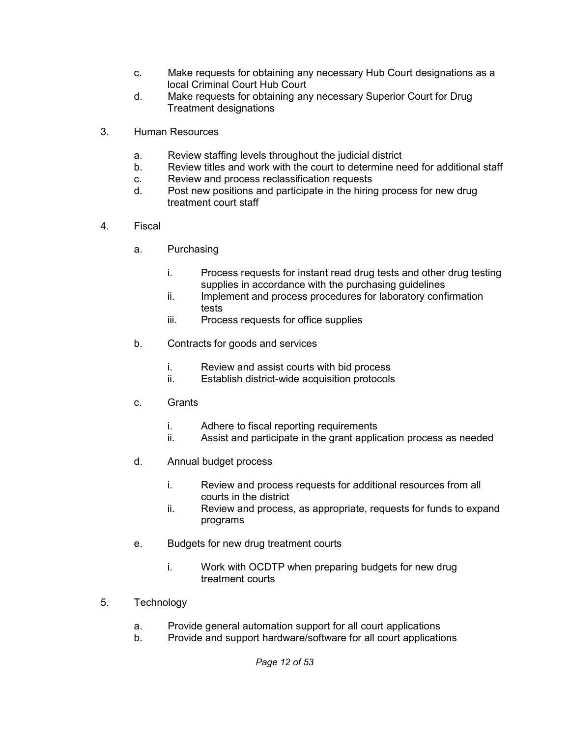c. Make requests for obtaining any necessary Hub Court designations as a local Criminal Court Hub Court
d. Make requests for obtaining any necessary Superior Court for Drug Treatment designations

3. Human Resources

    a. Review staffing levels throughout the judicial district
    b. Review titles and work with the court to determine need for additional staff
    c. Review and process reclassification requests
    d. Post new positions and participate in the hiring process for new drug treatment court staff

4. Fiscal

    a. Purchasing

        i. Process requests for instant read drug tests and other drug testing supplies in accordance with the purchasing guidelines
        ii. Implement and process procedures for laboratory confirmation tests
        iii. Process requests for office supplies

    b. Contracts for goods and services

        i. Review and assist courts with bid process
        ii. Establish district-wide acquisition protocols

    c. Grants

        i. Adhere to fiscal reporting requirements
        ii. Assist and participate in the grant application process as needed

    d. Annual budget process

        i. Review and process requests for additional resources from all courts in the district
        ii. Review and process, as appropriate, requests for funds to expand programs

    e. Budgets for new drug treatment courts

        i. Work with OCDTP when preparing budgets for new drug treatment courts

5. Technology

    a. Provide general automation support for all court applications
    b. Provide and support hardware/software for all court applications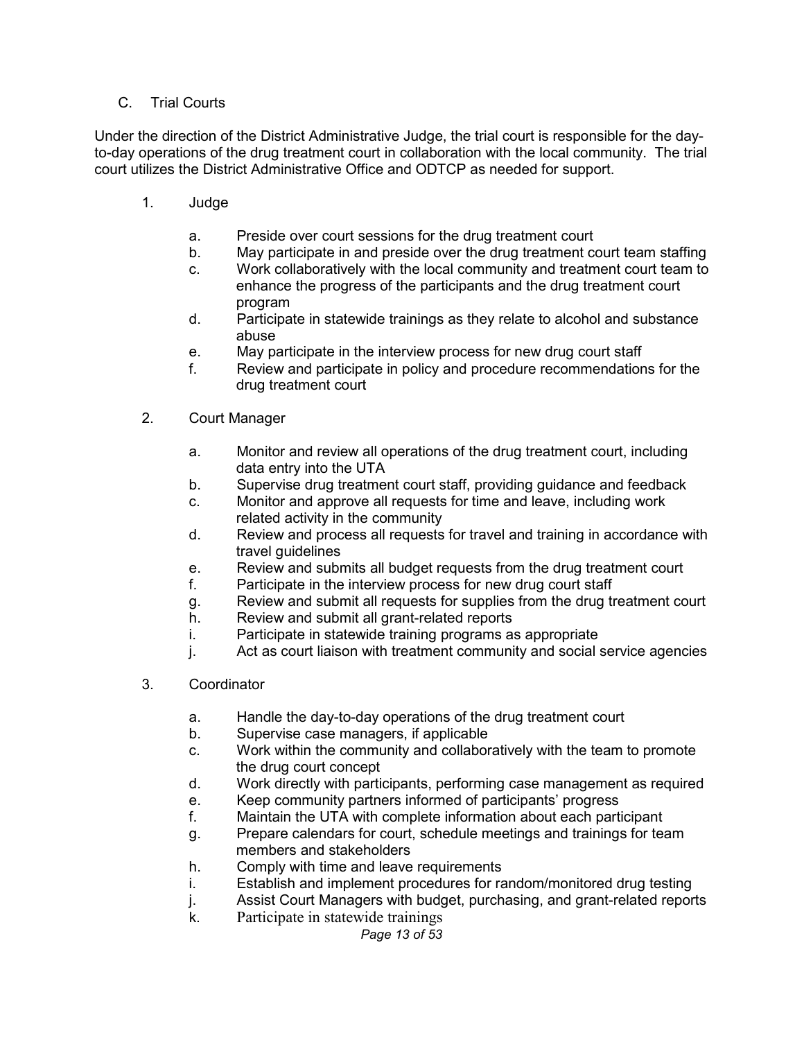### C. Trial Courts

Under the direction of the District Administrative Judge, the trial court is responsible for the day-to-day operations of the drug treatment court in collaboration with the local community. The trial court utilizes the District Administrative Office and ODTCP as needed for support.

1. Judge

   a. Preside over court sessions for the drug treatment court
   b. May participate in and preside over the drug treatment court team staffing
   c. Work collaboratively with the local community and treatment court team to enhance the progress of the participants and the drug treatment court program
   d. Participate in statewide trainings as they relate to alcohol and substance abuse
   e. May participate in the interview process for new drug court staff
   f. Review and participate in policy and procedure recommendations for the drug treatment court

2. Court Manager

   a. Monitor and review all operations of the drug treatment court, including data entry into the UTA
   b. Supervise drug treatment court staff, providing guidance and feedback
   c. Monitor and approve all requests for time and leave, including work related activity in the community
   d. Review and process all requests for travel and training in accordance with travel guidelines
   e. Review and submits all budget requests from the drug treatment court
   f. Participate in the interview process for new drug court staff
   g. Review and submit all requests for supplies from the drug treatment court
   h. Review and submit all grant-related reports
   i. Participate in statewide training programs as appropriate
   j. Act as court liaison with treatment community and social service agencies

3. Coordinator

   a. Handle the day-to-day operations of the drug treatment court
   b. Supervise case managers, if applicable
   c. Work within the community and collaboratively with the team to promote the drug court concept
   d. Work directly with participants, performing case management as required
   e. Keep community partners informed of participants' progress
   f. Maintain the UTA with complete information about each participant
   g. Prepare calendars for court, schedule meetings and trainings for team members and stakeholders
   h. Comply with time and leave requirements
   i. Establish and implement procedures for random/monitored drug testing
   j. Assist Court Managers with budget, purchasing, and grant-related reports
   k. Participate in statewide trainings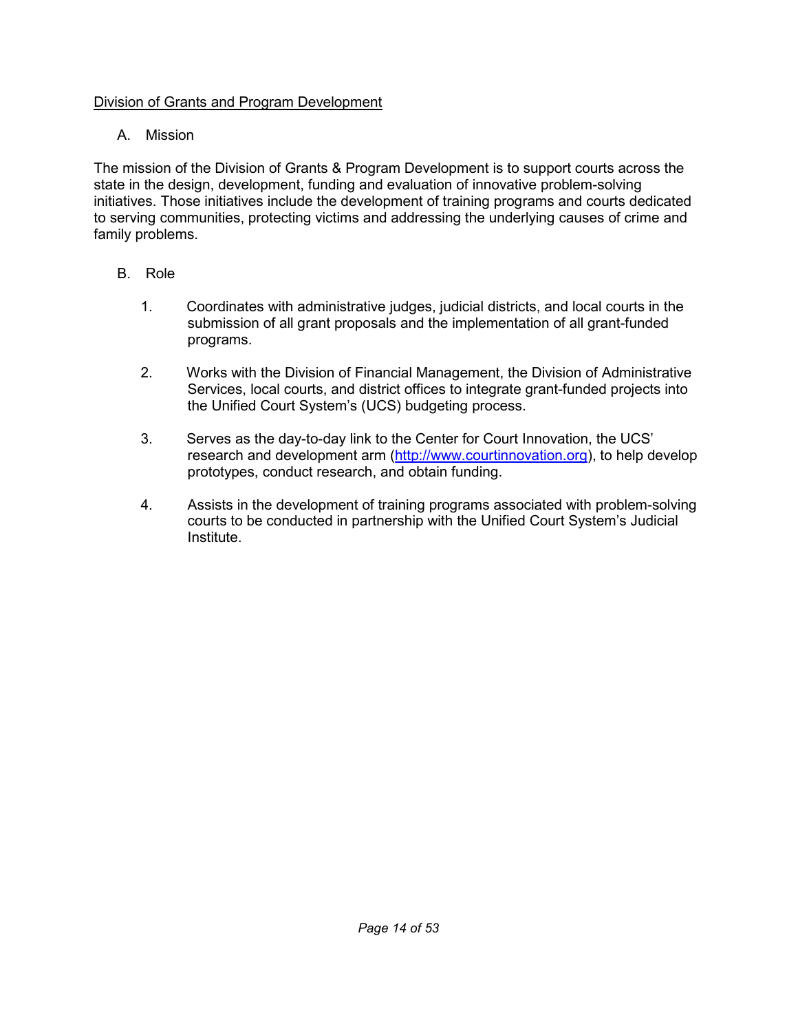<u>Division of Grants and Program Development</u>

A. Mission

The mission of the Division of Grants & Program Development is to support courts across the state in the design, development, funding and evaluation of innovative problem-solving initiatives. Those initiatives include the development of training programs and courts dedicated to serving communities, protecting victims and addressing the underlying causes of crime and family problems.

B. Role

1. Coordinates with administrative judges, judicial districts, and local courts in the submission of all grant proposals and the implementation of all grant-funded programs.

2. Works with the Division of Financial Management, the Division of Administrative Services, local courts, and district offices to integrate grant-funded projects into the Unified Court System's (UCS) budgeting process.

3. Serves as the day-to-day link to the Center for Court Innovation, the UCS' research and development arm ([http://www.courtinnovation.org](http://www.courtinnovation.org)), to help develop prototypes, conduct research, and obtain funding.

4. Assists in the development of training programs associated with problem-solving courts to be conducted in partnership with the Unified Court System's Judicial Institute.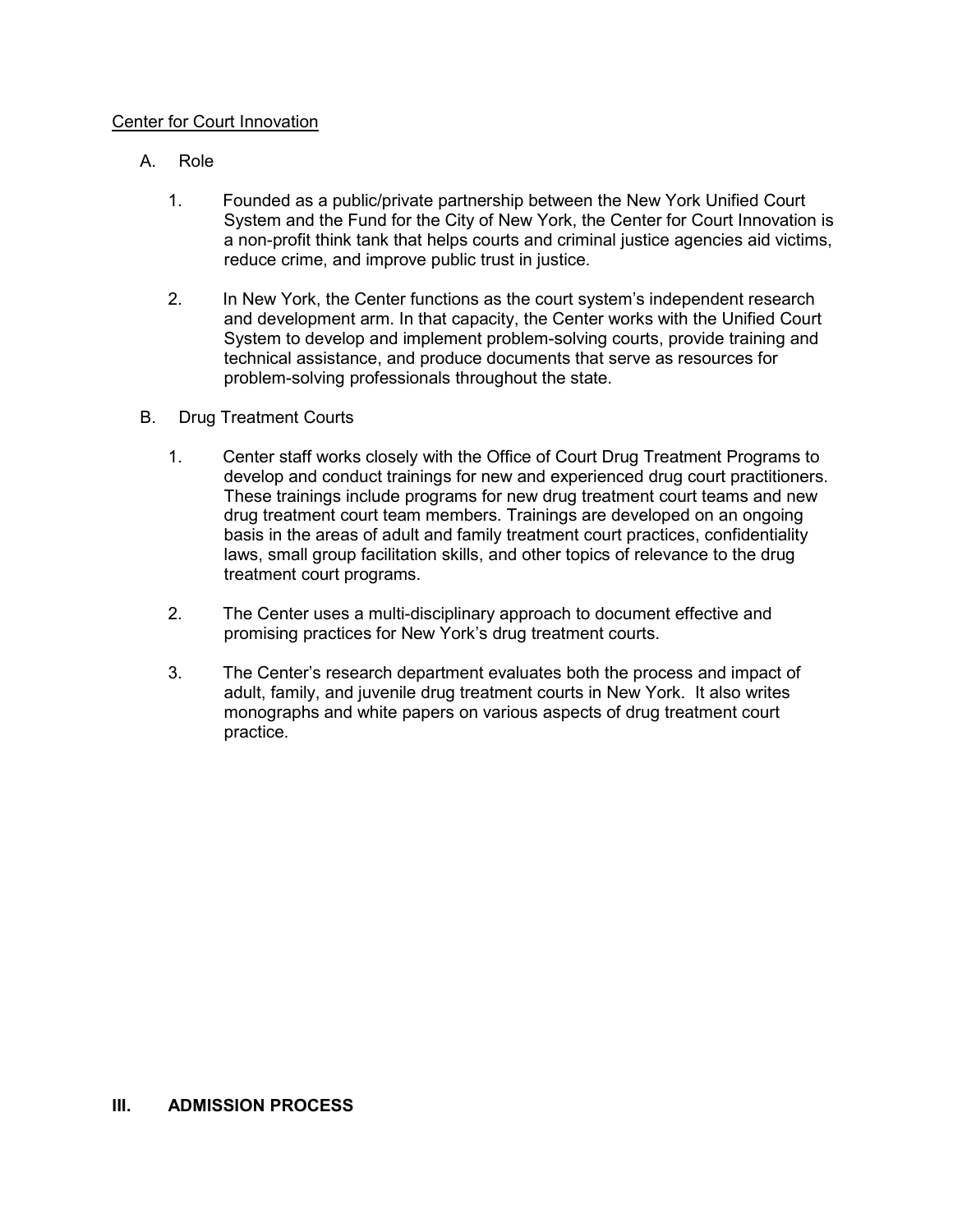<u>Center for Court Innovation</u>

A. Role

1. Founded as a public/private partnership between the New York Unified Court System and the Fund for the City of New York, the Center for Court Innovation is a non-profit think tank that helps courts and criminal justice agencies aid victims, reduce crime, and improve public trust in justice.

2. In New York, the Center functions as the court system's independent research and development arm. In that capacity, the Center works with the Unified Court System to develop and implement problem-solving courts, provide training and technical assistance, and produce documents that serve as resources for problem-solving professionals throughout the state.

B. Drug Treatment Courts

1. Center staff works closely with the Office of Court Drug Treatment Programs to develop and conduct trainings for new and experienced drug court practitioners. These trainings include programs for new drug treatment court teams and new drug treatment court team members. Trainings are developed on an ongoing basis in the areas of adult and family treatment court practices, confidentiality laws, small group facilitation skills, and other topics of relevance to the drug treatment court programs.

2. The Center uses a multi-disciplinary approach to document effective and promising practices for New York's drug treatment courts.

3. The Center's research department evaluates both the process and impact of adult, family, and juvenile drug treatment courts in New York. It also writes monographs and white papers on various aspects of drug treatment court practice.

## III. ADMISSION PROCESS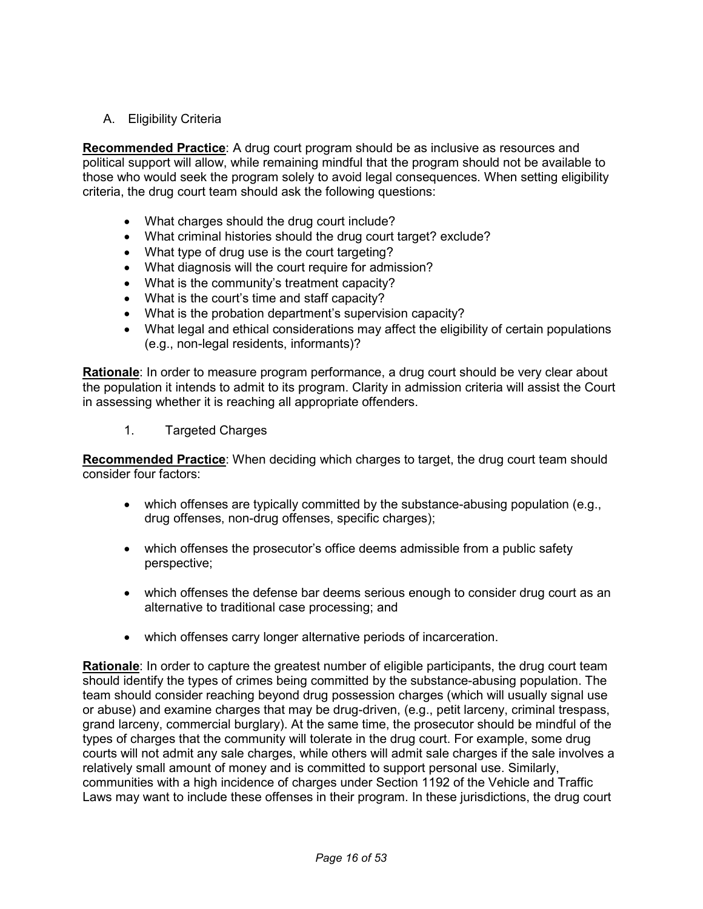## A. Eligibility Criteria

**Recommended Practice**: A drug court program should be as inclusive as resources and political support will allow, while remaining mindful that the program should not be available to those who would seek the program solely to avoid legal consequences. When setting eligibility criteria, the drug court team should ask the following questions:

- What charges should the drug court include?
- What criminal histories should the drug court target? exclude?
- What type of drug use is the court targeting?
- What diagnosis will the court require for admission?
- What is the community's treatment capacity?
- What is the court's time and staff capacity?
- What is the probation department's supervision capacity?
- What legal and ethical considerations may affect the eligibility of certain populations (e.g., non-legal residents, informants)?

**Rationale**: In order to measure program performance, a drug court should be very clear about the population it intends to admit to its program. Clarity in admission criteria will assist the Court in assessing whether it is reaching all appropriate offenders.

### 1. Targeted Charges

**Recommended Practice**: When deciding which charges to target, the drug court team should consider four factors:

- which offenses are typically committed by the substance-abusing population (e.g., drug offenses, non-drug offenses, specific charges);
- which offenses the prosecutor's office deems admissible from a public safety perspective;
- which offenses the defense bar deems serious enough to consider drug court as an alternative to traditional case processing; and
- which offenses carry longer alternative periods of incarceration.

**Rationale**: In order to capture the greatest number of eligible participants, the drug court team should identify the types of crimes being committed by the substance-abusing population. The team should consider reaching beyond drug possession charges (which will usually signal use or abuse) and examine charges that may be drug-driven, (e.g., petit larceny, criminal trespass, grand larceny, commercial burglary). At the same time, the prosecutor should be mindful of the types of charges that the community will tolerate in the drug court. For example, some drug courts will not admit any sale charges, while others will admit sale charges if the sale involves a relatively small amount of money and is committed to support personal use. Similarly, communities with a high incidence of charges under Section 1192 of the Vehicle and Traffic Laws may want to include these offenses in their program. In these jurisdictions, the drug court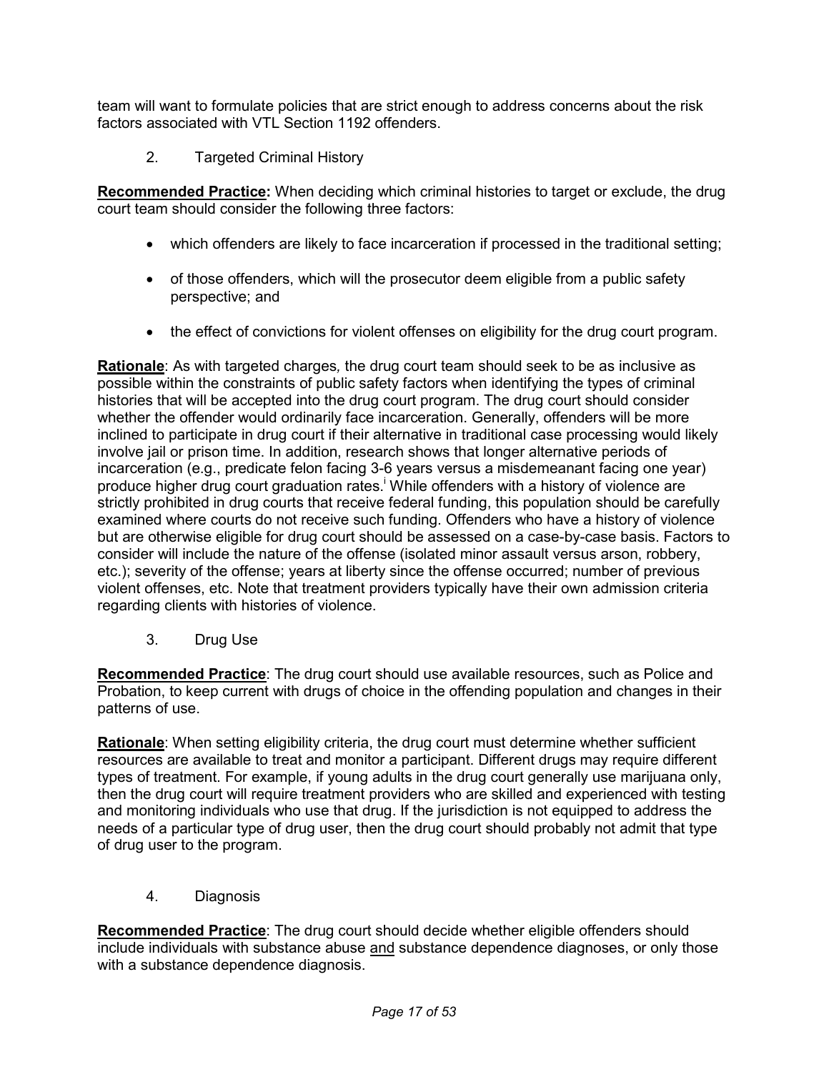team will want to formulate policies that are strict enough to address concerns about the risk factors associated with VTL Section 1192 offenders.

2. Targeted Criminal History

**Recommended Practice:** When deciding which criminal histories to target or exclude, the drug court team should consider the following three factors:

- which offenders are likely to face incarceration if processed in the traditional setting;
- of those offenders, which will the prosecutor deem eligible from a public safety perspective; and
- the effect of convictions for violent offenses on eligibility for the drug court program.

**Rationale**: As with targeted charges, the drug court team should seek to be as inclusive as possible within the constraints of public safety factors when identifying the types of criminal histories that will be accepted into the drug court program. The drug court should consider whether the offender would ordinarily face incarceration. Generally, offenders will be more inclined to participate in drug court if their alternative in traditional case processing would likely involve jail or prison time. In addition, research shows that longer alternative periods of incarceration (e.g., predicate felon facing 3-6 years versus a misdemeanant facing one year) produce higher drug court graduation rates.[i] While offenders with a history of violence are strictly prohibited in drug courts that receive federal funding, this population should be carefully examined where courts do not receive such funding. Offenders who have a history of violence but are otherwise eligible for drug court should be assessed on a case-by-case basis. Factors to consider will include the nature of the offense (isolated minor assault versus arson, robbery, etc.); severity of the offense; years at liberty since the offense occurred; number of previous violent offenses, etc. Note that treatment providers typically have their own admission criteria regarding clients with histories of violence.

3. Drug Use

**Recommended Practice**: The drug court should use available resources, such as Police and Probation, to keep current with drugs of choice in the offending population and changes in their patterns of use.

**Rationale**: When setting eligibility criteria, the drug court must determine whether sufficient resources are available to treat and monitor a participant. Different drugs may require different types of treatment. For example, if young adults in the drug court generally use marijuana only, then the drug court will require treatment providers who are skilled and experienced with testing and monitoring individuals who use that drug. If the jurisdiction is not equipped to address the needs of a particular type of drug user, then the drug court should probably not admit that type of drug user to the program.

4. Diagnosis

**Recommended Practice**: The drug court should decide whether eligible offenders should include individuals with substance abuse and substance dependence diagnoses, or only those with a substance dependence diagnosis.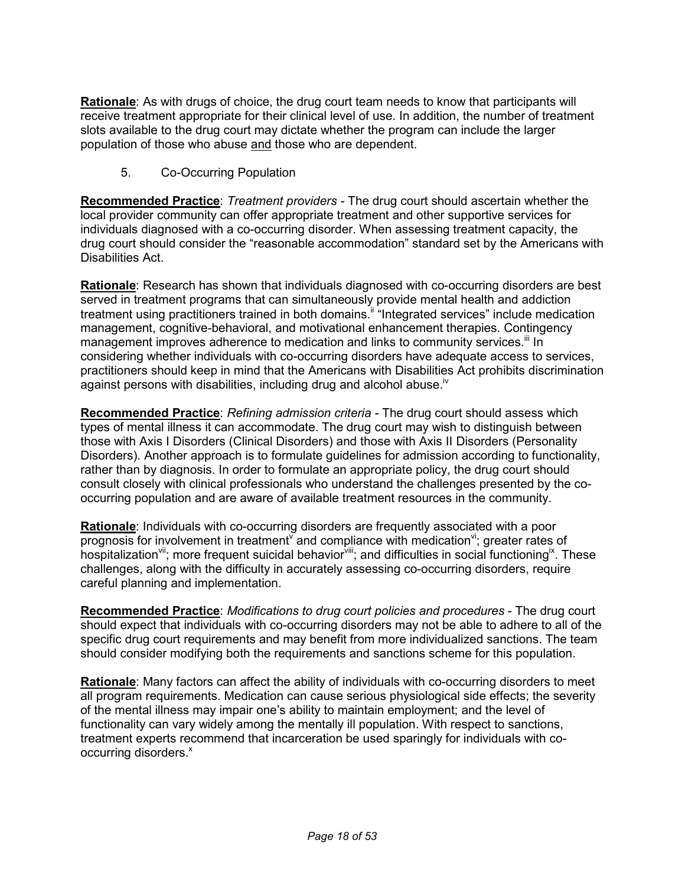**Rationale**: As with drugs of choice, the drug court team needs to know that participants will receive treatment appropriate for their clinical level of use. In addition, the number of treatment slots available to the drug court may dictate whether the program can include the larger population of those who abuse and those who are dependent.

5. Co-Occurring Population

**Recommended Practice**: *Treatment providers* - The drug court should ascertain whether the local provider community can offer appropriate treatment and other supportive services for individuals diagnosed with a co-occurring disorder. When assessing treatment capacity, the drug court should consider the "reasonable accommodation" standard set by the Americans with Disabilities Act.

**Rationale**: Research has shown that individuals diagnosed with co-occurring disorders are best served in treatment programs that can simultaneously provide mental health and addiction treatment using practitioners trained in both domains.[ii] "Integrated services" include medication management, cognitive-behavioral, and motivational enhancement therapies. Contingency management improves adherence to medication and links to community services.[iii] In considering whether individuals with co-occurring disorders have adequate access to services, practitioners should keep in mind that the Americans with Disabilities Act prohibits discrimination against persons with disabilities, including drug and alcohol abuse.[iv]

**Recommended Practice**: *Refining admission criteria* - The drug court should assess which types of mental illness it can accommodate. The drug court may wish to distinguish between those with Axis I Disorders (Clinical Disorders) and those with Axis II Disorders (Personality Disorders). Another approach is to formulate guidelines for admission according to functionality, rather than by diagnosis. In order to formulate an appropriate policy, the drug court should consult closely with clinical professionals who understand the challenges presented by the co-occurring population and are aware of available treatment resources in the community.

**Rationale**: Individuals with co-occurring disorders are frequently associated with a poor prognosis for involvement in treatment[v] and compliance with medication[vi]; greater rates of hospitalization[vii]; more frequent suicidal behavior[viii]; and difficulties in social functioning[ix]. These challenges, along with the difficulty in accurately assessing co-occurring disorders, require careful planning and implementation.

**Recommended Practice**: *Modifications to drug court policies and procedures* - The drug court should expect that individuals with co-occurring disorders may not be able to adhere to all of the specific drug court requirements and may benefit from more individualized sanctions. The team should consider modifying both the requirements and sanctions scheme for this population.

**Rationale**: Many factors can affect the ability of individuals with co-occurring disorders to meet all program requirements. Medication can cause serious physiological side effects; the severity of the mental illness may impair one's ability to maintain employment; and the level of functionality can vary widely among the mentally ill population. With respect to sanctions, treatment experts recommend that incarceration be used sparingly for individuals with co-occurring disorders.[x]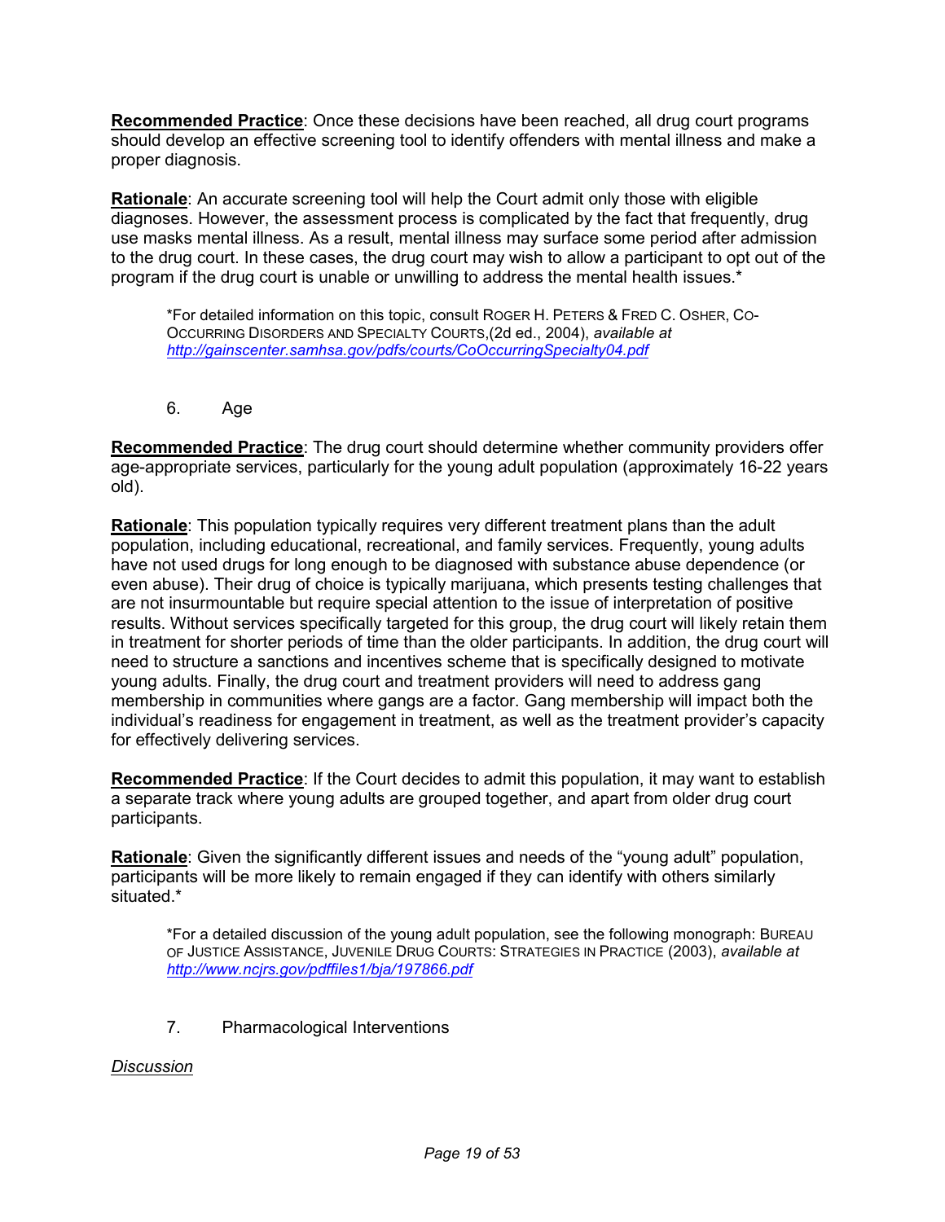**Recommended Practice**: Once these decisions have been reached, all drug court programs should develop an effective screening tool to identify offenders with mental illness and make a proper diagnosis.

**Rationale**: An accurate screening tool will help the Court admit only those with eligible diagnoses. However, the assessment process is complicated by the fact that frequently, drug use masks mental illness. As a result, mental illness may surface some period after admission to the drug court. In these cases, the drug court may wish to allow a participant to opt out of the program if the drug court is unable or unwilling to address the mental health issues.*

> *For detailed information on this topic, consult ROGER H. PETERS & FRED C. OSHER, CO-OCCURRING DISORDERS AND SPECIALTY COURTS,(2d ed., 2004), *available at* http://gainscenter.samhsa.gov/pdfs/courts/CoOccurringSpecialty04.pdf

6. Age

**Recommended Practice**: The drug court should determine whether community providers offer age-appropriate services, particularly for the young adult population (approximately 16-22 years old).

**Rationale**: This population typically requires very different treatment plans than the adult population, including educational, recreational, and family services. Frequently, young adults have not used drugs for long enough to be diagnosed with substance abuse dependence (or even abuse). Their drug of choice is typically marijuana, which presents testing challenges that are not insurmountable but require special attention to the issue of interpretation of positive results. Without services specifically targeted for this group, the drug court will likely retain them in treatment for shorter periods of time than the older participants. In addition, the drug court will need to structure a sanctions and incentives scheme that is specifically designed to motivate young adults. Finally, the drug court and treatment providers will need to address gang membership in communities where gangs are a factor. Gang membership will impact both the individual's readiness for engagement in treatment, as well as the treatment provider's capacity for effectively delivering services.

**Recommended Practice**: If the Court decides to admit this population, it may want to establish a separate track where young adults are grouped together, and apart from older drug court participants.

**Rationale**: Given the significantly different issues and needs of the "young adult" population, participants will be more likely to remain engaged if they can identify with others similarly situated.*

> *For a detailed discussion of the young adult population, see the following monograph: BUREAU OF JUSTICE ASSISTANCE, JUVENILE DRUG COURTS: STRATEGIES IN PRACTICE (2003), *available at* http://www.ncjrs.gov/pdffiles1/bja/197866.pdf

7. Pharmacological Interventions

*Discussion*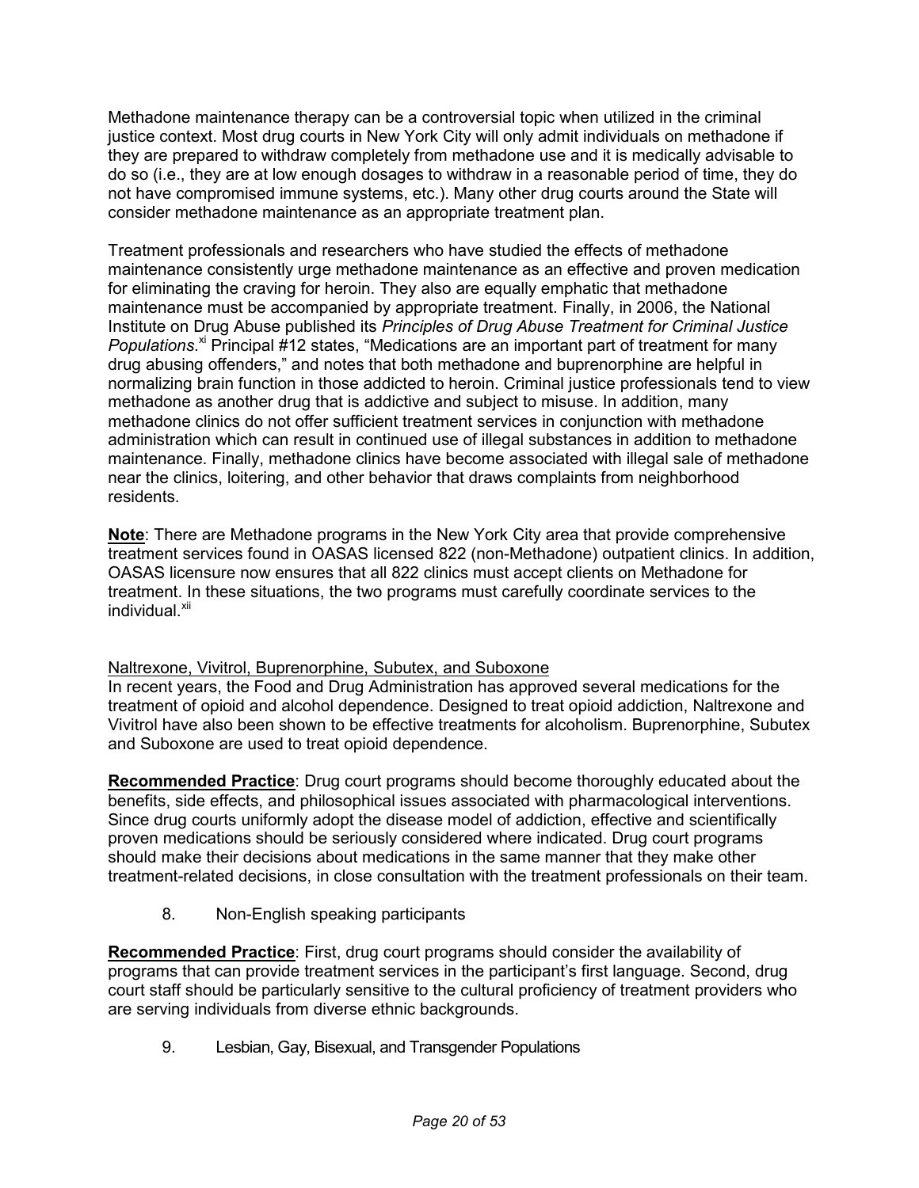Methadone maintenance therapy can be a controversial topic when utilized in the criminal justice context. Most drug courts in New York City will only admit individuals on methadone if they are prepared to withdraw completely from methadone use and it is medically advisable to do so (i.e., they are at low enough dosages to withdraw in a reasonable period of time, they do not have compromised immune systems, etc.). Many other drug courts around the State will consider methadone maintenance as an appropriate treatment plan.

Treatment professionals and researchers who have studied the effects of methadone maintenance consistently urge methadone maintenance as an effective and proven medication for eliminating the craving for heroin. They also are equally emphatic that methadone maintenance must be accompanied by appropriate treatment. Finally, in 2006, the National Institute on Drug Abuse published its *Principles of Drug Abuse Treatment for Criminal Justice Populations*.[xi] Principal #12 states, "Medications are an important part of treatment for many drug abusing offenders," and notes that both methadone and buprenorphine are helpful in normalizing brain function in those addicted to heroin. Criminal justice professionals tend to view methadone as another drug that is addictive and subject to misuse. In addition, many methadone clinics do not offer sufficient treatment services in conjunction with methadone administration which can result in continued use of illegal substances in addition to methadone maintenance. Finally, methadone clinics have become associated with illegal sale of methadone near the clinics, loitering, and other behavior that draws complaints from neighborhood residents.

**Note**: There are Methadone programs in the New York City area that provide comprehensive treatment services found in OASAS licensed 822 (non-Methadone) outpatient clinics. In addition, OASAS licensure now ensures that all 822 clinics must accept clients on Methadone for treatment. In these situations, the two programs must carefully coordinate services to the individual.[xii]

Naltrexone, Vivitrol, Buprenorphine, Subutex, and Suboxone

In recent years, the Food and Drug Administration has approved several medications for the treatment of opioid and alcohol dependence. Designed to treat opioid addiction, Naltrexone and Vivitrol have also been shown to be effective treatments for alcoholism. Buprenorphine, Subutex and Suboxone are used to treat opioid dependence.

**Recommended Practice**: Drug court programs should become thoroughly educated about the benefits, side effects, and philosophical issues associated with pharmacological interventions. Since drug courts uniformly adopt the disease model of addiction, effective and scientifically proven medications should be seriously considered where indicated. Drug court programs should make their decisions about medications in the same manner that they make other treatment-related decisions, in close consultation with the treatment professionals on their team.

8. Non-English speaking participants

**Recommended Practice**: First, drug court programs should consider the availability of programs that can provide treatment services in the participant's first language. Second, drug court staff should be particularly sensitive to the cultural proficiency of treatment providers who are serving individuals from diverse ethnic backgrounds.

9. Lesbian, Gay, Bisexual, and Transgender Populations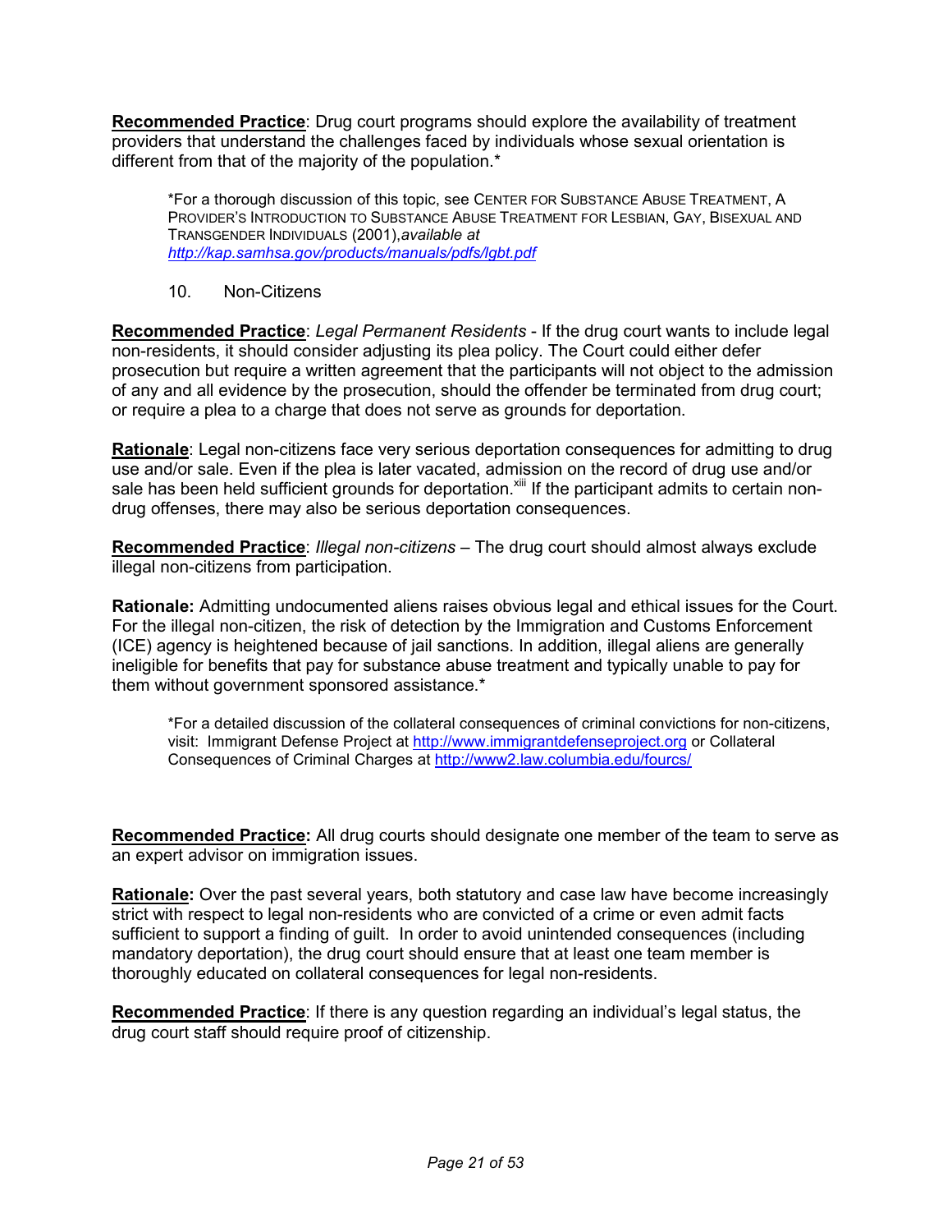**Recommended Practice**: Drug court programs should explore the availability of treatment providers that understand the challenges faced by individuals whose sexual orientation is different from that of the majority of the population.*

> *For a thorough discussion of this topic, see CENTER FOR SUBSTANCE ABUSE TREATMENT, A PROVIDER'S INTRODUCTION TO SUBSTANCE ABUSE TREATMENT FOR LESBIAN, GAY, BISEXUAL AND TRANSGENDER INDIVIDUALS (2001), *available at* *http://kap.samhsa.gov/products/manuals/pdfs/lgbt.pdf*

10. Non-Citizens

**Recommended Practice**: *Legal Permanent Residents* - If the drug court wants to include legal non-residents, it should consider adjusting its plea policy. The Court could either defer prosecution but require a written agreement that the participants will not object to the admission of any and all evidence by the prosecution, should the offender be terminated from drug court; or require a plea to a charge that does not serve as grounds for deportation.

**Rationale**: Legal non-citizens face very serious deportation consequences for admitting to drug use and/or sale. Even if the plea is later vacated, admission on the record of drug use and/or sale has been held sufficient grounds for deportation.[xiii] If the participant admits to certain non-drug offenses, there may also be serious deportation consequences.

**Recommended Practice**: *Illegal non-citizens* – The drug court should almost always exclude illegal non-citizens from participation.

**Rationale:** Admitting undocumented aliens raises obvious legal and ethical issues for the Court. For the illegal non-citizen, the risk of detection by the Immigration and Customs Enforcement (ICE) agency is heightened because of jail sanctions. In addition, illegal aliens are generally ineligible for benefits that pay for substance abuse treatment and typically unable to pay for them without government sponsored assistance.*

> *For a detailed discussion of the collateral consequences of criminal convictions for non-citizens, visit: Immigrant Defense Project at http://www.immigrantdefenseproject.org or Collateral Consequences of Criminal Charges at http://www2.law.columbia.edu/fourcs/

**Recommended Practice:** All drug courts should designate one member of the team to serve as an expert advisor on immigration issues.

**Rationale:** Over the past several years, both statutory and case law have become increasingly strict with respect to legal non-residents who are convicted of a crime or even admit facts sufficient to support a finding of guilt. In order to avoid unintended consequences (including mandatory deportation), the drug court should ensure that at least one team member is thoroughly educated on collateral consequences for legal non-residents.

**Recommended Practice**: If there is any question regarding an individual's legal status, the drug court staff should require proof of citizenship.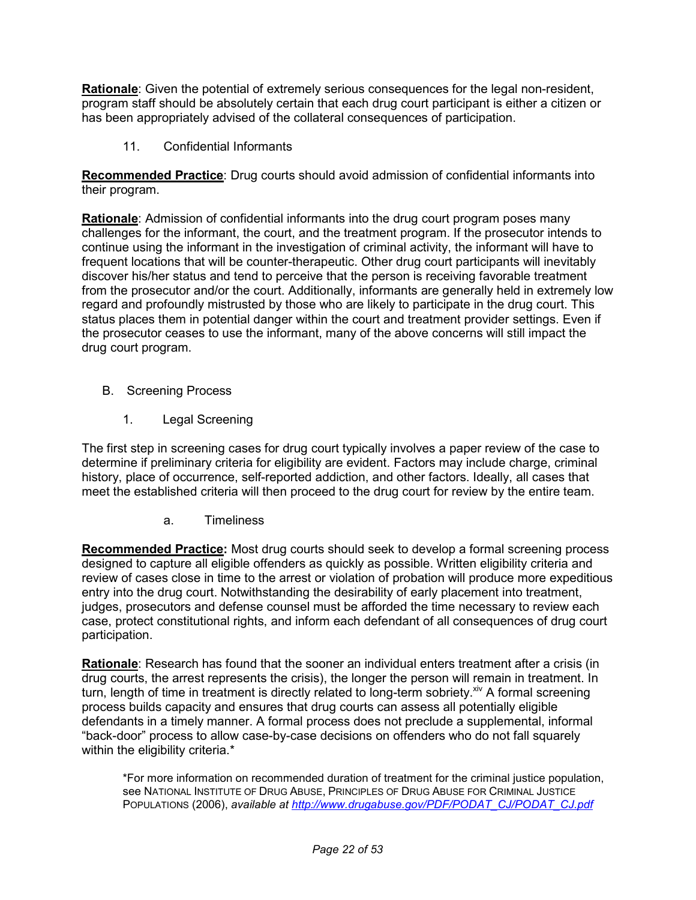**Rationale**: Given the potential of extremely serious consequences for the legal non-resident, program staff should be absolutely certain that each drug court participant is either a citizen or has been appropriately advised of the collateral consequences of participation.

#### 11. Confidential Informants

**Recommended Practice**: Drug courts should avoid admission of confidential informants into their program.

**Rationale**: Admission of confidential informants into the drug court program poses many challenges for the informant, the court, and the treatment program. If the prosecutor intends to continue using the informant in the investigation of criminal activity, the informant will have to frequent locations that will be counter-therapeutic. Other drug court participants will inevitably discover his/her status and tend to perceive that the person is receiving favorable treatment from the prosecutor and/or the court. Additionally, informants are generally held in extremely low regard and profoundly mistrusted by those who are likely to participate in the drug court. This status places them in potential danger within the court and treatment provider settings. Even if the prosecutor ceases to use the informant, many of the above concerns will still impact the drug court program.

## B. Screening Process

### 1. Legal Screening

The first step in screening cases for drug court typically involves a paper review of the case to determine if preliminary criteria for eligibility are evident. Factors may include charge, criminal history, place of occurrence, self-reported addiction, and other factors. Ideally, all cases that meet the established criteria will then proceed to the drug court for review by the entire team.

#### a. Timeliness

**Recommended Practice:** Most drug courts should seek to develop a formal screening process designed to capture all eligible offenders as quickly as possible. Written eligibility criteria and review of cases close in time to the arrest or violation of probation will produce more expeditious entry into the drug court. Notwithstanding the desirability of early placement into treatment, judges, prosecutors and defense counsel must be afforded the time necessary to review each case, protect constitutional rights, and inform each defendant of all consequences of drug court participation.

**Rationale**: Research has found that the sooner an individual enters treatment after a crisis (in drug courts, the arrest represents the crisis), the longer the person will remain in treatment. In turn, length of time in treatment is directly related to long-term sobriety.[xiv] A formal screening process builds capacity and ensures that drug courts can assess all potentially eligible defendants in a timely manner. A formal process does not preclude a supplemental, informal "back-door" process to allow case-by-case decisions on offenders who do not fall squarely within the eligibility criteria.*

*For more information on recommended duration of treatment for the criminal justice population, see NATIONAL INSTITUTE OF DRUG ABUSE, PRINCIPLES OF DRUG ABUSE FOR CRIMINAL JUSTICE POPULATIONS (2006), *available at* http://www.drugabuse.gov/PDF/PODAT_CJ/PODAT_CJ.pdf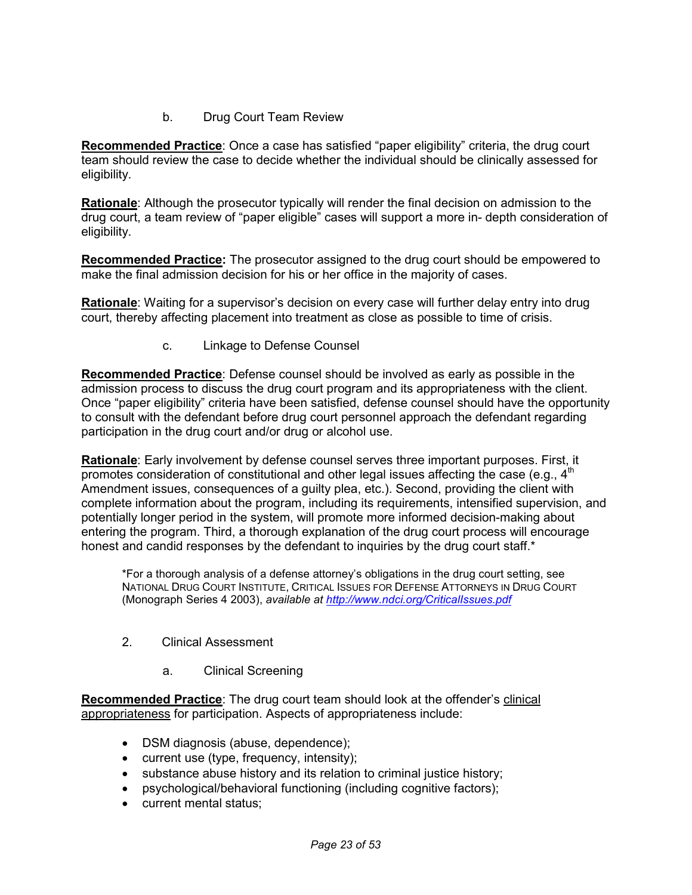b. Drug Court Team Review

**Recommended Practice**: Once a case has satisfied “paper eligibility” criteria, the drug court team should review the case to decide whether the individual should be clinically assessed for eligibility.

**Rationale**: Although the prosecutor typically will render the final decision on admission to the drug court, a team review of “paper eligible” cases will support a more in- depth consideration of eligibility.

**Recommended Practice:** The prosecutor assigned to the drug court should be empowered to make the final admission decision for his or her office in the majority of cases.

**Rationale**: Waiting for a supervisor’s decision on every case will further delay entry into drug court, thereby affecting placement into treatment as close as possible to time of crisis.

c. Linkage to Defense Counsel

**Recommended Practice**: Defense counsel should be involved as early as possible in the admission process to discuss the drug court program and its appropriateness with the client. Once “paper eligibility” criteria have been satisfied, defense counsel should have the opportunity to consult with the defendant before drug court personnel approach the defendant regarding participation in the drug court and/or drug or alcohol use.

**Rationale**: Early involvement by defense counsel serves three important purposes. First, it promotes consideration of constitutional and other legal issues affecting the case (e.g., 4th Amendment issues, consequences of a guilty plea, etc.). Second, providing the client with complete information about the program, including its requirements, intensified supervision, and potentially longer period in the system, will promote more informed decision-making about entering the program. Third, a thorough explanation of the drug court process will encourage honest and candid responses by the defendant to inquiries by the drug court staff.*

*For a thorough analysis of a defense attorney’s obligations in the drug court setting, see NATIONAL DRUG COURT INSTITUTE, CRITICAL ISSUES FOR DEFENSE ATTORNEYS IN DRUG COURT (Monograph Series 4 2003), *available at* http://www.ndci.org/CriticalIssues.pdf

2. Clinical Assessment

a. Clinical Screening

**Recommended Practice**: The drug court team should look at the offender’s clinical appropriateness for participation. Aspects of appropriateness include:

- DSM diagnosis (abuse, dependence);
- current use (type, frequency, intensity);
- substance abuse history and its relation to criminal justice history;
- psychological/behavioral functioning (including cognitive factors);
- current mental status;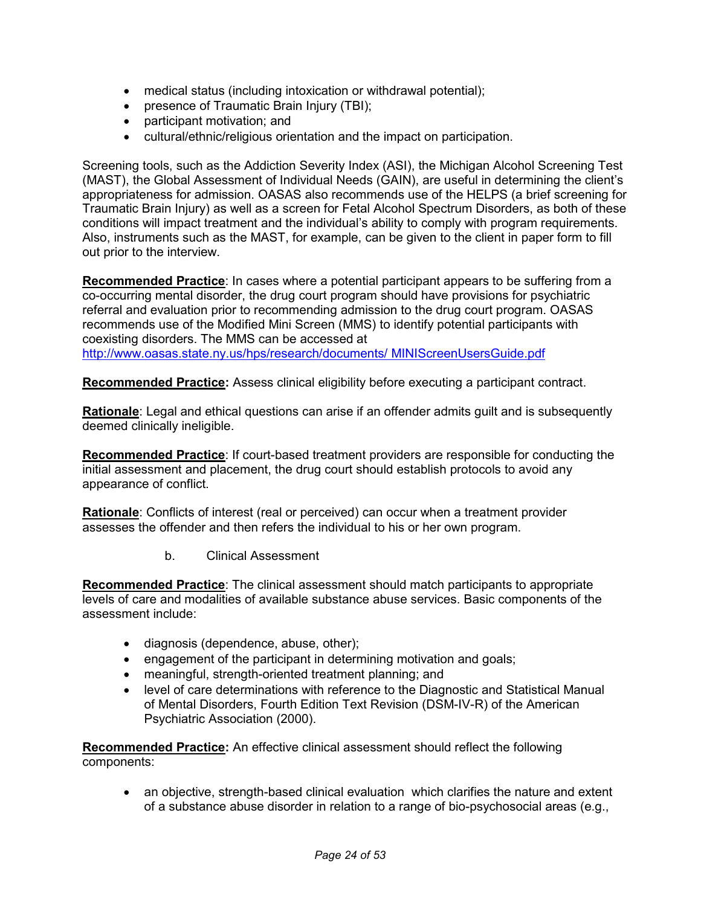- medical status (including intoxication or withdrawal potential);
- presence of Traumatic Brain Injury (TBI);
- participant motivation; and
- cultural/ethnic/religious orientation and the impact on participation.

Screening tools, such as the Addiction Severity Index (ASI), the Michigan Alcohol Screening Test (MAST), the Global Assessment of Individual Needs (GAIN), are useful in determining the client's appropriateness for admission. OASAS also recommends use of the HELPS (a brief screening for Traumatic Brain Injury) as well as a screen for Fetal Alcohol Spectrum Disorders, as both of these conditions will impact treatment and the individual's ability to comply with program requirements. Also, instruments such as the MAST, for example, can be given to the client in paper form to fill out prior to the interview.

**Recommended Practice**: In cases where a potential participant appears to be suffering from a co-occurring mental disorder, the drug court program should have provisions for psychiatric referral and evaluation prior to recommending admission to the drug court program. OASAS recommends use of the Modified Mini Screen (MMS) to identify potential participants with coexisting disorders. The MMS can be accessed at
http://www.oasas.state.ny.us/hps/research/documents/ MINIScreenUsersGuide.pdf

**Recommended Practice:** Assess clinical eligibility before executing a participant contract.

**Rationale**: Legal and ethical questions can arise if an offender admits guilt and is subsequently deemed clinically ineligible.

**Recommended Practice**: If court-based treatment providers are responsible for conducting the initial assessment and placement, the drug court should establish protocols to avoid any appearance of conflict.

**Rationale**: Conflicts of interest (real or perceived) can occur when a treatment provider assesses the offender and then refers the individual to his or her own program.

b. Clinical Assessment

**Recommended Practice**: The clinical assessment should match participants to appropriate levels of care and modalities of available substance abuse services. Basic components of the assessment include:

- diagnosis (dependence, abuse, other);
- engagement of the participant in determining motivation and goals;
- meaningful, strength-oriented treatment planning; and
- level of care determinations with reference to the Diagnostic and Statistical Manual of Mental Disorders, Fourth Edition Text Revision (DSM-IV-R) of the American Psychiatric Association (2000).

**Recommended Practice:** An effective clinical assessment should reflect the following components:

- an objective, strength-based clinical evaluation which clarifies the nature and extent of a substance abuse disorder in relation to a range of bio-psychosocial areas (e.g.,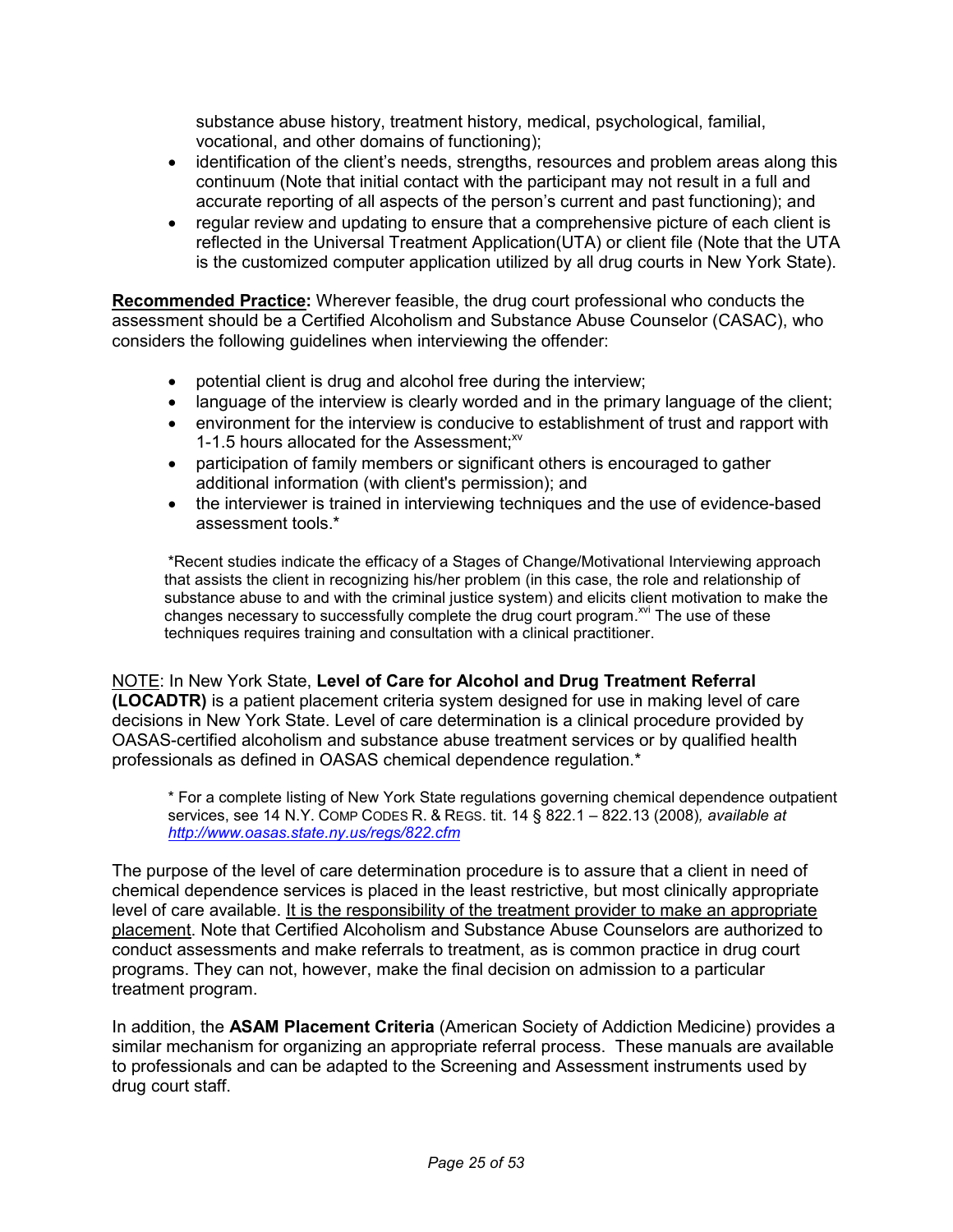substance abuse history, treatment history, medical, psychological, familial, vocational, and other domains of functioning);

- identification of the client's needs, strengths, resources and problem areas along this continuum (Note that initial contact with the participant may not result in a full and accurate reporting of all aspects of the person's current and past functioning); and
- regular review and updating to ensure that a comprehensive picture of each client is reflected in the Universal Treatment Application(UTA) or client file (Note that the UTA is the customized computer application utilized by all drug courts in New York State).

**Recommended Practice:** Wherever feasible, the drug court professional who conducts the assessment should be a Certified Alcoholism and Substance Abuse Counselor (CASAC), who considers the following guidelines when interviewing the offender:

- potential client is drug and alcohol free during the interview;
- language of the interview is clearly worded and in the primary language of the client;
- environment for the interview is conducive to establishment of trust and rapport with 1-1.5 hours allocated for the Assessment;[xv]
- participation of family members or significant others is encouraged to gather additional information (with client's permission); and
- the interviewer is trained in interviewing techniques and the use of evidence-based assessment tools.*

*Recent studies indicate the efficacy of a Stages of Change/Motivational Interviewing approach that assists the client in recognizing his/her problem (in this case, the role and relationship of substance abuse to and with the criminal justice system) and elicits client motivation to make the changes necessary to successfully complete the drug court program.[xvi] The use of these techniques requires training and consultation with a clinical practitioner.

NOTE: In New York State, **Level of Care for Alcohol and Drug Treatment Referral (LOCADTR)** is a patient placement criteria system designed for use in making level of care decisions in New York State. Level of care determination is a clinical procedure provided by OASAS-certified alcoholism and substance abuse treatment services or by qualified health professionals as defined in OASAS chemical dependence regulation.*

\* For a complete listing of New York State regulations governing chemical dependence outpatient services, see 14 N.Y. COMP CODES R. & REGS. tit. 14 § 822.1 – 822.13 (2008), *available at [http://www.oasas.state.ny.us/regs/822.cfm](http://www.oasas.state.ny.us/regs/822.cfm)*

The purpose of the level of care determination procedure is to assure that a client in need of chemical dependence services is placed in the least restrictive, but most clinically appropriate level of care available. It is the responsibility of the treatment provider to make an appropriate placement. Note that Certified Alcoholism and Substance Abuse Counselors are authorized to conduct assessments and make referrals to treatment, as is common practice in drug court programs. They can not, however, make the final decision on admission to a particular treatment program.

In addition, the **ASAM Placement Criteria** (American Society of Addiction Medicine) provides a similar mechanism for organizing an appropriate referral process. These manuals are available to professionals and can be adapted to the Screening and Assessment instruments used by drug court staff.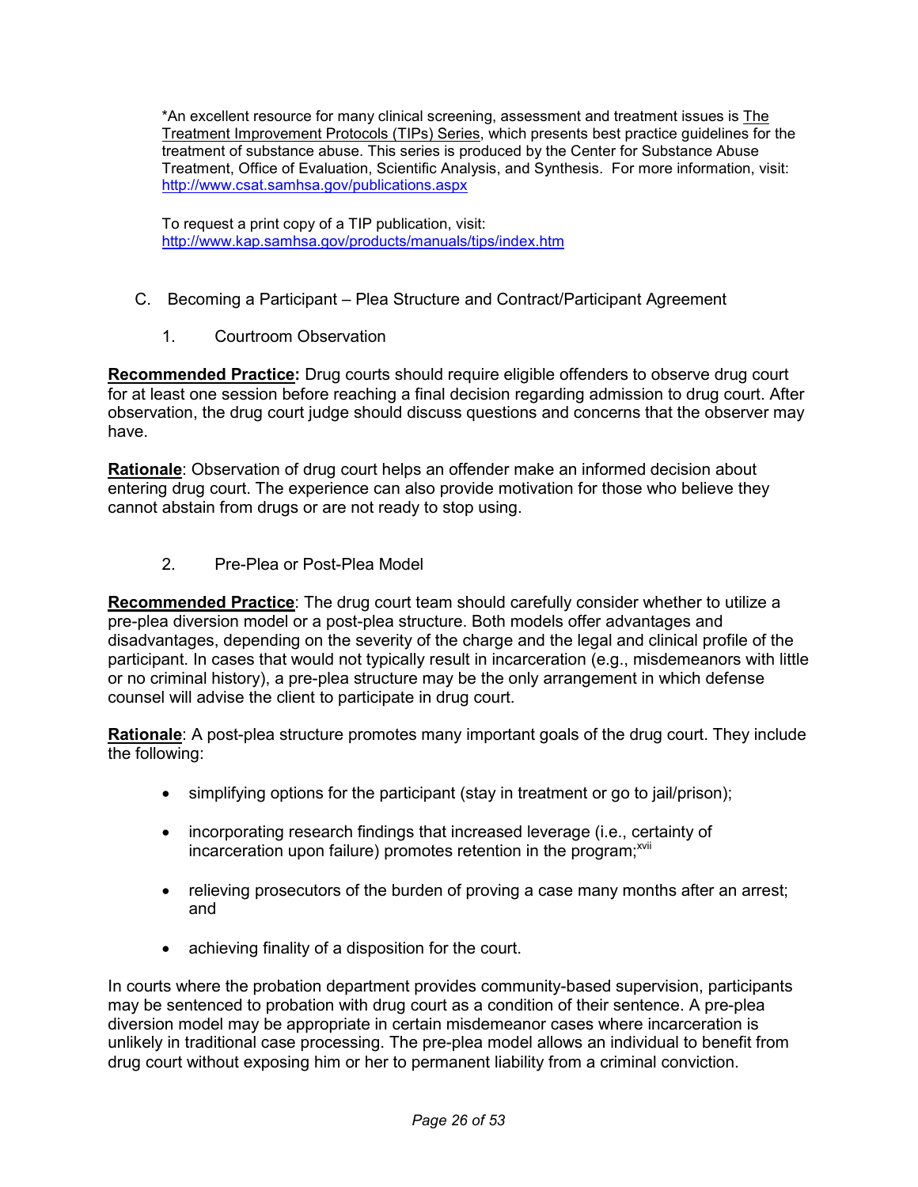*An excellent resource for many clinical screening, assessment and treatment issues is The Treatment Improvement Protocols (TIPs) Series, which presents best practice guidelines for the treatment of substance abuse. This series is produced by the Center for Substance Abuse Treatment, Office of Evaluation, Scientific Analysis, and Synthesis. For more information, visit: http://www.csat.samhsa.gov/publications.aspx

To request a print copy of a TIP publication, visit: http://www.kap.samhsa.gov/products/manuals/tips/index.htm

## C. Becoming a Participant – Plea Structure and Contract/Participant Agreement

### 1. Courtroom Observation

**Recommended Practice:** Drug courts should require eligible offenders to observe drug court for at least one session before reaching a final decision regarding admission to drug court. After observation, the drug court judge should discuss questions and concerns that the observer may have.

**Rationale**: Observation of drug court helps an offender make an informed decision about entering drug court. The experience can also provide motivation for those who believe they cannot abstain from drugs or are not ready to stop using.

### 2. Pre-Plea or Post-Plea Model

**Recommended Practice**: The drug court team should carefully consider whether to utilize a pre-plea diversion model or a post-plea structure. Both models offer advantages and disadvantages, depending on the severity of the charge and the legal and clinical profile of the participant. In cases that would not typically result in incarceration (e.g., misdemeanors with little or no criminal history), a pre-plea structure may be the only arrangement in which defense counsel will advise the client to participate in drug court.

**Rationale**: A post-plea structure promotes many important goals of the drug court. They include the following:

- simplifying options for the participant (stay in treatment or go to jail/prison);
- incorporating research findings that increased leverage (i.e., certainty of incarceration upon failure) promotes retention in the program;[xvii]
- relieving prosecutors of the burden of proving a case many months after an arrest; and
- achieving finality of a disposition for the court.

In courts where the probation department provides community-based supervision, participants may be sentenced to probation with drug court as a condition of their sentence. A pre-plea diversion model may be appropriate in certain misdemeanor cases where incarceration is unlikely in traditional case processing. The pre-plea model allows an individual to benefit from drug court without exposing him or her to permanent liability from a criminal conviction.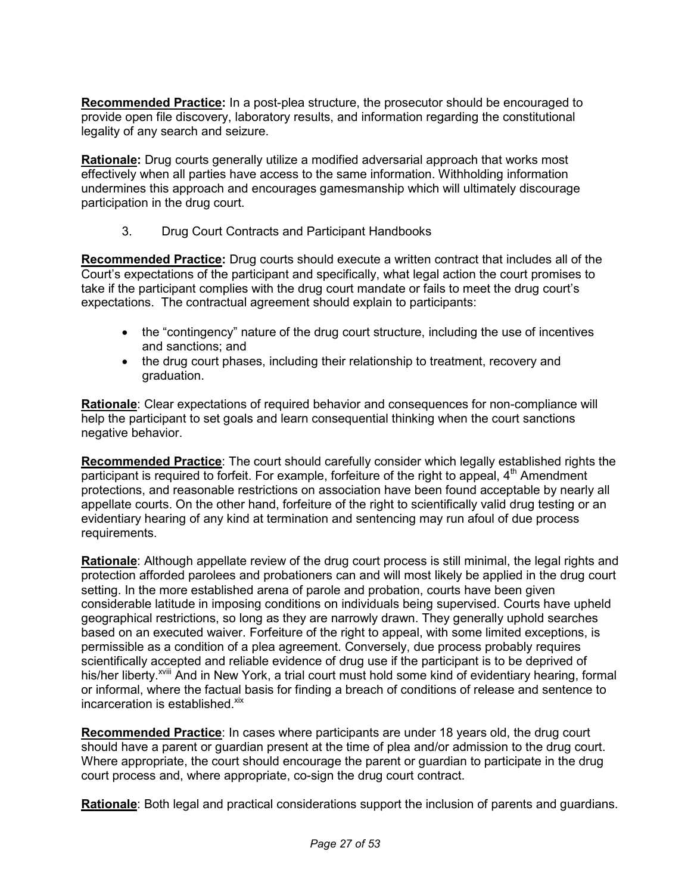**Recommended Practice:** In a post-plea structure, the prosecutor should be encouraged to provide open file discovery, laboratory results, and information regarding the constitutional legality of any search and seizure.

**Rationale:** Drug courts generally utilize a modified adversarial approach that works most effectively when all parties have access to the same information. Withholding information undermines this approach and encourages gamesmanship which will ultimately discourage participation in the drug court.

3. Drug Court Contracts and Participant Handbooks

**Recommended Practice:** Drug courts should execute a written contract that includes all of the Court's expectations of the participant and specifically, what legal action the court promises to take if the participant complies with the drug court mandate or fails to meet the drug court's expectations. The contractual agreement should explain to participants:

- the "contingency" nature of the drug court structure, including the use of incentives and sanctions; and
- the drug court phases, including their relationship to treatment, recovery and graduation.

**Rationale**: Clear expectations of required behavior and consequences for non-compliance will help the participant to set goals and learn consequential thinking when the court sanctions negative behavior.

**Recommended Practice**: The court should carefully consider which legally established rights the participant is required to forfeit. For example, forfeiture of the right to appeal, 4th Amendment protections, and reasonable restrictions on association have been found acceptable by nearly all appellate courts. On the other hand, forfeiture of the right to scientifically valid drug testing or an evidentiary hearing of any kind at termination and sentencing may run afoul of due process requirements.

**Rationale**: Although appellate review of the drug court process is still minimal, the legal rights and protection afforded parolees and probationers can and will most likely be applied in the drug court setting. In the more established arena of parole and probation, courts have been given considerable latitude in imposing conditions on individuals being supervised. Courts have upheld geographical restrictions, so long as they are narrowly drawn. They generally uphold searches based on an executed waiver. Forfeiture of the right to appeal, with some limited exceptions, is permissible as a condition of a plea agreement. Conversely, due process probably requires scientifically accepted and reliable evidence of drug use if the participant is to be deprived of his/her liberty.[xviii] And in New York, a trial court must hold some kind of evidentiary hearing, formal or informal, where the factual basis for finding a breach of conditions of release and sentence to incarceration is established.[xix]

**Recommended Practice**: In cases where participants are under 18 years old, the drug court should have a parent or guardian present at the time of plea and/or admission to the drug court. Where appropriate, the court should encourage the parent or guardian to participate in the drug court process and, where appropriate, co-sign the drug court contract.

**Rationale**: Both legal and practical considerations support the inclusion of parents and guardians.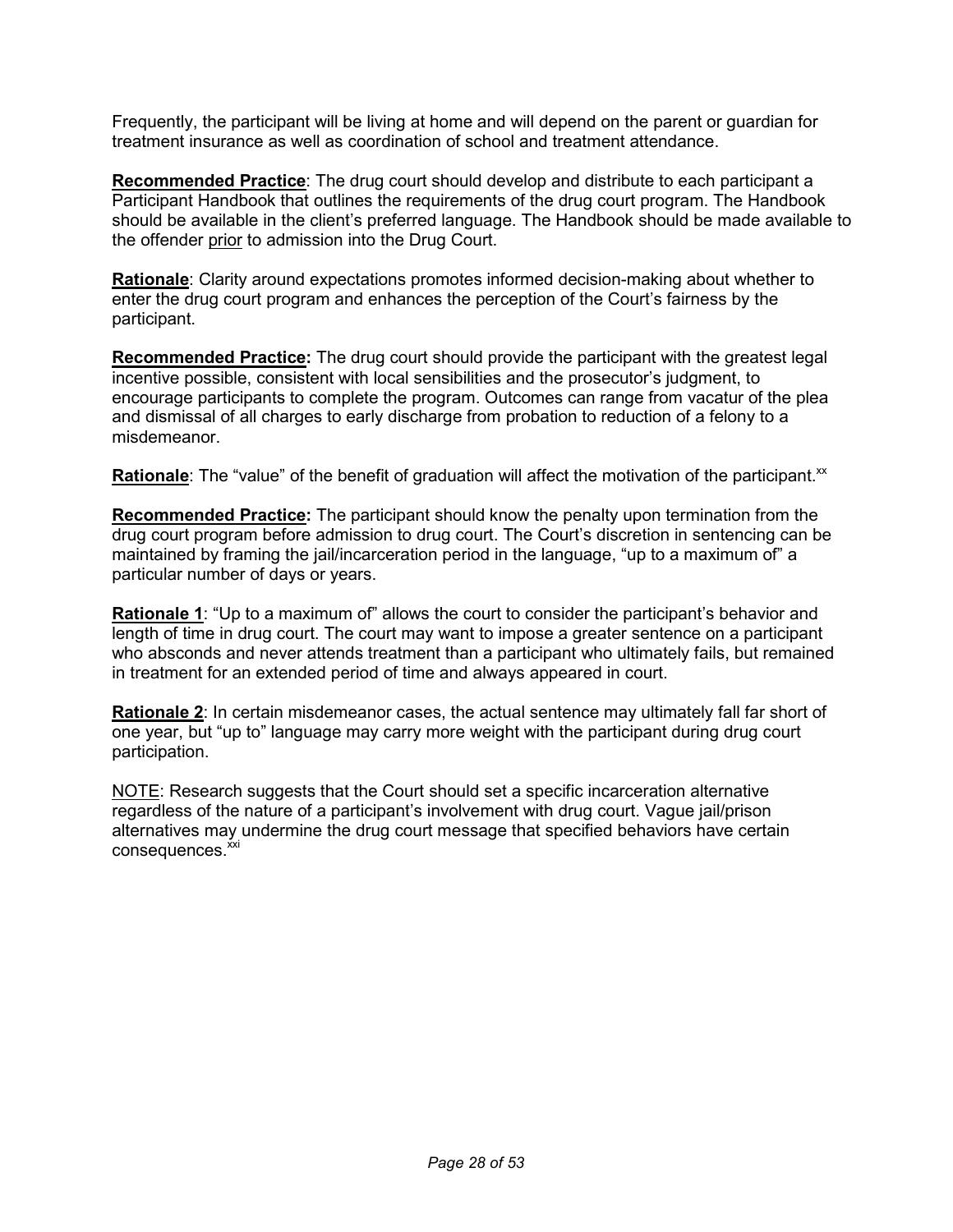Frequently, the participant will be living at home and will depend on the parent or guardian for treatment insurance as well as coordination of school and treatment attendance.

**Recommended Practice**: The drug court should develop and distribute to each participant a Participant Handbook that outlines the requirements of the drug court program. The Handbook should be available in the client's preferred language. The Handbook should be made available to the offender prior to admission into the Drug Court.

**Rationale**: Clarity around expectations promotes informed decision-making about whether to enter the drug court program and enhances the perception of the Court's fairness by the participant.

**Recommended Practice:** The drug court should provide the participant with the greatest legal incentive possible, consistent with local sensibilities and the prosecutor's judgment, to encourage participants to complete the program. Outcomes can range from vacatur of the plea and dismissal of all charges to early discharge from probation to reduction of a felony to a misdemeanor.

**Rationale**: The "value" of the benefit of graduation will affect the motivation of the participant.[xx]

**Recommended Practice:** The participant should know the penalty upon termination from the drug court program before admission to drug court. The Court's discretion in sentencing can be maintained by framing the jail/incarceration period in the language, "up to a maximum of" a particular number of days or years.

**Rationale 1**: "Up to a maximum of" allows the court to consider the participant's behavior and length of time in drug court. The court may want to impose a greater sentence on a participant who absconds and never attends treatment than a participant who ultimately fails, but remained in treatment for an extended period of time and always appeared in court.

**Rationale 2**: In certain misdemeanor cases, the actual sentence may ultimately fall far short of one year, but "up to" language may carry more weight with the participant during drug court participation.

NOTE: Research suggests that the Court should set a specific incarceration alternative regardless of the nature of a participant's involvement with drug court. Vague jail/prison alternatives may undermine the drug court message that specified behaviors have certain consequences.[xxi]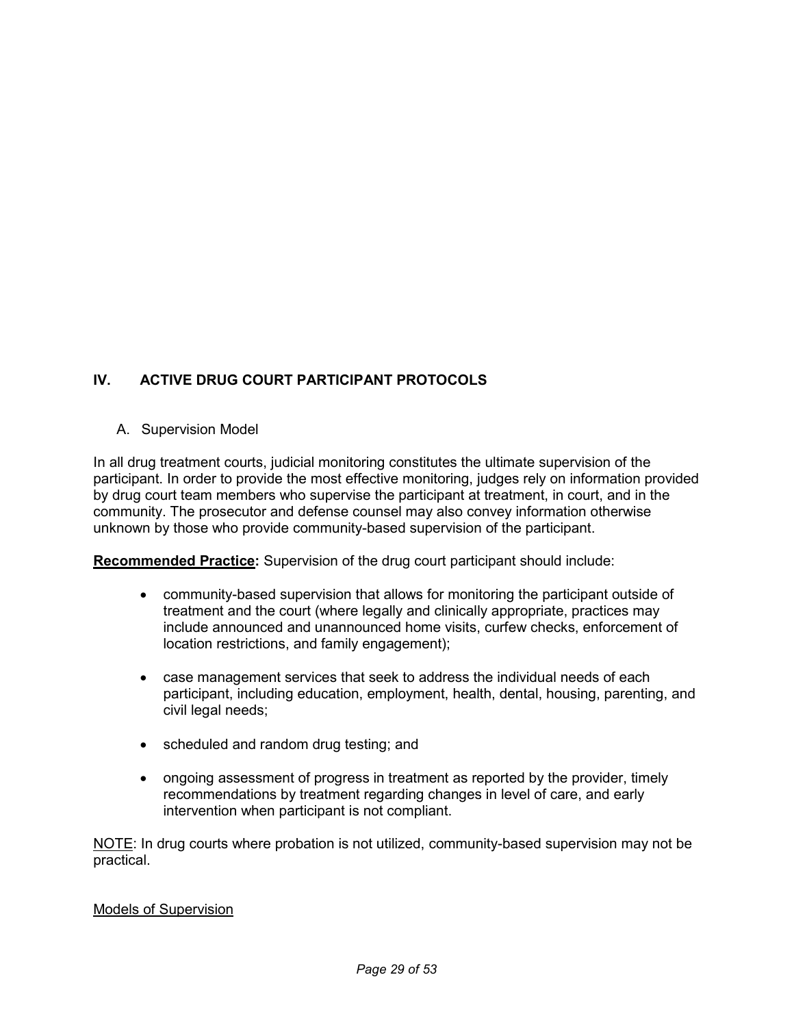## IV. ACTIVE DRUG COURT PARTICIPANT PROTOCOLS

### A. Supervision Model

In all drug treatment courts, judicial monitoring constitutes the ultimate supervision of the participant. In order to provide the most effective monitoring, judges rely on information provided by drug court team members who supervise the participant at treatment, in court, and in the community. The prosecutor and defense counsel may also convey information otherwise unknown by those who provide community-based supervision of the participant.

**Recommended Practice:** Supervision of the drug court participant should include:

- community-based supervision that allows for monitoring the participant outside of treatment and the court (where legally and clinically appropriate, practices may include announced and unannounced home visits, curfew checks, enforcement of location restrictions, and family engagement);
- case management services that seek to address the individual needs of each participant, including education, employment, health, dental, housing, parenting, and civil legal needs;
- scheduled and random drug testing; and
- ongoing assessment of progress in treatment as reported by the provider, timely recommendations by treatment regarding changes in level of care, and early intervention when participant is not compliant.

NOTE: In drug courts where probation is not utilized, community-based supervision may not be practical.

Models of Supervision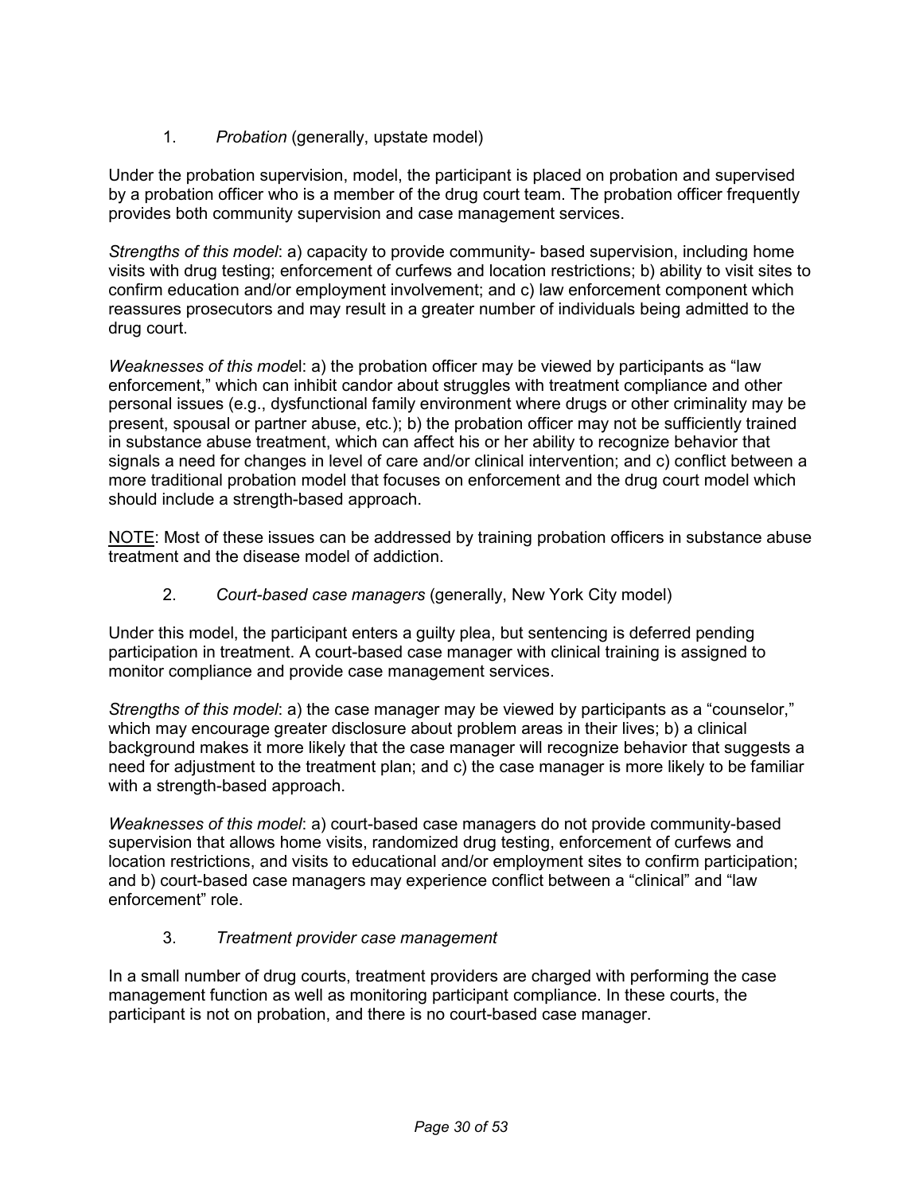1. *Probation* (generally, upstate model)

Under the probation supervision, model, the participant is placed on probation and supervised by a probation officer who is a member of the drug court team. The probation officer frequently provides both community supervision and case management services.

*Strengths of this model*: a) capacity to provide community- based supervision, including home visits with drug testing; enforcement of curfews and location restrictions; b) ability to visit sites to confirm education and/or employment involvement; and c) law enforcement component which reassures prosecutors and may result in a greater number of individuals being admitted to the drug court.

*Weaknesses of this mode*l: a) the probation officer may be viewed by participants as "law enforcement," which can inhibit candor about struggles with treatment compliance and other personal issues (e.g., dysfunctional family environment where drugs or other criminality may be present, spousal or partner abuse, etc.); b) the probation officer may not be sufficiently trained in substance abuse treatment, which can affect his or her ability to recognize behavior that signals a need for changes in level of care and/or clinical intervention; and c) conflict between a more traditional probation model that focuses on enforcement and the drug court model which should include a strength-based approach.

<u>NOTE</u>: Most of these issues can be addressed by training probation officers in substance abuse treatment and the disease model of addiction.

2. *Court-based case managers* (generally, New York City model)

Under this model, the participant enters a guilty plea, but sentencing is deferred pending participation in treatment. A court-based case manager with clinical training is assigned to monitor compliance and provide case management services.

*Strengths of this model*: a) the case manager may be viewed by participants as a "counselor," which may encourage greater disclosure about problem areas in their lives; b) a clinical background makes it more likely that the case manager will recognize behavior that suggests a need for adjustment to the treatment plan; and c) the case manager is more likely to be familiar with a strength-based approach.

*Weaknesses of this model*: a) court-based case managers do not provide community-based supervision that allows home visits, randomized drug testing, enforcement of curfews and location restrictions, and visits to educational and/or employment sites to confirm participation; and b) court-based case managers may experience conflict between a "clinical" and "law enforcement" role.

3. *Treatment provider case management*

In a small number of drug courts, treatment providers are charged with performing the case management function as well as monitoring participant compliance. In these courts, the participant is not on probation, and there is no court-based case manager.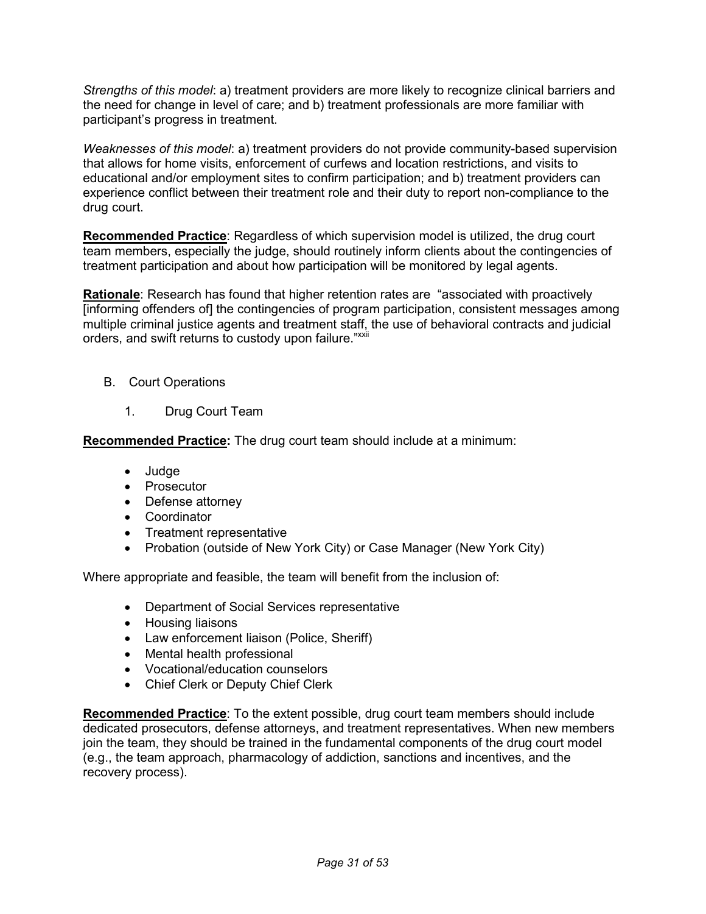*Strengths of this model*: a) treatment providers are more likely to recognize clinical barriers and the need for change in level of care; and b) treatment professionals are more familiar with participant's progress in treatment.

*Weaknesses of this model*: a) treatment providers do not provide community-based supervision that allows for home visits, enforcement of curfews and location restrictions, and visits to educational and/or employment sites to confirm participation; and b) treatment providers can experience conflict between their treatment role and their duty to report non-compliance to the drug court.

**Recommended Practice**: Regardless of which supervision model is utilized, the drug court team members, especially the judge, should routinely inform clients about the contingencies of treatment participation and about how participation will be monitored by legal agents.

**Rationale**: Research has found that higher retention rates are "associated with proactively [informing offenders of] the contingencies of program participation, consistent messages among multiple criminal justice agents and treatment staff, the use of behavioral contracts and judicial orders, and swift returns to custody upon failure."[xxii]

B. Court Operations

1. Drug Court Team

**Recommended Practice:** The drug court team should include at a minimum:

- Judge
- Prosecutor
- Defense attorney
- Coordinator
- Treatment representative
- Probation (outside of New York City) or Case Manager (New York City)

Where appropriate and feasible, the team will benefit from the inclusion of:

- Department of Social Services representative
- Housing liaisons
- Law enforcement liaison (Police, Sheriff)
- Mental health professional
- Vocational/education counselors
- Chief Clerk or Deputy Chief Clerk

**Recommended Practice**: To the extent possible, drug court team members should include dedicated prosecutors, defense attorneys, and treatment representatives. When new members join the team, they should be trained in the fundamental components of the drug court model (e.g., the team approach, pharmacology of addiction, sanctions and incentives, and the recovery process).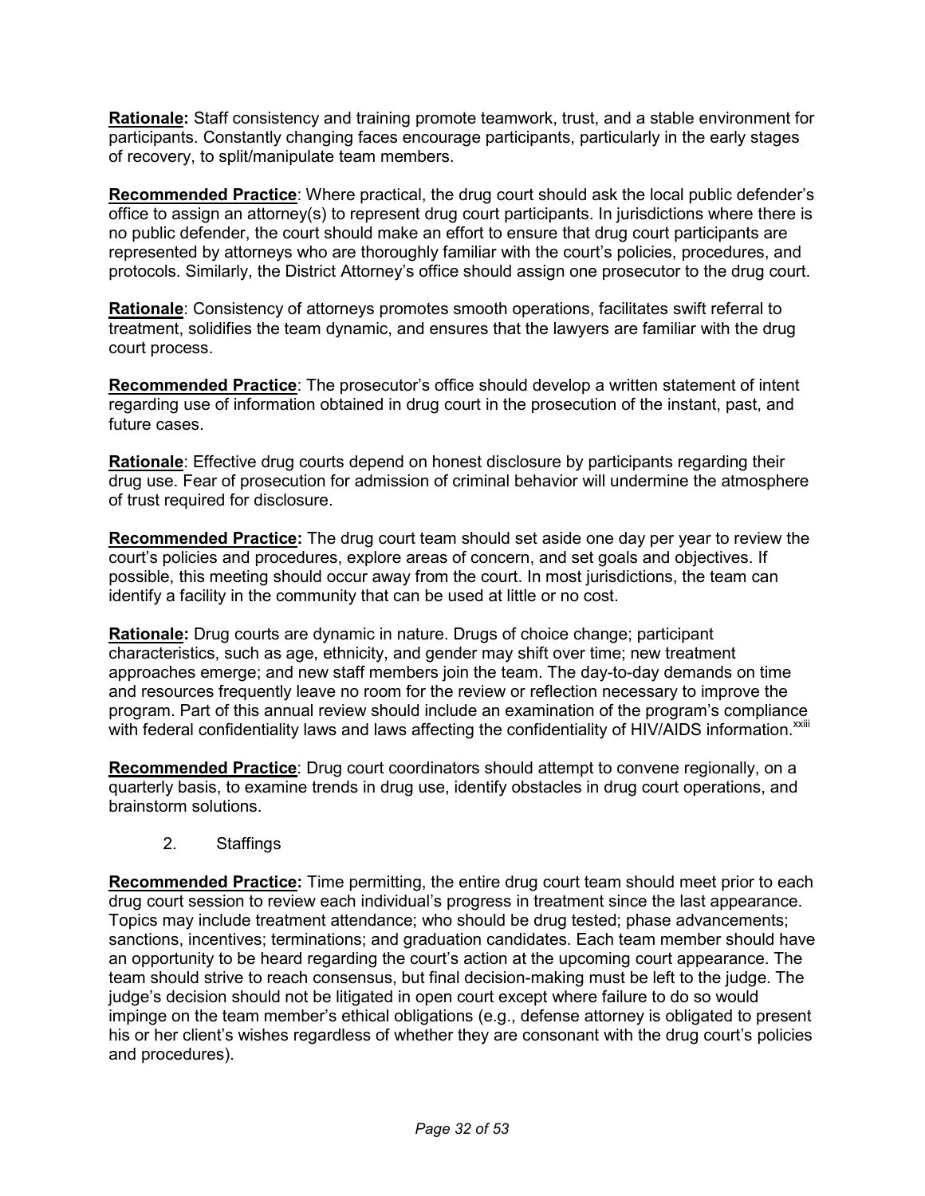**Rationale:** Staff consistency and training promote teamwork, trust, and a stable environment for participants. Constantly changing faces encourage participants, particularly in the early stages of recovery, to split/manipulate team members.

**Recommended Practice**: Where practical, the drug court should ask the local public defender's office to assign an attorney(s) to represent drug court participants. In jurisdictions where there is no public defender, the court should make an effort to ensure that drug court participants are represented by attorneys who are thoroughly familiar with the court's policies, procedures, and protocols. Similarly, the District Attorney's office should assign one prosecutor to the drug court.

**Rationale**: Consistency of attorneys promotes smooth operations, facilitates swift referral to treatment, solidifies the team dynamic, and ensures that the lawyers are familiar with the drug court process.

**Recommended Practice**: The prosecutor's office should develop a written statement of intent regarding use of information obtained in drug court in the prosecution of the instant, past, and future cases.

**Rationale**: Effective drug courts depend on honest disclosure by participants regarding their drug use. Fear of prosecution for admission of criminal behavior will undermine the atmosphere of trust required for disclosure.

**Recommended Practice:** The drug court team should set aside one day per year to review the court's policies and procedures, explore areas of concern, and set goals and objectives. If possible, this meeting should occur away from the court. In most jurisdictions, the team can identify a facility in the community that can be used at little or no cost.

**Rationale:** Drug courts are dynamic in nature. Drugs of choice change; participant characteristics, such as age, ethnicity, and gender may shift over time; new treatment approaches emerge; and new staff members join the team. The day-to-day demands on time and resources frequently leave no room for the review or reflection necessary to improve the program. Part of this annual review should include an examination of the program's compliance with federal confidentiality laws and laws affecting the confidentiality of HIV/AIDS information.[xxiii]

**Recommended Practice**: Drug court coordinators should attempt to convene regionally, on a quarterly basis, to examine trends in drug use, identify obstacles in drug court operations, and brainstorm solutions.

2. Staffings

**Recommended Practice:** Time permitting, the entire drug court team should meet prior to each drug court session to review each individual's progress in treatment since the last appearance. Topics may include treatment attendance; who should be drug tested; phase advancements; sanctions, incentives; terminations; and graduation candidates. Each team member should have an opportunity to be heard regarding the court's action at the upcoming court appearance. The team should strive to reach consensus, but final decision-making must be left to the judge. The judge's decision should not be litigated in open court except where failure to do so would impinge on the team member's ethical obligations (e.g., defense attorney is obligated to present his or her client's wishes regardless of whether they are consonant with the drug court's policies and procedures).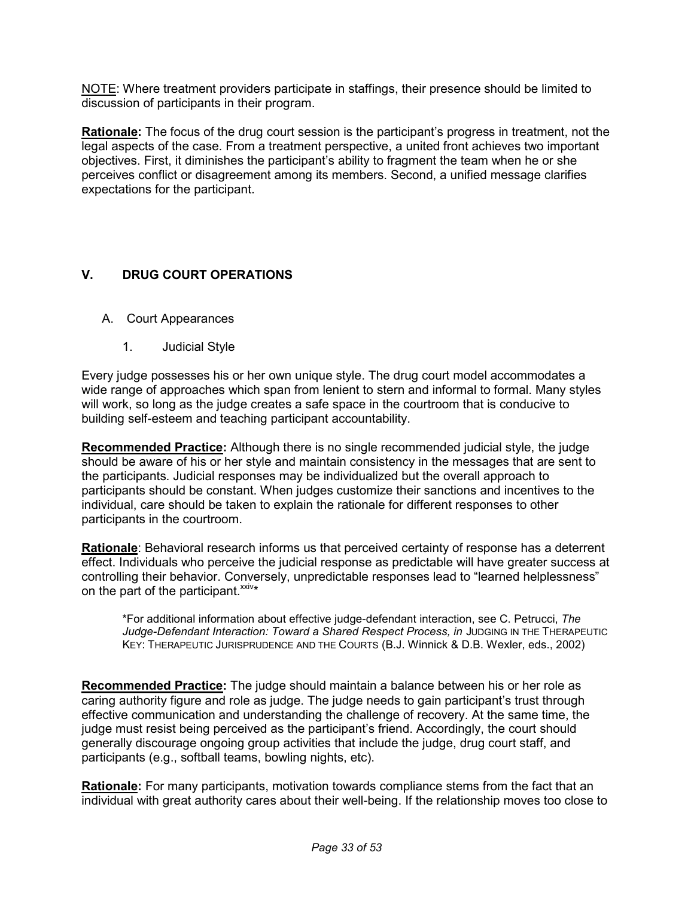NOTE: Where treatment providers participate in staffings, their presence should be limited to discussion of participants in their program.

**Rationale:** The focus of the drug court session is the participant's progress in treatment, not the legal aspects of the case. From a treatment perspective, a united front achieves two important objectives. First, it diminishes the participant's ability to fragment the team when he or she perceives conflict or disagreement among its members. Second, a unified message clarifies expectations for the participant.

## V. DRUG COURT OPERATIONS

### A. Court Appearances

#### 1. Judicial Style

Every judge possesses his or her own unique style. The drug court model accommodates a wide range of approaches which span from lenient to stern and informal to formal. Many styles will work, so long as the judge creates a safe space in the courtroom that is conducive to building self-esteem and teaching participant accountability.

**Recommended Practice:** Although there is no single recommended judicial style, the judge should be aware of his or her style and maintain consistency in the messages that are sent to the participants. Judicial responses may be individualized but the overall approach to participants should be constant. When judges customize their sanctions and incentives to the individual, care should be taken to explain the rationale for different responses to other participants in the courtroom.

**Rationale**: Behavioral research informs us that perceived certainty of response has a deterrent effect. Individuals who perceive the judicial response as predictable will have greater success at controlling their behavior. Conversely, unpredictable responses lead to "learned helplessness" on the part of the participant.[xxiv]*

> *For additional information about effective judge-defendant interaction, see C. Petrucci, *The Judge-Defendant Interaction: Toward a Shared Respect Process, in* JUDGING IN THE THERAPEUTIC KEY: THERAPEUTIC JURISPRUDENCE AND THE COURTS (B.J. Winnick & D.B. Wexler, eds., 2002)

**Recommended Practice:** The judge should maintain a balance between his or her role as caring authority figure and role as judge. The judge needs to gain participant's trust through effective communication and understanding the challenge of recovery. At the same time, the judge must resist being perceived as the participant's friend. Accordingly, the court should generally discourage ongoing group activities that include the judge, drug court staff, and participants (e.g., softball teams, bowling nights, etc).

**Rationale:** For many participants, motivation towards compliance stems from the fact that an individual with great authority cares about their well-being. If the relationship moves too close to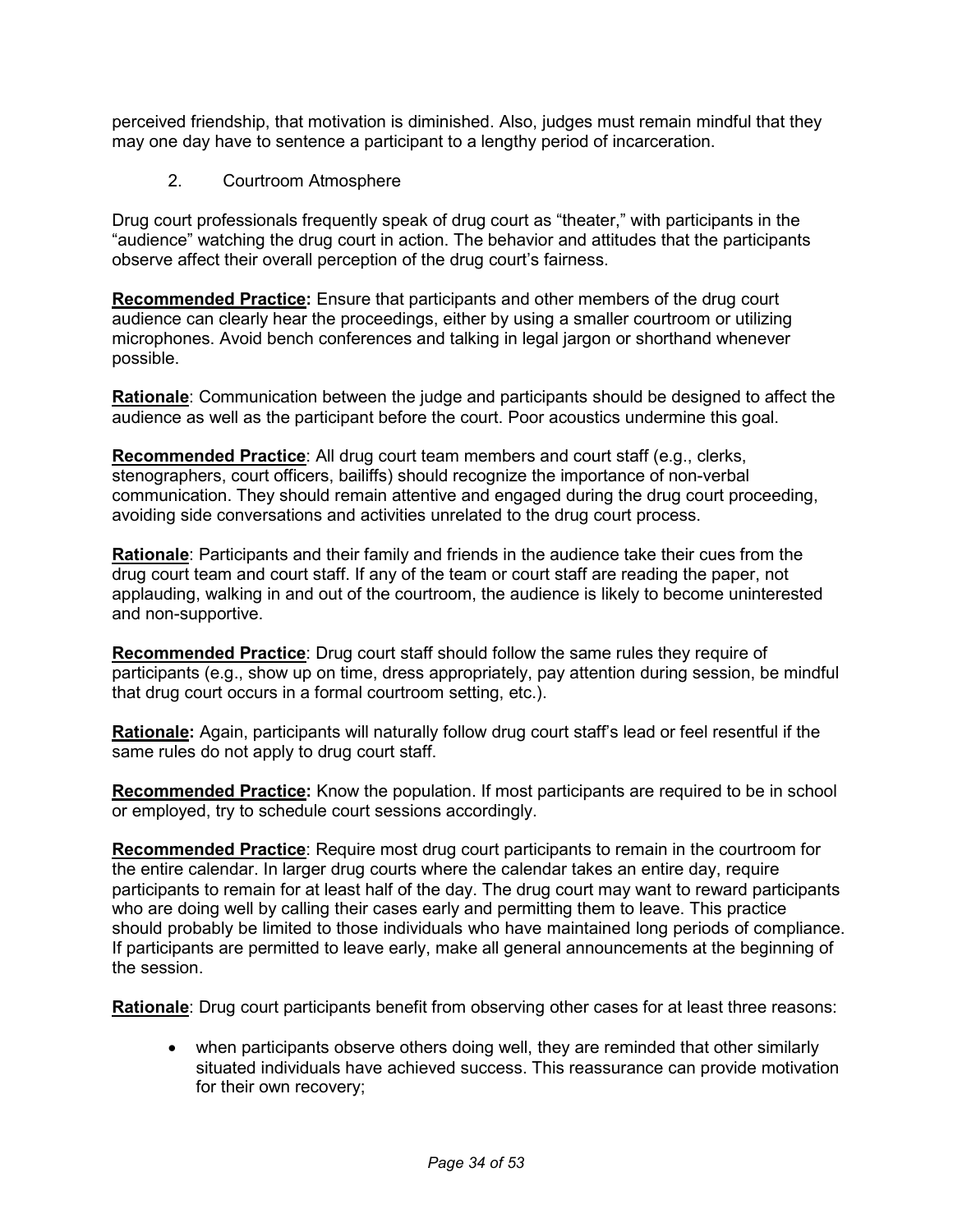perceived friendship, that motivation is diminished. Also, judges must remain mindful that they may one day have to sentence a participant to a lengthy period of incarceration.

### 2. Courtroom Atmosphere

Drug court professionals frequently speak of drug court as "theater," with participants in the "audience" watching the drug court in action. The behavior and attitudes that the participants observe affect their overall perception of the drug court's fairness.

**Recommended Practice:** Ensure that participants and other members of the drug court audience can clearly hear the proceedings, either by using a smaller courtroom or utilizing microphones. Avoid bench conferences and talking in legal jargon or shorthand whenever possible.

**Rationale**: Communication between the judge and participants should be designed to affect the audience as well as the participant before the court. Poor acoustics undermine this goal.

**Recommended Practice**: All drug court team members and court staff (e.g., clerks, stenographers, court officers, bailiffs) should recognize the importance of non-verbal communication. They should remain attentive and engaged during the drug court proceeding, avoiding side conversations and activities unrelated to the drug court process.

**Rationale**: Participants and their family and friends in the audience take their cues from the drug court team and court staff. If any of the team or court staff are reading the paper, not applauding, walking in and out of the courtroom, the audience is likely to become uninterested and non-supportive.

**Recommended Practice**: Drug court staff should follow the same rules they require of participants (e.g., show up on time, dress appropriately, pay attention during session, be mindful that drug court occurs in a formal courtroom setting, etc.).

**Rationale:** Again, participants will naturally follow drug court staff's lead or feel resentful if the same rules do not apply to drug court staff.

**Recommended Practice:** Know the population. If most participants are required to be in school or employed, try to schedule court sessions accordingly.

**Recommended Practice**: Require most drug court participants to remain in the courtroom for the entire calendar. In larger drug courts where the calendar takes an entire day, require participants to remain for at least half of the day. The drug court may want to reward participants who are doing well by calling their cases early and permitting them to leave. This practice should probably be limited to those individuals who have maintained long periods of compliance. If participants are permitted to leave early, make all general announcements at the beginning of the session.

**Rationale**: Drug court participants benefit from observing other cases for at least three reasons:

- when participants observe others doing well, they are reminded that other similarly situated individuals have achieved success. This reassurance can provide motivation for their own recovery;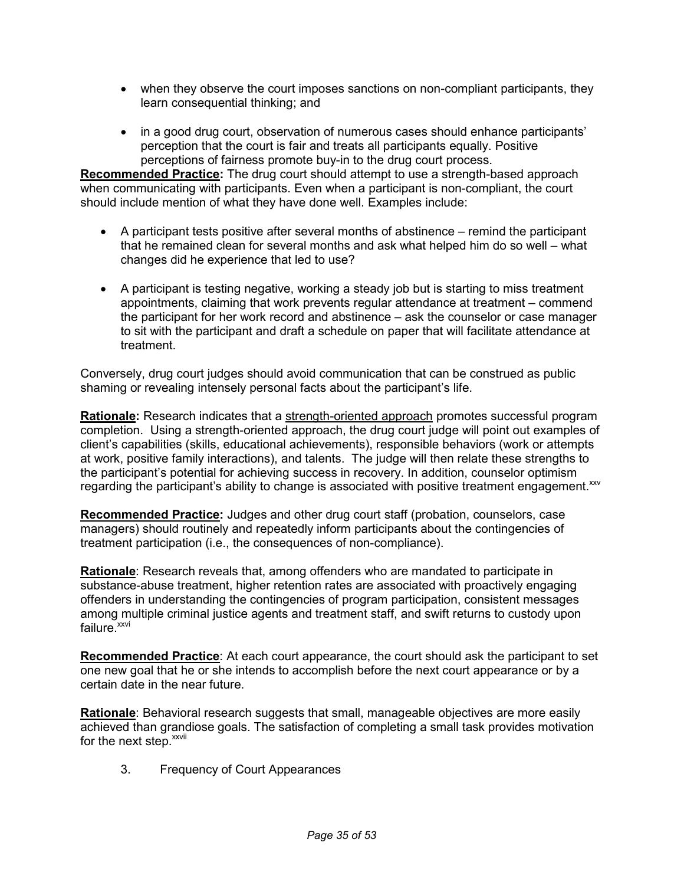- when they observe the court imposes sanctions on non-compliant participants, they learn consequential thinking; and
- in a good drug court, observation of numerous cases should enhance participants' perception that the court is fair and treats all participants equally. Positive perceptions of fairness promote buy-in to the drug court process.

**Recommended Practice:** The drug court should attempt to use a strength-based approach when communicating with participants. Even when a participant is non-compliant, the court should include mention of what they have done well. Examples include:

- A participant tests positive after several months of abstinence – remind the participant that he remained clean for several months and ask what helped him do so well – what changes did he experience that led to use?
- A participant is testing negative, working a steady job but is starting to miss treatment appointments, claiming that work prevents regular attendance at treatment – commend the participant for her work record and abstinence – ask the counselor or case manager to sit with the participant and draft a schedule on paper that will facilitate attendance at treatment.

Conversely, drug court judges should avoid communication that can be construed as public shaming or revealing intensely personal facts about the participant's life.

**Rationale:** Research indicates that a strength-oriented approach promotes successful program completion. Using a strength-oriented approach, the drug court judge will point out examples of client's capabilities (skills, educational achievements), responsible behaviors (work or attempts at work, positive family interactions), and talents. The judge will then relate these strengths to the participant's potential for achieving success in recovery. In addition, counselor optimism regarding the participant's ability to change is associated with positive treatment engagement.[xxv]

**Recommended Practice:** Judges and other drug court staff (probation, counselors, case managers) should routinely and repeatedly inform participants about the contingencies of treatment participation (i.e., the consequences of non-compliance).

**Rationale**: Research reveals that, among offenders who are mandated to participate in substance-abuse treatment, higher retention rates are associated with proactively engaging offenders in understanding the contingencies of program participation, consistent messages among multiple criminal justice agents and treatment staff, and swift returns to custody upon failure.[xxvi]

**Recommended Practice**: At each court appearance, the court should ask the participant to set one new goal that he or she intends to accomplish before the next court appearance or by a certain date in the near future.

**Rationale**: Behavioral research suggests that small, manageable objectives are more easily achieved than grandiose goals. The satisfaction of completing a small task provides motivation for the next step.[xxvii]

3. Frequency of Court Appearances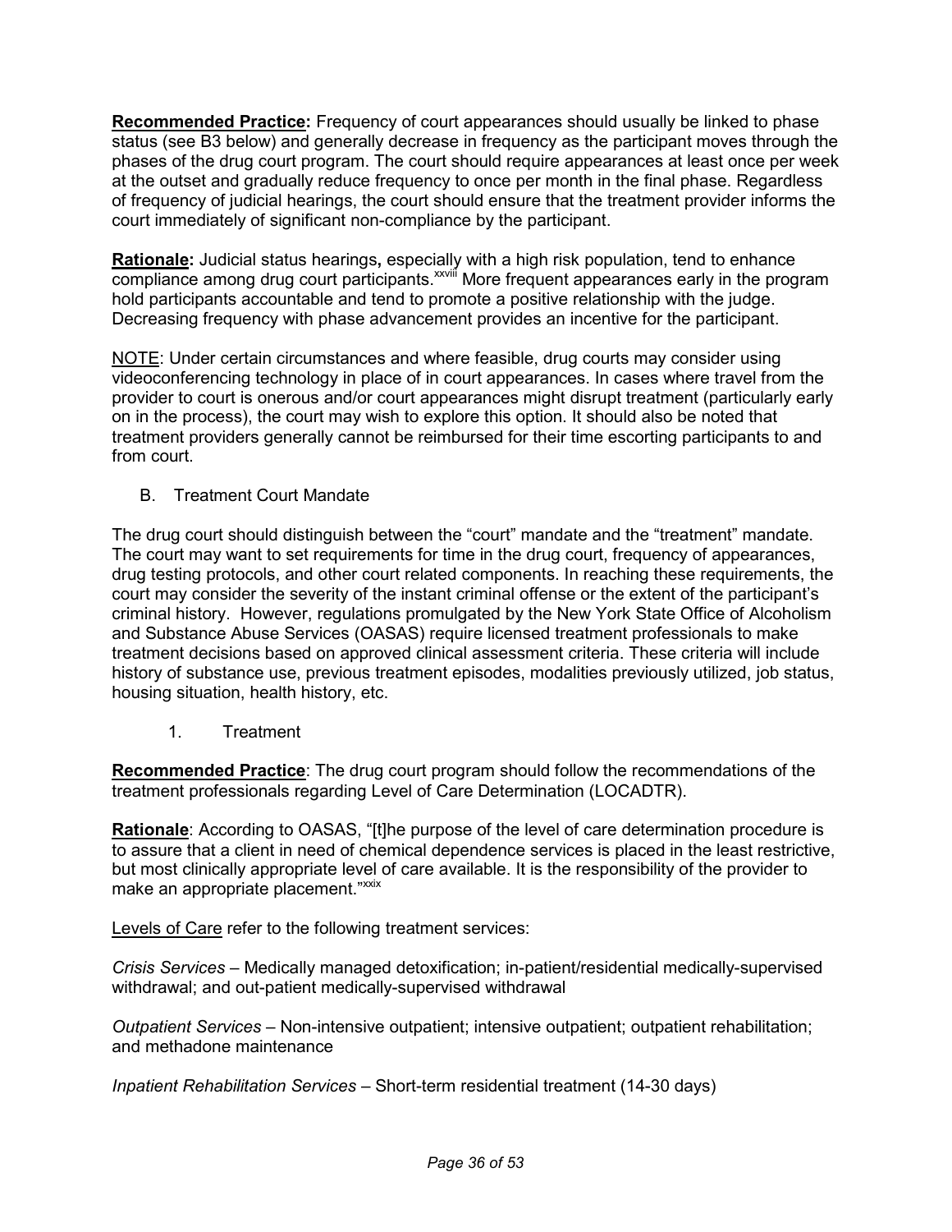**Recommended Practice:** Frequency of court appearances should usually be linked to phase status (see B3 below) and generally decrease in frequency as the participant moves through the phases of the drug court program. The court should require appearances at least once per week at the outset and gradually reduce frequency to once per month in the final phase. Regardless of frequency of judicial hearings, the court should ensure that the treatment provider informs the court immediately of significant non-compliance by the participant.

**Rationale:** Judicial status hearings, especially with a high risk population, tend to enhance compliance among drug court participants.[xxviii] More frequent appearances early in the program hold participants accountable and tend to promote a positive relationship with the judge. Decreasing frequency with phase advancement provides an incentive for the participant.

NOTE: Under certain circumstances and where feasible, drug courts may consider using videoconferencing technology in place of in court appearances. In cases where travel from the provider to court is onerous and/or court appearances might disrupt treatment (particularly early on in the process), the court may wish to explore this option. It should also be noted that treatment providers generally cannot be reimbursed for their time escorting participants to and from court.

## B. Treatment Court Mandate

The drug court should distinguish between the "court" mandate and the "treatment" mandate. The court may want to set requirements for time in the drug court, frequency of appearances, drug testing protocols, and other court related components. In reaching these requirements, the court may consider the severity of the instant criminal offense or the extent of the participant's criminal history. However, regulations promulgated by the New York State Office of Alcoholism and Substance Abuse Services (OASAS) require licensed treatment professionals to make treatment decisions based on approved clinical assessment criteria. These criteria will include history of substance use, previous treatment episodes, modalities previously utilized, job status, housing situation, health history, etc.

### 1. Treatment

**Recommended Practice**: The drug court program should follow the recommendations of the treatment professionals regarding Level of Care Determination (LOCADTR).

**Rationale**: According to OASAS, "[t]he purpose of the level of care determination procedure is to assure that a client in need of chemical dependence services is placed in the least restrictive, but most clinically appropriate level of care available. It is the responsibility of the provider to make an appropriate placement."[xxix]

Levels of Care refer to the following treatment services:

*Crisis Services* – Medically managed detoxification; in-patient/residential medically-supervised withdrawal; and out-patient medically-supervised withdrawal

*Outpatient Services* – Non-intensive outpatient; intensive outpatient; outpatient rehabilitation; and methadone maintenance

*Inpatient Rehabilitation Services* – Short-term residential treatment (14-30 days)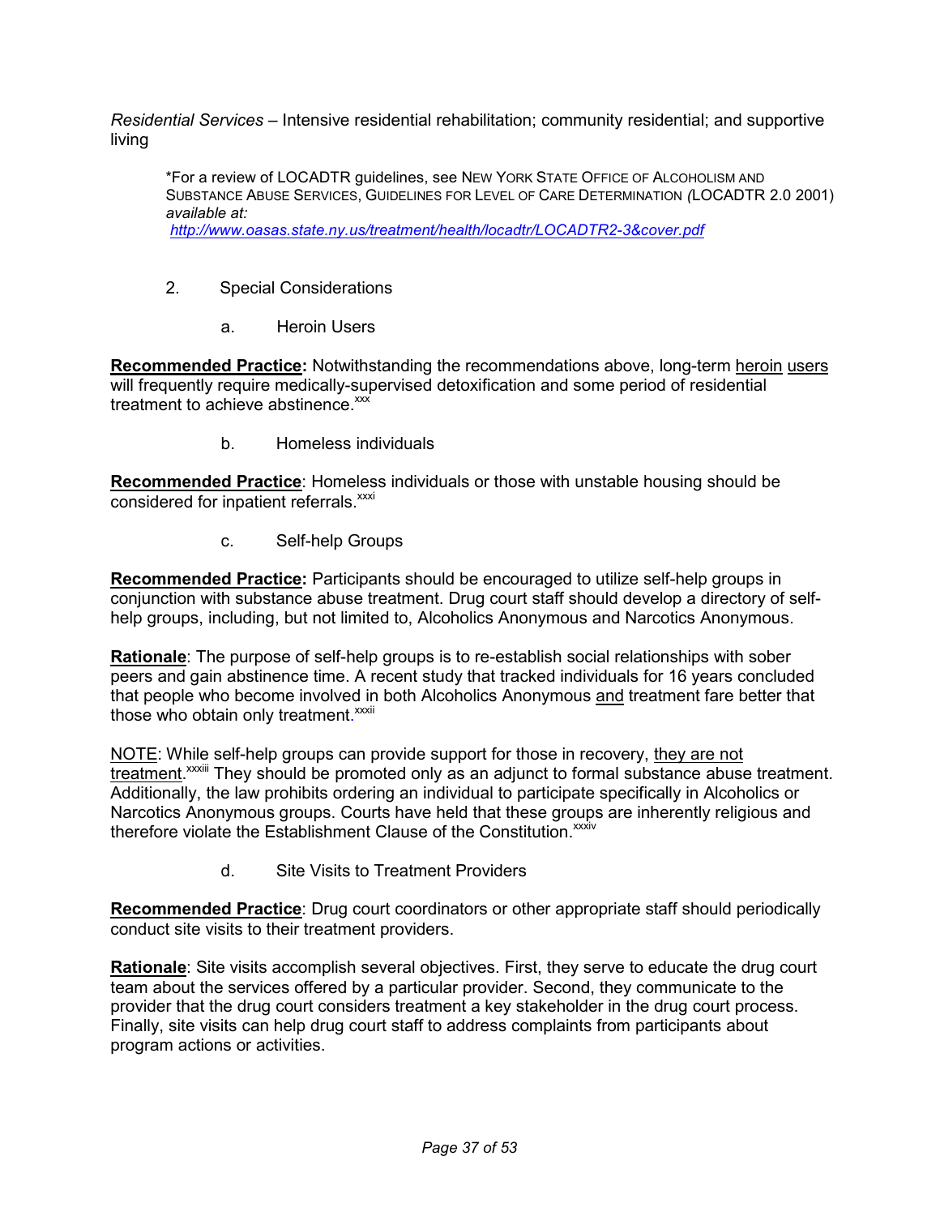*Residential Services* – Intensive residential rehabilitation; community residential; and supportive living

> *For a review of LOCADTR guidelines, see NEW YORK STATE OFFICE OF ALCOHOLISM AND SUBSTANCE ABUSE SERVICES, GUIDELINES FOR LEVEL OF CARE DETERMINATION *(*LOCADTR 2.0 2001) *available at:* *http://www.oasas.state.ny.us/treatment/health/locadtr/LOCADTR2-3&cover.pdf*

2. Special Considerations

   a. Heroin Users

**Recommended Practice:** Notwithstanding the recommendations above, long-term heroin users will frequently require medically-supervised detoxification and some period of residential treatment to achieve abstinence.[xxx]

   b. Homeless individuals

**Recommended Practice**: Homeless individuals or those with unstable housing should be considered for inpatient referrals.[xxxi]

   c. Self-help Groups

**Recommended Practice:** Participants should be encouraged to utilize self-help groups in conjunction with substance abuse treatment. Drug court staff should develop a directory of self-help groups, including, but not limited to, Alcoholics Anonymous and Narcotics Anonymous.

**Rationale**: The purpose of self-help groups is to re-establish social relationships with sober peers and gain abstinence time. A recent study that tracked individuals for 16 years concluded that people who become involved in both Alcoholics Anonymous and treatment fare better that those who obtain only treatment.[xxxii]

NOTE: While self-help groups can provide support for those in recovery, they are not treatment.[xxxiii] They should be promoted only as an adjunct to formal substance abuse treatment. Additionally, the law prohibits ordering an individual to participate specifically in Alcoholics or Narcotics Anonymous groups. Courts have held that these groups are inherently religious and therefore violate the Establishment Clause of the Constitution.[xxxiv]

   d. Site Visits to Treatment Providers

**Recommended Practice**: Drug court coordinators or other appropriate staff should periodically conduct site visits to their treatment providers.

**Rationale**: Site visits accomplish several objectives. First, they serve to educate the drug court team about the services offered by a particular provider. Second, they communicate to the provider that the drug court considers treatment a key stakeholder in the drug court process. Finally, site visits can help drug court staff to address complaints from participants about program actions or activities.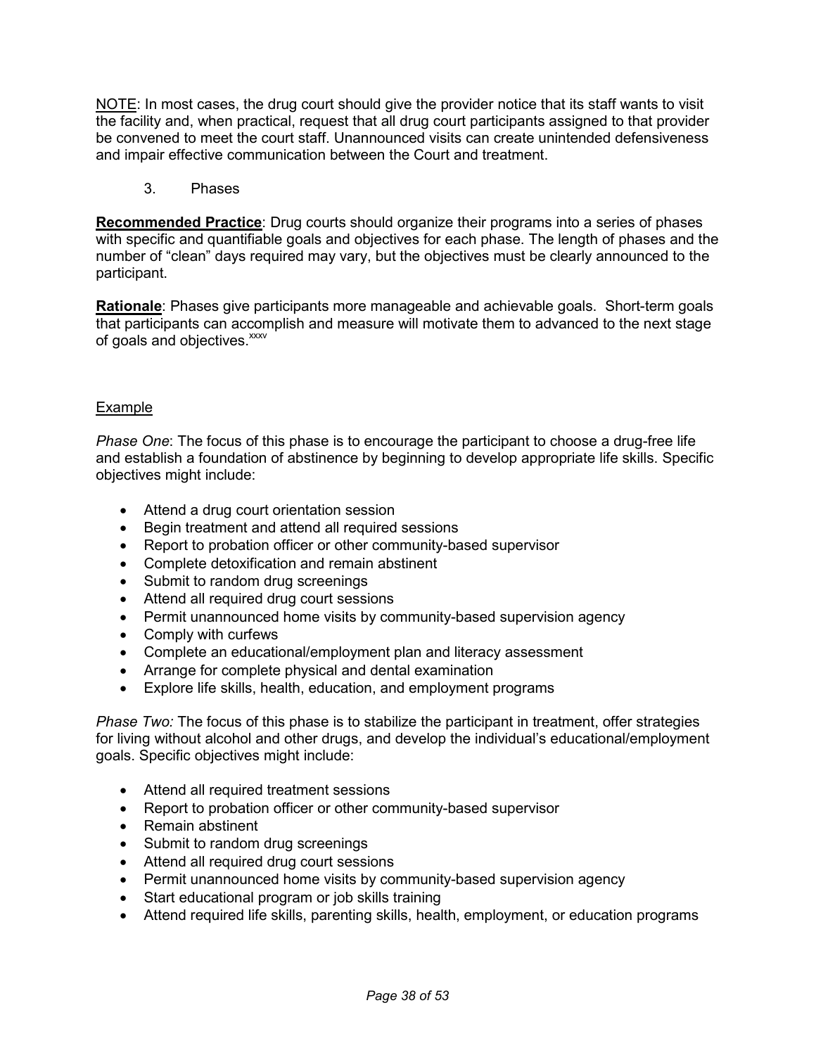NOTE: In most cases, the drug court should give the provider notice that its staff wants to visit the facility and, when practical, request that all drug court participants assigned to that provider be convened to meet the court staff. Unannounced visits can create unintended defensiveness and impair effective communication between the Court and treatment.

3. Phases

**Recommended Practice**: Drug courts should organize their programs into a series of phases with specific and quantifiable goals and objectives for each phase. The length of phases and the number of "clean" days required may vary, but the objectives must be clearly announced to the participant.

**Rationale**: Phases give participants more manageable and achievable goals. Short-term goals that participants can accomplish and measure will motivate them to advanced to the next stage of goals and objectives.[xxxv]

Example

*Phase One*: The focus of this phase is to encourage the participant to choose a drug-free life and establish a foundation of abstinence by beginning to develop appropriate life skills. Specific objectives might include:

- Attend a drug court orientation session
- Begin treatment and attend all required sessions
- Report to probation officer or other community-based supervisor
- Complete detoxification and remain abstinent
- Submit to random drug screenings
- Attend all required drug court sessions
- Permit unannounced home visits by community-based supervision agency
- Comply with curfews
- Complete an educational/employment plan and literacy assessment
- Arrange for complete physical and dental examination
- Explore life skills, health, education, and employment programs

*Phase Two:* The focus of this phase is to stabilize the participant in treatment, offer strategies for living without alcohol and other drugs, and develop the individual's educational/employment goals. Specific objectives might include:

- Attend all required treatment sessions
- Report to probation officer or other community-based supervisor
- Remain abstinent
- Submit to random drug screenings
- Attend all required drug court sessions
- Permit unannounced home visits by community-based supervision agency
- Start educational program or job skills training
- Attend required life skills, parenting skills, health, employment, or education programs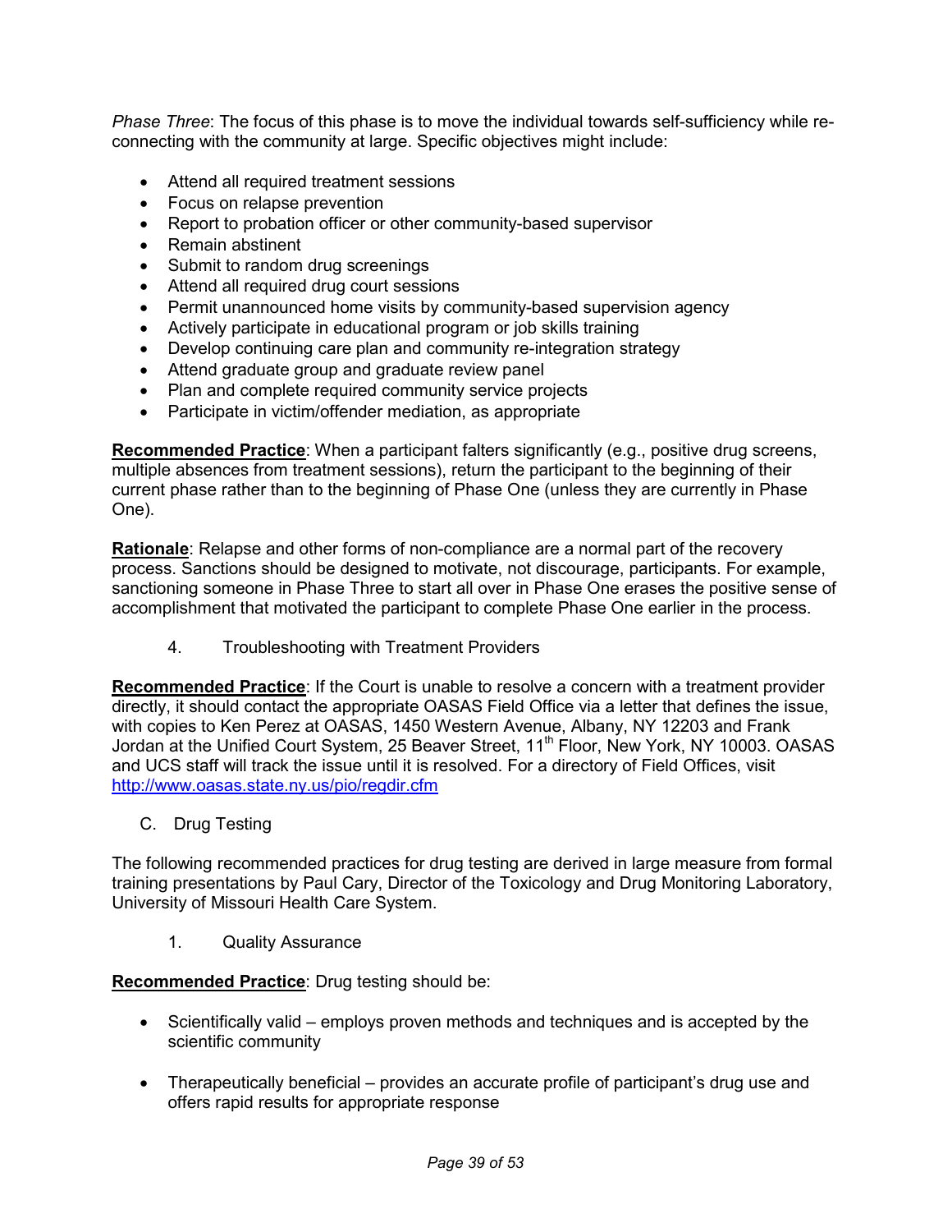*Phase Three*: The focus of this phase is to move the individual towards self-sufficiency while re-connecting with the community at large. Specific objectives might include:

- Attend all required treatment sessions
- Focus on relapse prevention
- Report to probation officer or other community-based supervisor
- Remain abstinent
- Submit to random drug screenings
- Attend all required drug court sessions
- Permit unannounced home visits by community-based supervision agency
- Actively participate in educational program or job skills training
- Develop continuing care plan and community re-integration strategy
- Attend graduate group and graduate review panel
- Plan and complete required community service projects
- Participate in victim/offender mediation, as appropriate

**Recommended Practice**: When a participant falters significantly (e.g., positive drug screens, multiple absences from treatment sessions), return the participant to the beginning of their current phase rather than to the beginning of Phase One (unless they are currently in Phase One).

**Rationale**: Relapse and other forms of non-compliance are a normal part of the recovery process. Sanctions should be designed to motivate, not discourage, participants. For example, sanctioning someone in Phase Three to start all over in Phase One erases the positive sense of accomplishment that motivated the participant to complete Phase One earlier in the process.

### 4. Troubleshooting with Treatment Providers

**Recommended Practice**: If the Court is unable to resolve a concern with a treatment provider directly, it should contact the appropriate OASAS Field Office via a letter that defines the issue, with copies to Ken Perez at OASAS, 1450 Western Avenue, Albany, NY 12203 and Frank Jordan at the Unified Court System, 25 Beaver Street, 11th Floor, New York, NY 10003. OASAS and UCS staff will track the issue until it is resolved. For a directory of Field Offices, visit http://www.oasas.state.ny.us/pio/regdir.cfm

## C. Drug Testing

The following recommended practices for drug testing are derived in large measure from formal training presentations by Paul Cary, Director of the Toxicology and Drug Monitoring Laboratory, University of Missouri Health Care System.

### 1. Quality Assurance

**Recommended Practice**: Drug testing should be:

- Scientifically valid – employs proven methods and techniques and is accepted by the scientific community

- Therapeutically beneficial – provides an accurate profile of participant's drug use and offers rapid results for appropriate response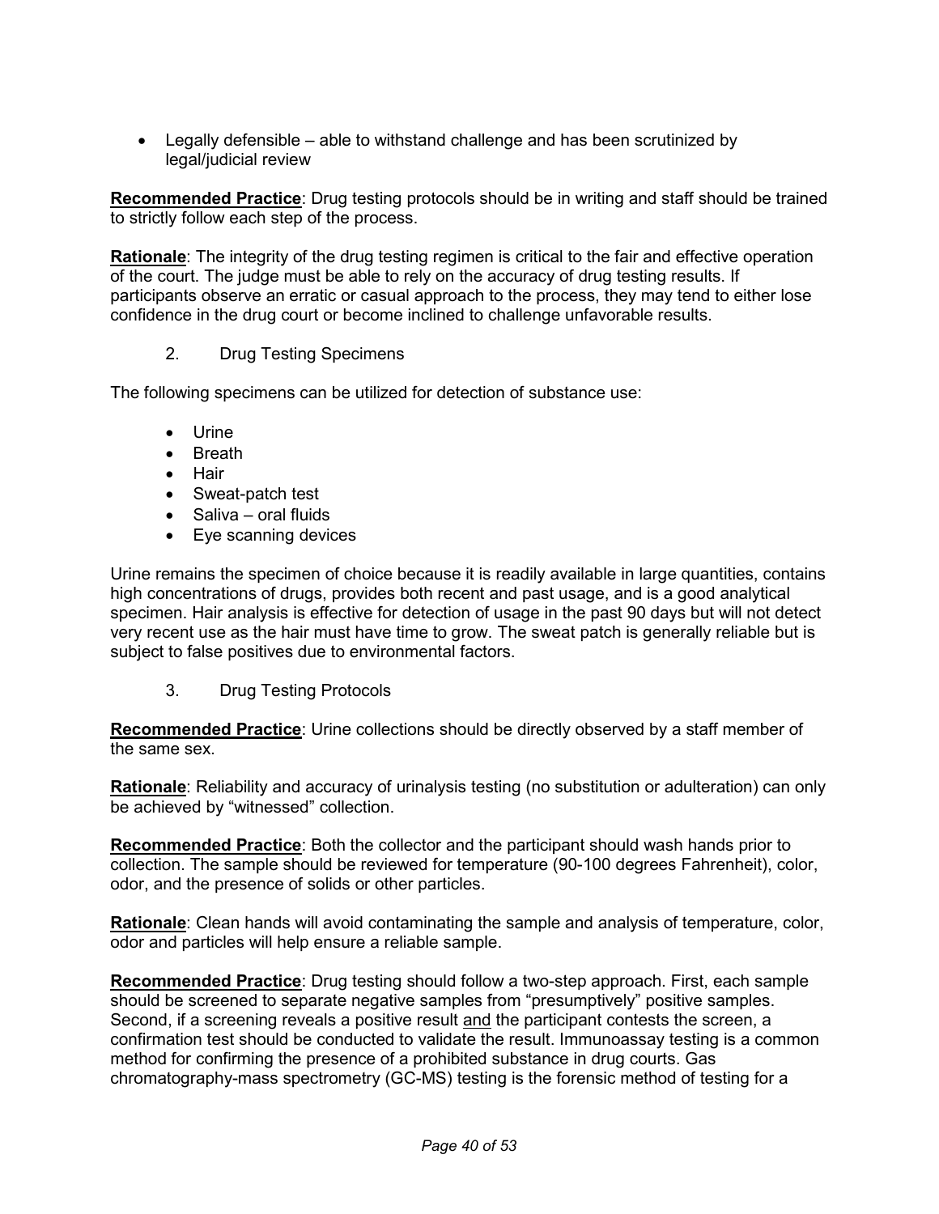- Legally defensible – able to withstand challenge and has been scrutinized by legal/judicial review

**<u>Recommended Practice</u>**: Drug testing protocols should be in writing and staff should be trained to strictly follow each step of the process.

**<u>Rationale</u>**: The integrity of the drug testing regimen is critical to the fair and effective operation of the court. The judge must be able to rely on the accuracy of drug testing results. If participants observe an erratic or casual approach to the process, they may tend to either lose confidence in the drug court or become inclined to challenge unfavorable results.

2. Drug Testing Specimens

The following specimens can be utilized for detection of substance use:

- Urine
- Breath
- Hair
- Sweat-patch test
- Saliva – oral fluids
- Eye scanning devices

Urine remains the specimen of choice because it is readily available in large quantities, contains high concentrations of drugs, provides both recent and past usage, and is a good analytical specimen. Hair analysis is effective for detection of usage in the past 90 days but will not detect very recent use as the hair must have time to grow. The sweat patch is generally reliable but is subject to false positives due to environmental factors.

3. Drug Testing Protocols

**<u>Recommended Practice</u>**: Urine collections should be directly observed by a staff member of the same sex.

**<u>Rationale</u>**: Reliability and accuracy of urinalysis testing (no substitution or adulteration) can only be achieved by "witnessed" collection.

**<u>Recommended Practice</u>**: Both the collector and the participant should wash hands prior to collection. The sample should be reviewed for temperature (90-100 degrees Fahrenheit), color, odor, and the presence of solids or other particles.

**<u>Rationale</u>**: Clean hands will avoid contaminating the sample and analysis of temperature, color, odor and particles will help ensure a reliable sample.

**<u>Recommended Practice</u>**: Drug testing should follow a two-step approach. First, each sample should be screened to separate negative samples from "presumptively" positive samples. Second, if a screening reveals a positive result <u>and</u> the participant contests the screen, a confirmation test should be conducted to validate the result. Immunoassay testing is a common method for confirming the presence of a prohibited substance in drug courts. Gas chromatography-mass spectrometry (GC-MS) testing is the forensic method of testing for a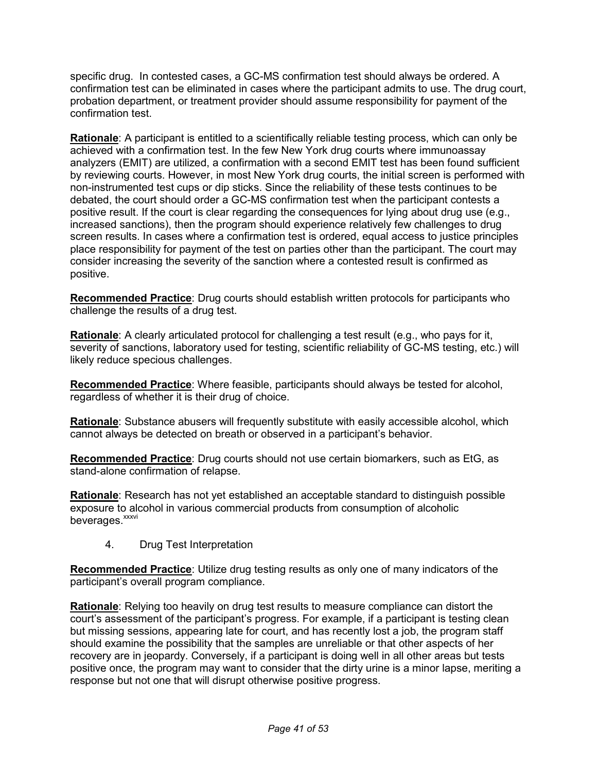specific drug. In contested cases, a GC-MS confirmation test should always be ordered. A confirmation test can be eliminated in cases where the participant admits to use. The drug court, probation department, or treatment provider should assume responsibility for payment of the confirmation test.

**Rationale**: A participant is entitled to a scientifically reliable testing process, which can only be achieved with a confirmation test. In the few New York drug courts where immunoassay analyzers (EMIT) are utilized, a confirmation with a second EMIT test has been found sufficient by reviewing courts. However, in most New York drug courts, the initial screen is performed with non-instrumented test cups or dip sticks. Since the reliability of these tests continues to be debated, the court should order a GC-MS confirmation test when the participant contests a positive result. If the court is clear regarding the consequences for lying about drug use (e.g., increased sanctions), then the program should experience relatively few challenges to drug screen results. In cases where a confirmation test is ordered, equal access to justice principles place responsibility for payment of the test on parties other than the participant. The court may consider increasing the severity of the sanction where a contested result is confirmed as positive.

**Recommended Practice**: Drug courts should establish written protocols for participants who challenge the results of a drug test.

**Rationale**: A clearly articulated protocol for challenging a test result (e.g., who pays for it, severity of sanctions, laboratory used for testing, scientific reliability of GC-MS testing, etc.) will likely reduce specious challenges.

**Recommended Practice**: Where feasible, participants should always be tested for alcohol, regardless of whether it is their drug of choice.

**Rationale**: Substance abusers will frequently substitute with easily accessible alcohol, which cannot always be detected on breath or observed in a participant's behavior.

**Recommended Practice**: Drug courts should not use certain biomarkers, such as EtG, as stand-alone confirmation of relapse.

**Rationale**: Research has not yet established an acceptable standard to distinguish possible exposure to alcohol in various commercial products from consumption of alcoholic beverages.[xxxvi]

4. Drug Test Interpretation

**Recommended Practice**: Utilize drug testing results as only one of many indicators of the participant's overall program compliance.

**Rationale**: Relying too heavily on drug test results to measure compliance can distort the court's assessment of the participant's progress. For example, if a participant is testing clean but missing sessions, appearing late for court, and has recently lost a job, the program staff should examine the possibility that the samples are unreliable or that other aspects of her recovery are in jeopardy. Conversely, if a participant is doing well in all other areas but tests positive once, the program may want to consider that the dirty urine is a minor lapse, meriting a response but not one that will disrupt otherwise positive progress.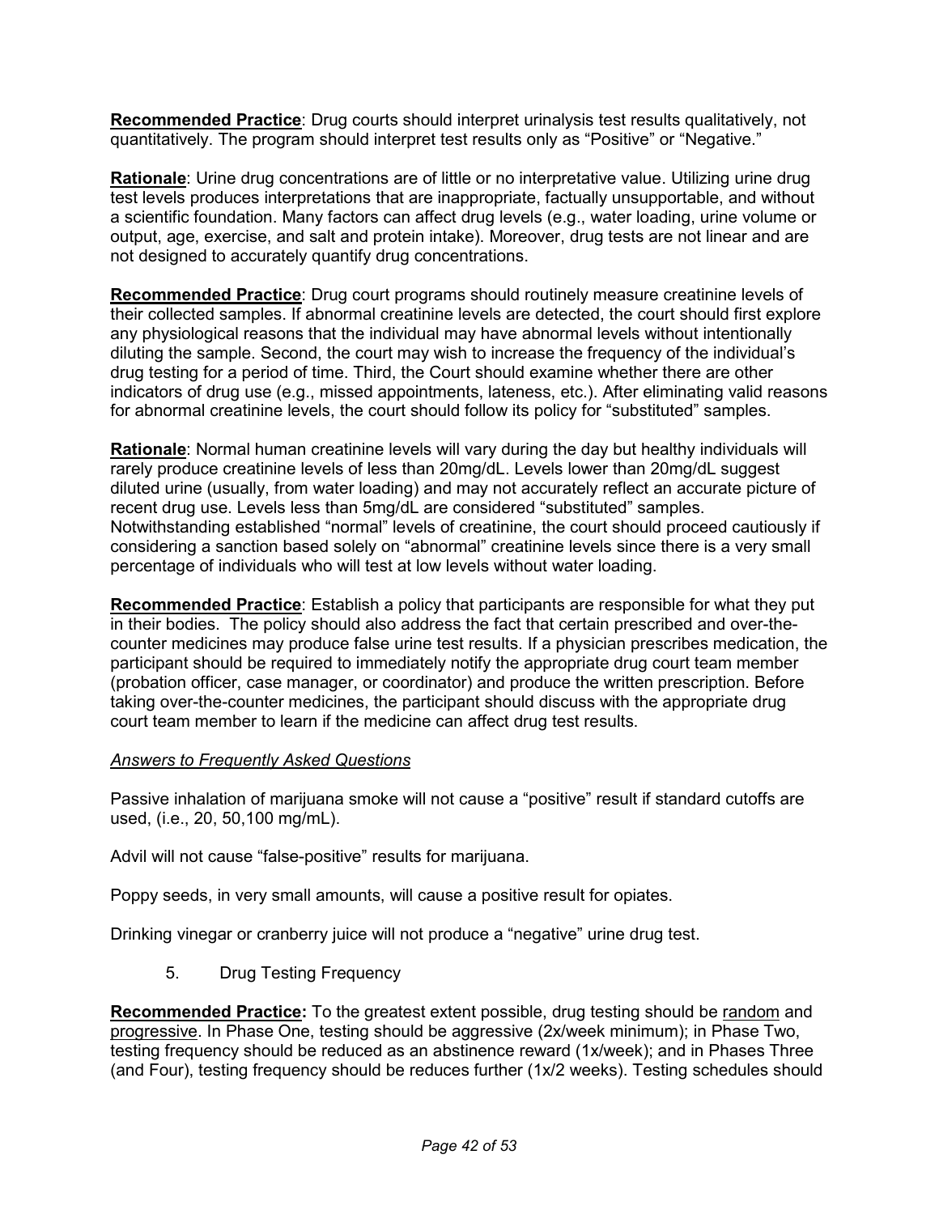**Recommended Practice**: Drug courts should interpret urinalysis test results qualitatively, not quantitatively. The program should interpret test results only as "Positive" or "Negative."

**Rationale**: Urine drug concentrations are of little or no interpretative value. Utilizing urine drug test levels produces interpretations that are inappropriate, factually unsupportable, and without a scientific foundation. Many factors can affect drug levels (e.g., water loading, urine volume or output, age, exercise, and salt and protein intake). Moreover, drug tests are not linear and are not designed to accurately quantify drug concentrations.

**Recommended Practice**: Drug court programs should routinely measure creatinine levels of their collected samples. If abnormal creatinine levels are detected, the court should first explore any physiological reasons that the individual may have abnormal levels without intentionally diluting the sample. Second, the court may wish to increase the frequency of the individual's drug testing for a period of time. Third, the Court should examine whether there are other indicators of drug use (e.g., missed appointments, lateness, etc.). After eliminating valid reasons for abnormal creatinine levels, the court should follow its policy for "substituted" samples.

**Rationale**: Normal human creatinine levels will vary during the day but healthy individuals will rarely produce creatinine levels of less than 20mg/dL. Levels lower than 20mg/dL suggest diluted urine (usually, from water loading) and may not accurately reflect an accurate picture of recent drug use. Levels less than 5mg/dL are considered "substituted" samples. Notwithstanding established "normal" levels of creatinine, the court should proceed cautiously if considering a sanction based solely on "abnormal" creatinine levels since there is a very small percentage of individuals who will test at low levels without water loading.

**Recommended Practice**: Establish a policy that participants are responsible for what they put in their bodies. The policy should also address the fact that certain prescribed and over-the-counter medicines may produce false urine test results. If a physician prescribes medication, the participant should be required to immediately notify the appropriate drug court team member (probation officer, case manager, or coordinator) and produce the written prescription. Before taking over-the-counter medicines, the participant should discuss with the appropriate drug court team member to learn if the medicine can affect drug test results.

*Answers to Frequently Asked Questions*

Passive inhalation of marijuana smoke will not cause a "positive" result if standard cutoffs are used, (i.e., 20, 50,100 mg/mL).

Advil will not cause "false-positive" results for marijuana.

Poppy seeds, in very small amounts, will cause a positive result for opiates.

Drinking vinegar or cranberry juice will not produce a "negative" urine drug test.

5. Drug Testing Frequency

**Recommended Practice:** To the greatest extent possible, drug testing should be random and progressive. In Phase One, testing should be aggressive (2x/week minimum); in Phase Two, testing frequency should be reduced as an abstinence reward (1x/week); and in Phases Three (and Four), testing frequency should be reduces further (1x/2 weeks). Testing schedules should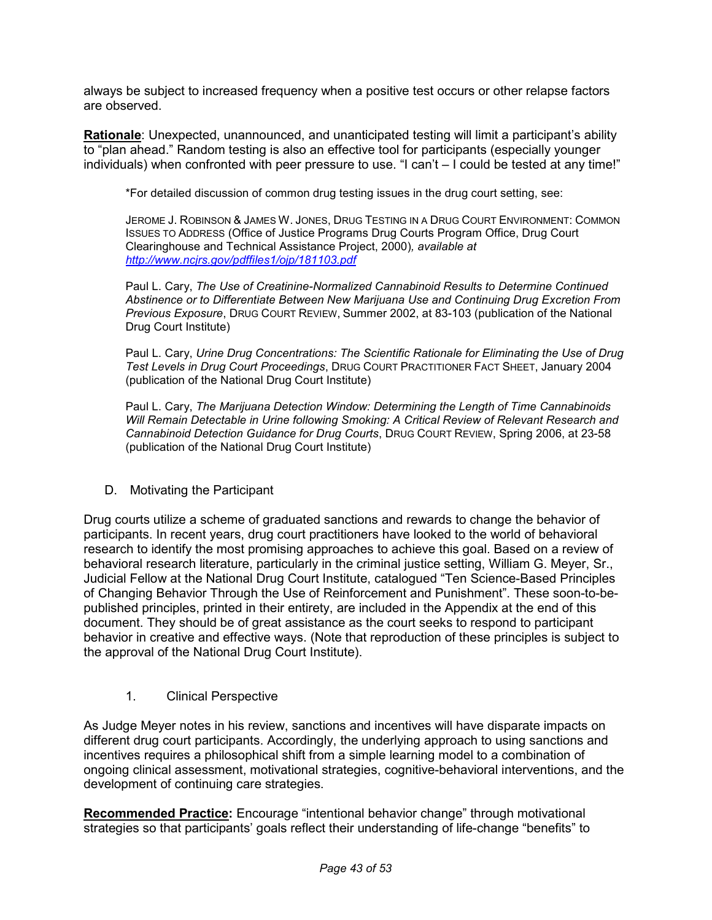always be subject to increased frequency when a positive test occurs or other relapse factors are observed.

**Rationale**: Unexpected, unannounced, and unanticipated testing will limit a participant's ability to "plan ahead." Random testing is also an effective tool for participants (especially younger individuals) when confronted with peer pressure to use. "I can't – I could be tested at any time!"

*For detailed discussion of common drug testing issues in the drug court setting, see:

JEROME J. ROBINSON & JAMES W. JONES, DRUG TESTING IN A DRUG COURT ENVIRONMENT: COMMON ISSUES TO ADDRESS (Office of Justice Programs Drug Courts Program Office, Drug Court Clearinghouse and Technical Assistance Project, 2000)*, available at [http://www.ncjrs.gov/pdffiles1/ojp/181103.pdf](http://www.ncjrs.gov/pdffiles1/ojp/181103.pdf)*

Paul L. Cary, *The Use of Creatinine-Normalized Cannabinoid Results to Determine Continued Abstinence or to Differentiate Between New Marijuana Use and Continuing Drug Excretion From Previous Exposure*, DRUG COURT REVIEW, Summer 2002, at 83-103 (publication of the National Drug Court Institute)

Paul L. Cary, *Urine Drug Concentrations: The Scientific Rationale for Eliminating the Use of Drug Test Levels in Drug Court Proceedings*, DRUG COURT PRACTITIONER FACT SHEET, January 2004 (publication of the National Drug Court Institute)

Paul L. Cary, *The Marijuana Detection Window: Determining the Length of Time Cannabinoids Will Remain Detectable in Urine following Smoking: A Critical Review of Relevant Research and Cannabinoid Detection Guidance for Drug Courts*, DRUG COURT REVIEW, Spring 2006, at 23-58 (publication of the National Drug Court Institute)

### D. Motivating the Participant

Drug courts utilize a scheme of graduated sanctions and rewards to change the behavior of participants. In recent years, drug court practitioners have looked to the world of behavioral research to identify the most promising approaches to achieve this goal. Based on a review of behavioral research literature, particularly in the criminal justice setting, William G. Meyer, Sr., Judicial Fellow at the National Drug Court Institute, catalogued "Ten Science-Based Principles of Changing Behavior Through the Use of Reinforcement and Punishment". These soon-to-be-published principles, printed in their entirety, are included in the Appendix at the end of this document. They should be of great assistance as the court seeks to respond to participant behavior in creative and effective ways. (Note that reproduction of these principles is subject to the approval of the National Drug Court Institute).

#### 1. Clinical Perspective

As Judge Meyer notes in his review, sanctions and incentives will have disparate impacts on different drug court participants. Accordingly, the underlying approach to using sanctions and incentives requires a philosophical shift from a simple learning model to a combination of ongoing clinical assessment, motivational strategies, cognitive-behavioral interventions, and the development of continuing care strategies.

**Recommended Practice:** Encourage "intentional behavior change" through motivational strategies so that participants' goals reflect their understanding of life-change "benefits" to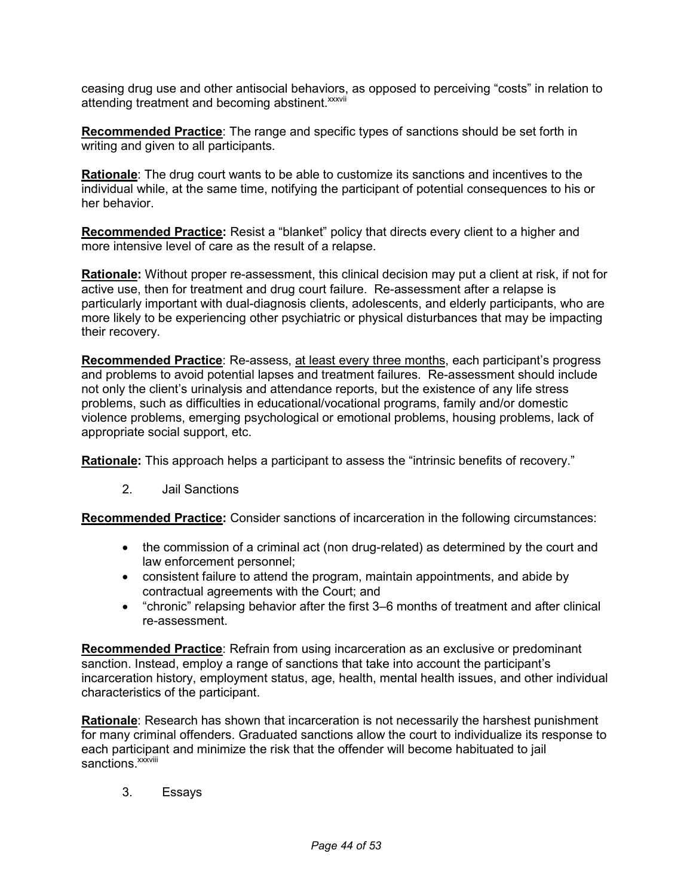ceasing drug use and other antisocial behaviors, as opposed to perceiving "costs" in relation to attending treatment and becoming abstinent.[xxxvii]

**Recommended Practice**: The range and specific types of sanctions should be set forth in writing and given to all participants.

**Rationale**: The drug court wants to be able to customize its sanctions and incentives to the individual while, at the same time, notifying the participant of potential consequences to his or her behavior.

**Recommended Practice:** Resist a "blanket" policy that directs every client to a higher and more intensive level of care as the result of a relapse.

**Rationale:** Without proper re-assessment, this clinical decision may put a client at risk, if not for active use, then for treatment and drug court failure. Re-assessment after a relapse is particularly important with dual-diagnosis clients, adolescents, and elderly participants, who are more likely to be experiencing other psychiatric or physical disturbances that may be impacting their recovery.

**Recommended Practice**: Re-assess, at least every three months, each participant's progress and problems to avoid potential lapses and treatment failures. Re-assessment should include not only the client's urinalysis and attendance reports, but the existence of any life stress problems, such as difficulties in educational/vocational programs, family and/or domestic violence problems, emerging psychological or emotional problems, housing problems, lack of appropriate social support, etc.

**Rationale:** This approach helps a participant to assess the "intrinsic benefits of recovery."

2. Jail Sanctions

**Recommended Practice:** Consider sanctions of incarceration in the following circumstances:

- the commission of a criminal act (non drug-related) as determined by the court and law enforcement personnel;
- consistent failure to attend the program, maintain appointments, and abide by contractual agreements with the Court; and
- "chronic" relapsing behavior after the first 3–6 months of treatment and after clinical re-assessment.

**Recommended Practice**: Refrain from using incarceration as an exclusive or predominant sanction. Instead, employ a range of sanctions that take into account the participant's incarceration history, employment status, age, health, mental health issues, and other individual characteristics of the participant.

**Rationale**: Research has shown that incarceration is not necessarily the harshest punishment for many criminal offenders. Graduated sanctions allow the court to individualize its response to each participant and minimize the risk that the offender will become habituated to jail sanctions.[xxxviii]

3. Essays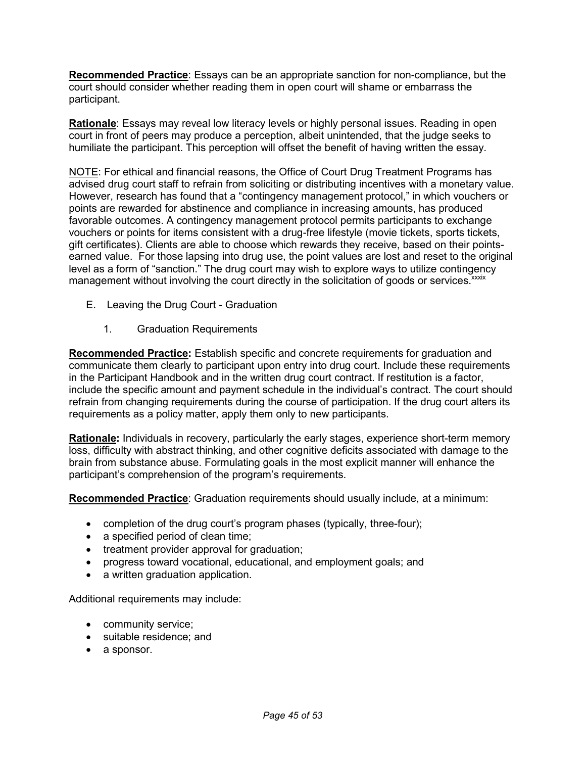**Recommended Practice**: Essays can be an appropriate sanction for non-compliance, but the court should consider whether reading them in open court will shame or embarrass the participant.

**Rationale**: Essays may reveal low literacy levels or highly personal issues. Reading in open court in front of peers may produce a perception, albeit unintended, that the judge seeks to humiliate the participant. This perception will offset the benefit of having written the essay.

NOTE: For ethical and financial reasons, the Office of Court Drug Treatment Programs has advised drug court staff to refrain from soliciting or distributing incentives with a monetary value. However, research has found that a "contingency management protocol," in which vouchers or points are rewarded for abstinence and compliance in increasing amounts, has produced favorable outcomes. A contingency management protocol permits participants to exchange vouchers or points for items consistent with a drug-free lifestyle (movie tickets, sports tickets, gift certificates). Clients are able to choose which rewards they receive, based on their points-earned value. For those lapsing into drug use, the point values are lost and reset to the original level as a form of "sanction." The drug court may wish to explore ways to utilize contingency management without involving the court directly in the solicitation of goods or services.[xxxix]

## E. Leaving the Drug Court - Graduation

### 1. Graduation Requirements

**Recommended Practice:** Establish specific and concrete requirements for graduation and communicate them clearly to participant upon entry into drug court. Include these requirements in the Participant Handbook and in the written drug court contract. If restitution is a factor, include the specific amount and payment schedule in the individual's contract. The court should refrain from changing requirements during the course of participation. If the drug court alters its requirements as a policy matter, apply them only to new participants.

**Rationale:** Individuals in recovery, particularly the early stages, experience short-term memory loss, difficulty with abstract thinking, and other cognitive deficits associated with damage to the brain from substance abuse. Formulating goals in the most explicit manner will enhance the participant's comprehension of the program's requirements.

**Recommended Practice**: Graduation requirements should usually include, at a minimum:

- completion of the drug court's program phases (typically, three-four);
- a specified period of clean time;
- treatment provider approval for graduation;
- progress toward vocational, educational, and employment goals; and
- a written graduation application.

Additional requirements may include:

- community service;
- suitable residence; and
- a sponsor.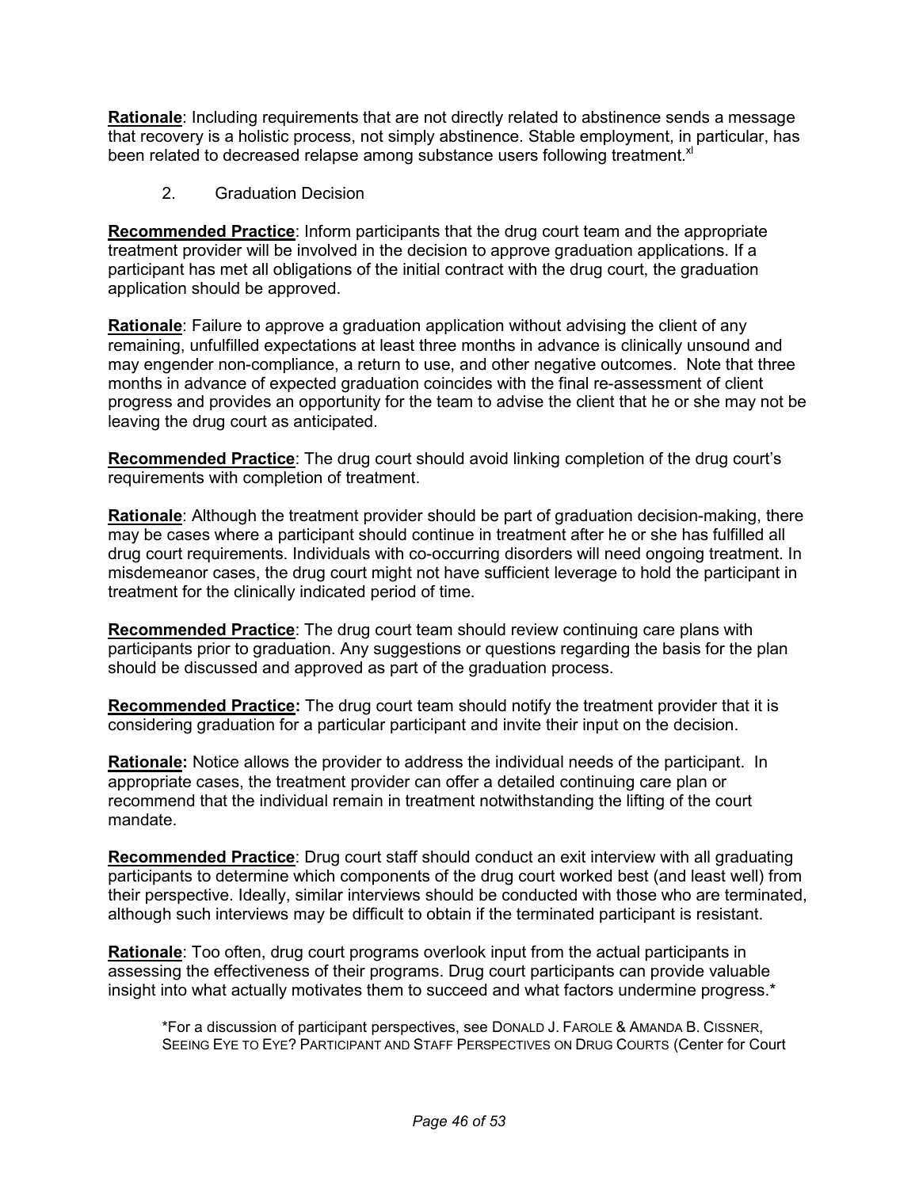**Rationale**: Including requirements that are not directly related to abstinence sends a message that recovery is a holistic process, not simply abstinence. Stable employment, in particular, has been related to decreased relapse among substance users following treatment.[xl]

2. Graduation Decision

**Recommended Practice**: Inform participants that the drug court team and the appropriate treatment provider will be involved in the decision to approve graduation applications. If a participant has met all obligations of the initial contract with the drug court, the graduation application should be approved.

**Rationale**: Failure to approve a graduation application without advising the client of any remaining, unfulfilled expectations at least three months in advance is clinically unsound and may engender non-compliance, a return to use, and other negative outcomes. Note that three months in advance of expected graduation coincides with the final re-assessment of client progress and provides an opportunity for the team to advise the client that he or she may not be leaving the drug court as anticipated.

**Recommended Practice**: The drug court should avoid linking completion of the drug court's requirements with completion of treatment.

**Rationale**: Although the treatment provider should be part of graduation decision-making, there may be cases where a participant should continue in treatment after he or she has fulfilled all drug court requirements. Individuals with co-occurring disorders will need ongoing treatment. In misdemeanor cases, the drug court might not have sufficient leverage to hold the participant in treatment for the clinically indicated period of time.

**Recommended Practice**: The drug court team should review continuing care plans with participants prior to graduation. Any suggestions or questions regarding the basis for the plan should be discussed and approved as part of the graduation process.

**Recommended Practice:** The drug court team should notify the treatment provider that it is considering graduation for a particular participant and invite their input on the decision.

**Rationale:** Notice allows the provider to address the individual needs of the participant. In appropriate cases, the treatment provider can offer a detailed continuing care plan or recommend that the individual remain in treatment notwithstanding the lifting of the court mandate.

**Recommended Practice**: Drug court staff should conduct an exit interview with all graduating participants to determine which components of the drug court worked best (and least well) from their perspective. Ideally, similar interviews should be conducted with those who are terminated, although such interviews may be difficult to obtain if the terminated participant is resistant.

**Rationale**: Too often, drug court programs overlook input from the actual participants in assessing the effectiveness of their programs. Drug court participants can provide valuable insight into what actually motivates them to succeed and what factors undermine progress.*

*For a discussion of participant perspectives, see DONALD J. FAROLE & AMANDA B. CISSNER, SEEING EYE TO EYE? PARTICIPANT AND STAFF PERSPECTIVES ON DRUG COURTS (Center for Court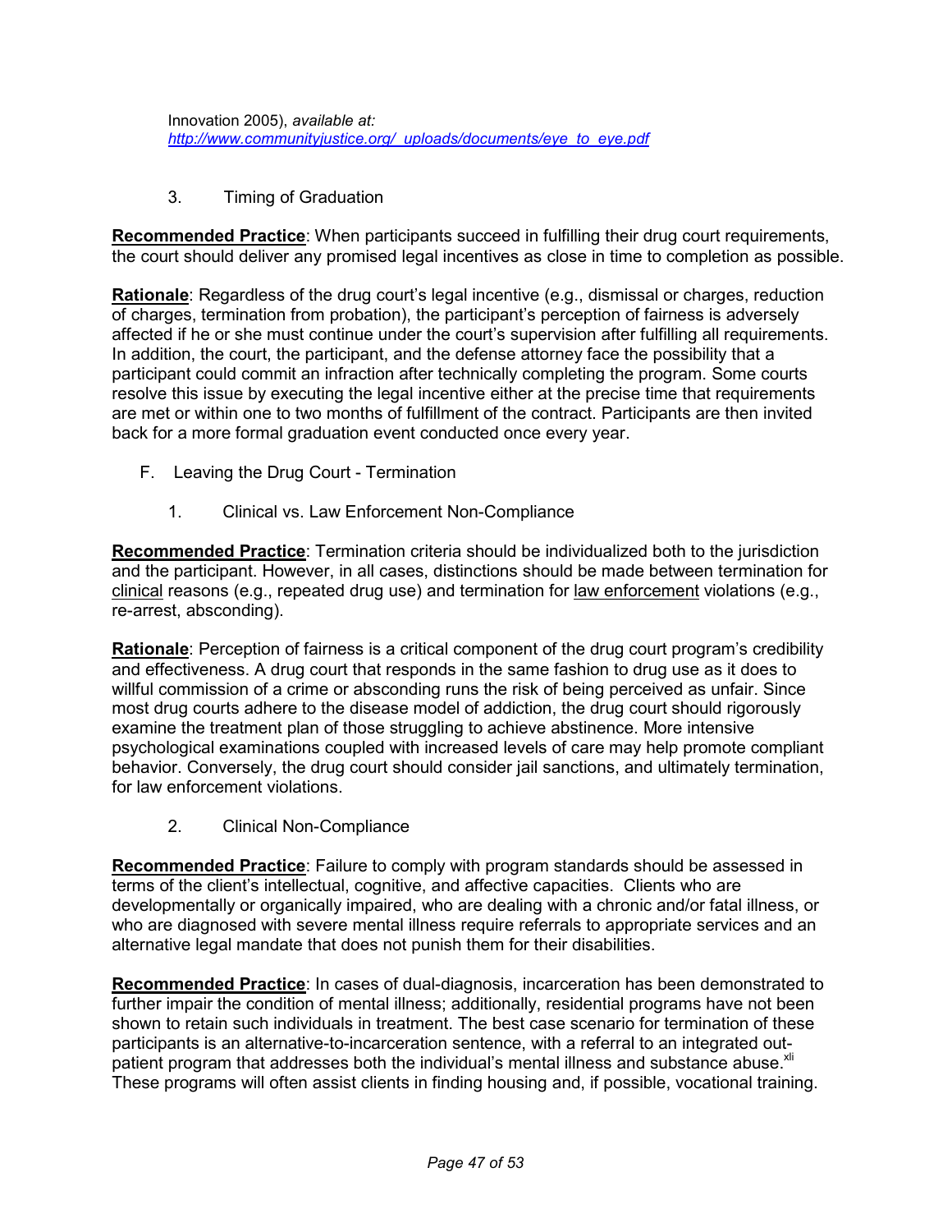Innovation 2005), *available at: [http://www.communityjustice.org/_uploads/documents/eye_to_eye.pdf](http://www.communityjustice.org/_uploads/documents/eye_to_eye.pdf)*

### 3. Timing of Graduation

**Recommended Practice**: When participants succeed in fulfilling their drug court requirements, the court should deliver any promised legal incentives as close in time to completion as possible.

**Rationale**: Regardless of the drug court's legal incentive (e.g., dismissal or charges, reduction of charges, termination from probation), the participant's perception of fairness is adversely affected if he or she must continue under the court's supervision after fulfilling all requirements. In addition, the court, the participant, and the defense attorney face the possibility that a participant could commit an infraction after technically completing the program. Some courts resolve this issue by executing the legal incentive either at the precise time that requirements are met or within one to two months of fulfillment of the contract. Participants are then invited back for a more formal graduation event conducted once every year.

## F. Leaving the Drug Court - Termination

### 1. Clinical vs. Law Enforcement Non-Compliance

**Recommended Practice**: Termination criteria should be individualized both to the jurisdiction and the participant. However, in all cases, distinctions should be made between termination for clinical reasons (e.g., repeated drug use) and termination for law enforcement violations (e.g., re-arrest, absconding).

**Rationale**: Perception of fairness is a critical component of the drug court program's credibility and effectiveness. A drug court that responds in the same fashion to drug use as it does to willful commission of a crime or absconding runs the risk of being perceived as unfair. Since most drug courts adhere to the disease model of addiction, the drug court should rigorously examine the treatment plan of those struggling to achieve abstinence. More intensive psychological examinations coupled with increased levels of care may help promote compliant behavior. Conversely, the drug court should consider jail sanctions, and ultimately termination, for law enforcement violations.

### 2. Clinical Non-Compliance

**Recommended Practice**: Failure to comply with program standards should be assessed in terms of the client's intellectual, cognitive, and affective capacities. Clients who are developmentally or organically impaired, who are dealing with a chronic and/or fatal illness, or who are diagnosed with severe mental illness require referrals to appropriate services and an alternative legal mandate that does not punish them for their disabilities.

**Recommended Practice**: In cases of dual-diagnosis, incarceration has been demonstrated to further impair the condition of mental illness; additionally, residential programs have not been shown to retain such individuals in treatment. The best case scenario for termination of these participants is an alternative-to-incarceration sentence, with a referral to an integrated out-patient program that addresses both the individual's mental illness and substance abuse.[xli] These programs will often assist clients in finding housing and, if possible, vocational training.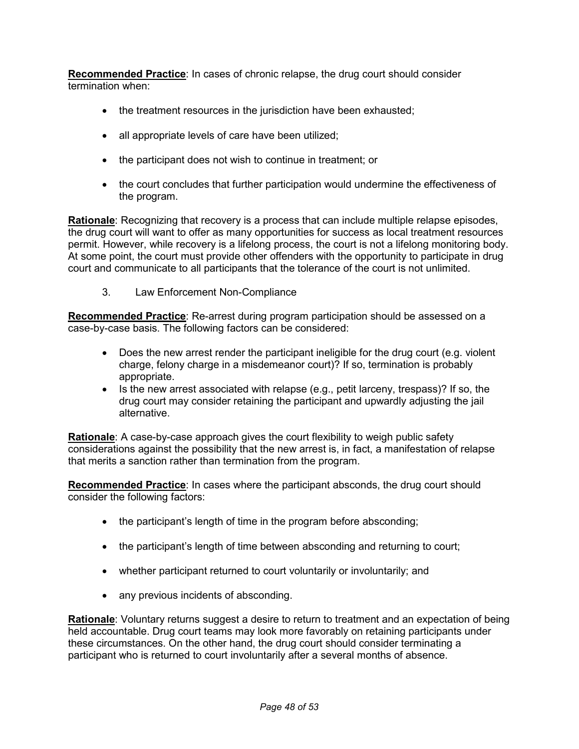<u>**Recommended Practice**</u>: In cases of chronic relapse, the drug court should consider termination when:

- the treatment resources in the jurisdiction have been exhausted;
- all appropriate levels of care have been utilized;
- the participant does not wish to continue in treatment; or
- the court concludes that further participation would undermine the effectiveness of the program.

<u>**Rationale**</u>: Recognizing that recovery is a process that can include multiple relapse episodes, the drug court will want to offer as many opportunities for success as local treatment resources permit. However, while recovery is a lifelong process, the court is not a lifelong monitoring body. At some point, the court must provide other offenders with the opportunity to participate in drug court and communicate to all participants that the tolerance of the court is not unlimited.

3. Law Enforcement Non-Compliance

<u>**Recommended Practice**</u>: Re-arrest during program participation should be assessed on a case-by-case basis. The following factors can be considered:

- Does the new arrest render the participant ineligible for the drug court (e.g. violent charge, felony charge in a misdemeanor court)? If so, termination is probably appropriate.
- Is the new arrest associated with relapse (e.g., petit larceny, trespass)? If so, the drug court may consider retaining the participant and upwardly adjusting the jail alternative.

<u>**Rationale**</u>: A case-by-case approach gives the court flexibility to weigh public safety considerations against the possibility that the new arrest is, in fact, a manifestation of relapse that merits a sanction rather than termination from the program.

<u>**Recommended Practice**</u>: In cases where the participant absconds, the drug court should consider the following factors:

- the participant's length of time in the program before absconding;
- the participant's length of time between absconding and returning to court;
- whether participant returned to court voluntarily or involuntarily; and
- any previous incidents of absconding.

<u>**Rationale**</u>: Voluntary returns suggest a desire to return to treatment and an expectation of being held accountable. Drug court teams may look more favorably on retaining participants under these circumstances. On the other hand, the drug court should consider terminating a participant who is returned to court involuntarily after a several months of absence.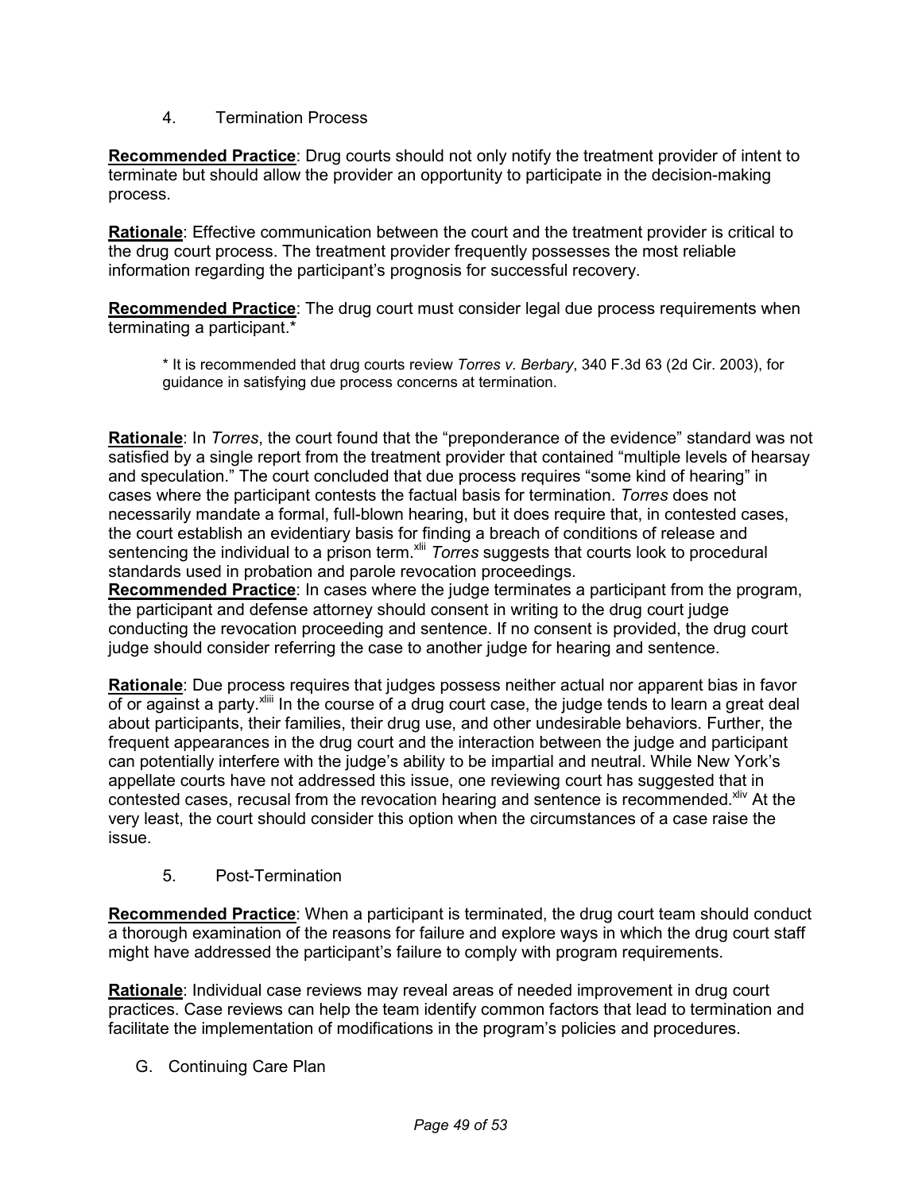### 4. Termination Process

**Recommended Practice**: Drug courts should not only notify the treatment provider of intent to terminate but should allow the provider an opportunity to participate in the decision-making process.

**Rationale**: Effective communication between the court and the treatment provider is critical to the drug court process. The treatment provider frequently possesses the most reliable information regarding the participant's prognosis for successful recovery.

**Recommended Practice**: The drug court must consider legal due process requirements when terminating a participant.*

> * It is recommended that drug courts review *Torres v. Berbary*, 340 F.3d 63 (2d Cir. 2003), for guidance in satisfying due process concerns at termination.

**Rationale**: In *Torres*, the court found that the "preponderance of the evidence" standard was not satisfied by a single report from the treatment provider that contained "multiple levels of hearsay and speculation." The court concluded that due process requires "some kind of hearing" in cases where the participant contests the factual basis for termination. *Torres* does not necessarily mandate a formal, full-blown hearing, but it does require that, in contested cases, the court establish an evidentiary basis for finding a breach of conditions of release and sentencing the individual to a prison term.[xlii] *Torres* suggests that courts look to procedural standards used in probation and parole revocation proceedings.

**Recommended Practice**: In cases where the judge terminates a participant from the program, the participant and defense attorney should consent in writing to the drug court judge conducting the revocation proceeding and sentence. If no consent is provided, the drug court judge should consider referring the case to another judge for hearing and sentence.

**Rationale**: Due process requires that judges possess neither actual nor apparent bias in favor of or against a party.[xliii] In the course of a drug court case, the judge tends to learn a great deal about participants, their families, their drug use, and other undesirable behaviors. Further, the frequent appearances in the drug court and the interaction between the judge and participant can potentially interfere with the judge's ability to be impartial and neutral. While New York's appellate courts have not addressed this issue, one reviewing court has suggested that in contested cases, recusal from the revocation hearing and sentence is recommended.[xliv] At the very least, the court should consider this option when the circumstances of a case raise the issue.

### 5. Post-Termination

**Recommended Practice**: When a participant is terminated, the drug court team should conduct a thorough examination of the reasons for failure and explore ways in which the drug court staff might have addressed the participant's failure to comply with program requirements.

**Rationale**: Individual case reviews may reveal areas of needed improvement in drug court practices. Case reviews can help the team identify common factors that lead to termination and facilitate the implementation of modifications in the program's policies and procedures.

## G. Continuing Care Plan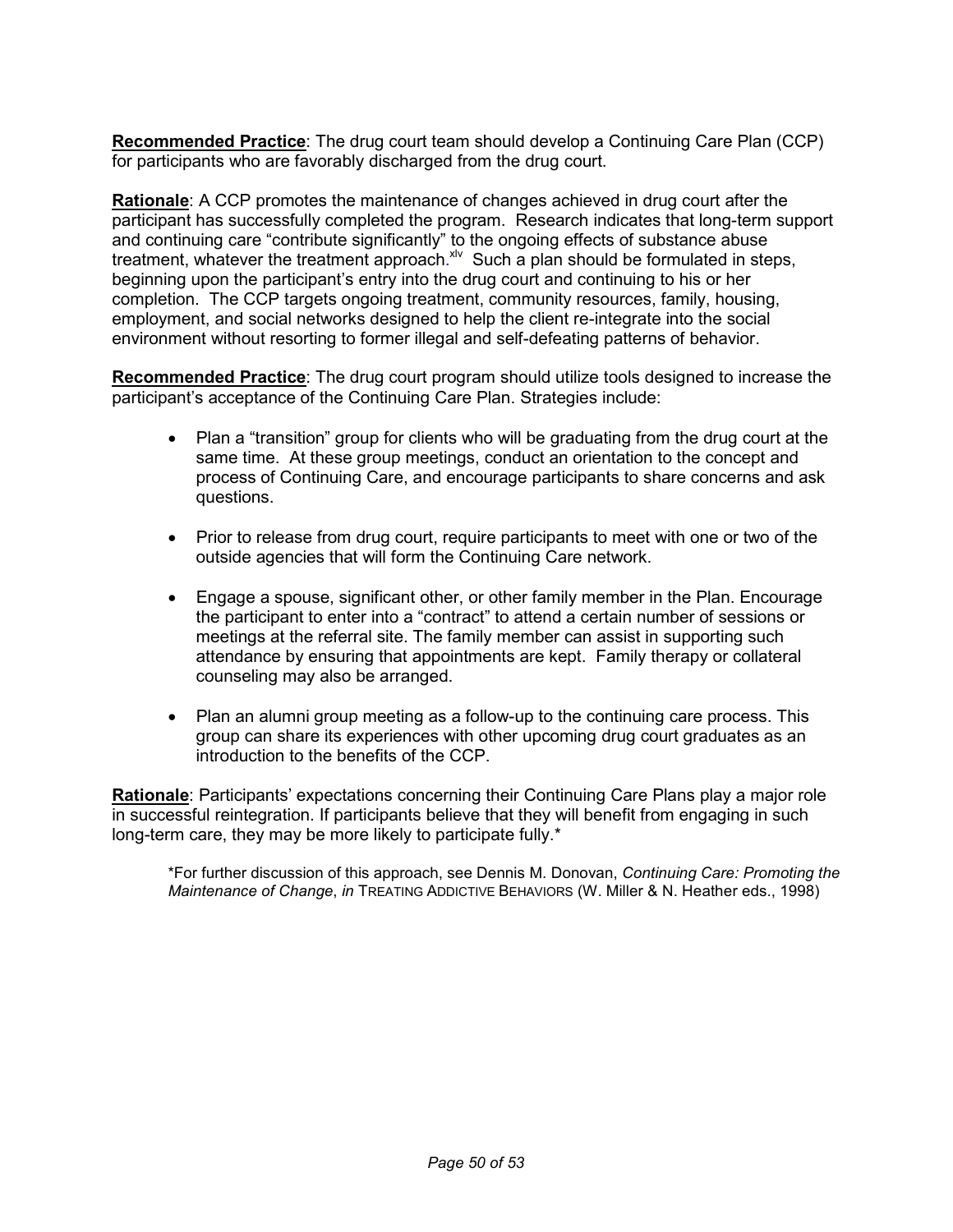**Recommended Practice**: The drug court team should develop a Continuing Care Plan (CCP) for participants who are favorably discharged from the drug court.

**Rationale**: A CCP promotes the maintenance of changes achieved in drug court after the participant has successfully completed the program. Research indicates that long-term support and continuing care "contribute significantly" to the ongoing effects of substance abuse treatment, whatever the treatment approach.[xlv] Such a plan should be formulated in steps, beginning upon the participant's entry into the drug court and continuing to his or her completion. The CCP targets ongoing treatment, community resources, family, housing, employment, and social networks designed to help the client re-integrate into the social environment without resorting to former illegal and self-defeating patterns of behavior.

**Recommended Practice**: The drug court program should utilize tools designed to increase the participant's acceptance of the Continuing Care Plan. Strategies include:

- Plan a "transition" group for clients who will be graduating from the drug court at the same time. At these group meetings, conduct an orientation to the concept and process of Continuing Care, and encourage participants to share concerns and ask questions.

- Prior to release from drug court, require participants to meet with one or two of the outside agencies that will form the Continuing Care network.

- Engage a spouse, significant other, or other family member in the Plan. Encourage the participant to enter into a "contract" to attend a certain number of sessions or meetings at the referral site. The family member can assist in supporting such attendance by ensuring that appointments are kept. Family therapy or collateral counseling may also be arranged.

- Plan an alumni group meeting as a follow-up to the continuing care process. This group can share its experiences with other upcoming drug court graduates as an introduction to the benefits of the CCP.

**Rationale**: Participants' expectations concerning their Continuing Care Plans play a major role in successful reintegration. If participants believe that they will benefit from engaging in such long-term care, they may be more likely to participate fully.*

*For further discussion of this approach, see Dennis M. Donovan, *Continuing Care: Promoting the Maintenance of Change*, *in* TREATING ADDICTIVE BEHAVIORS (W. Miller & N. Heather eds., 1998)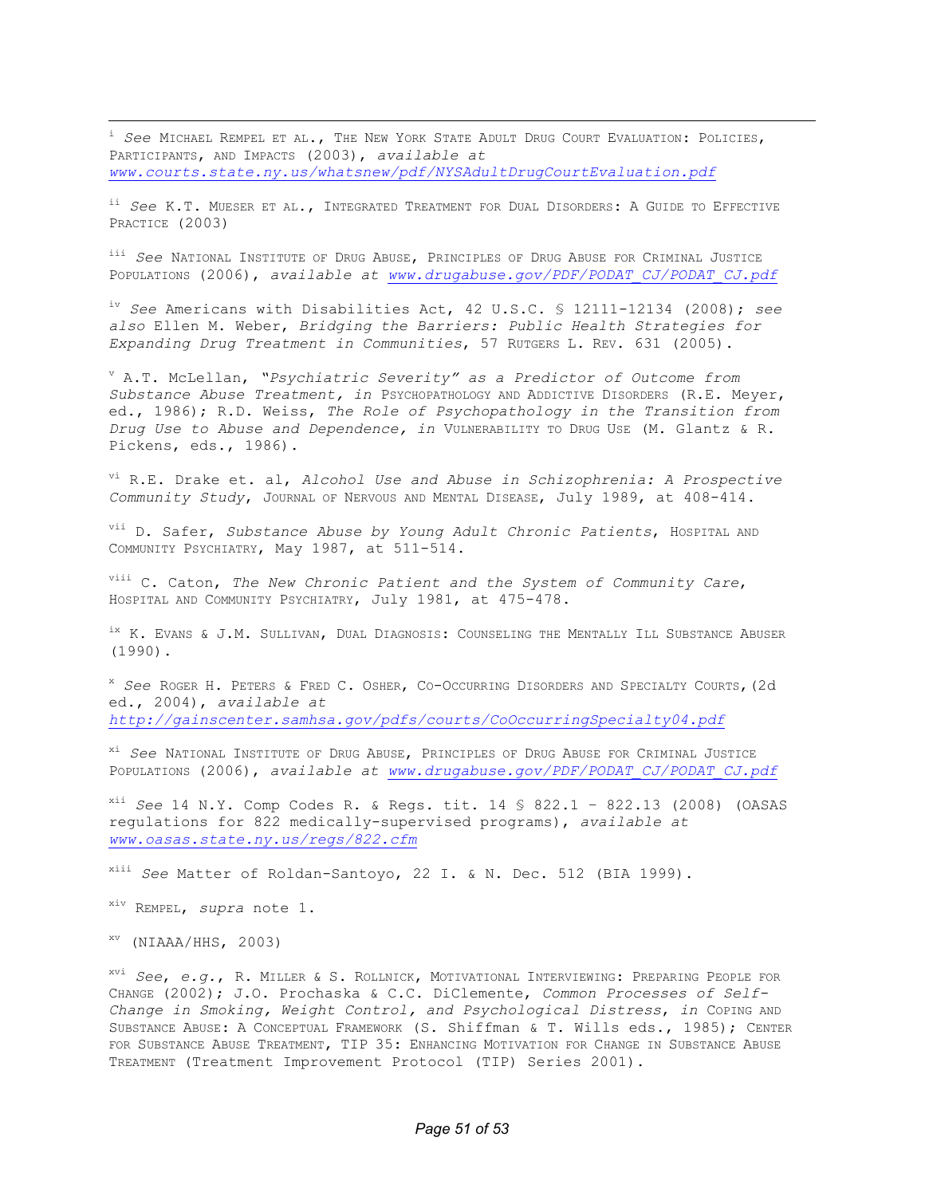[i] *See* Michael Rempel et al., The New York State Adult Drug Court Evaluation: Policies, Participants, and Impacts (2003), *available at* *www.courts.state.ny.us/whatsnew/pdf/NYSAdultDrugCourtEvaluation.pdf*

[ii] *See* K.T. Mueser et al., Integrated Treatment for Dual Disorders: A Guide to Effective Practice (2003)

[iii] *See* National Institute of Drug Abuse, Principles of Drug Abuse for Criminal Justice Populations (2006), *available at* *www.drugabuse.gov/PDF/PODAT_CJ/PODAT_CJ.pdf*

[iv] *See* Americans with Disabilities Act, 42 U.S.C. § 12111-12134 (2008); *see also* Ellen M. Weber, *Bridging the Barriers: Public Health Strategies for Expanding Drug Treatment in Communities*, 57 Rutgers L. Rev. 631 (2005).

[v] A.T. McLellan, *"Psychiatric Severity" as a Predictor of Outcome from Substance Abuse Treatment, in* Psychopathology and Addictive Disorders (R.E. Meyer, ed., 1986); R.D. Weiss, *The Role of Psychopathology in the Transition from Drug Use to Abuse and Dependence, in* Vulnerability to Drug Use (M. Glantz & R. Pickens, eds., 1986).

[vi] R.E. Drake et. al, *Alcohol Use and Abuse in Schizophrenia: A Prospective Community Study*, Journal of Nervous and Mental Disease, July 1989, at 408-414.

[vii] D. Safer, *Substance Abuse by Young Adult Chronic Patients*, Hospital and Community Psychiatry, May 1987, at 511-514.

[viii] C. Caton, *The New Chronic Patient and the System of Community Care*, Hospital and Community Psychiatry, July 1981, at 475-478.

[ix] K. Evans & J.M. Sullivan, Dual Diagnosis: Counseling the Mentally Ill Substance Abuser (1990).

[x] *See* Roger H. Peters & Fred C. Osher, Co-Occurring Disorders and Specialty Courts,(2d ed., 2004), *available at* *http://gainscenter.samhsa.gov/pdfs/courts/CoOccurringSpecialty04.pdf*

[xi] *See* National Institute of Drug Abuse, Principles of Drug Abuse for Criminal Justice Populations (2006), *available at* *www.drugabuse.gov/PDF/PODAT_CJ/PODAT_CJ.pdf*

[xii] *See* 14 N.Y. Comp Codes R. & Regs. tit. 14 § 822.1 – 822.13 (2008) (OASAS regulations for 822 medically-supervised programs), *available at* *www.oasas.state.ny.us/regs/822.cfm*

[xiii] *See* Matter of Roldan-Santoyo, 22 I. & N. Dec. 512 (BIA 1999).

[xiv] Rempel, *supra* note 1.

[xv] (NIAAA/HHS, 2003)

[xvi] *See, e.g.*, R. Miller & S. Rollnick, Motivational Interviewing: Preparing People for Change (2002); J.O. Prochaska & C.C. DiClemente, *Common Processes of Self-Change in Smoking, Weight Control, and Psychological Distress*, *in* Coping and Substance Abuse: A Conceptual Framework (S. Shiffman & T. Wills eds., 1985); Center for Substance Abuse Treatment, TIP 35: Enhancing Motivation for Change in Substance Abuse Treatment (Treatment Improvement Protocol (TIP) Series 2001).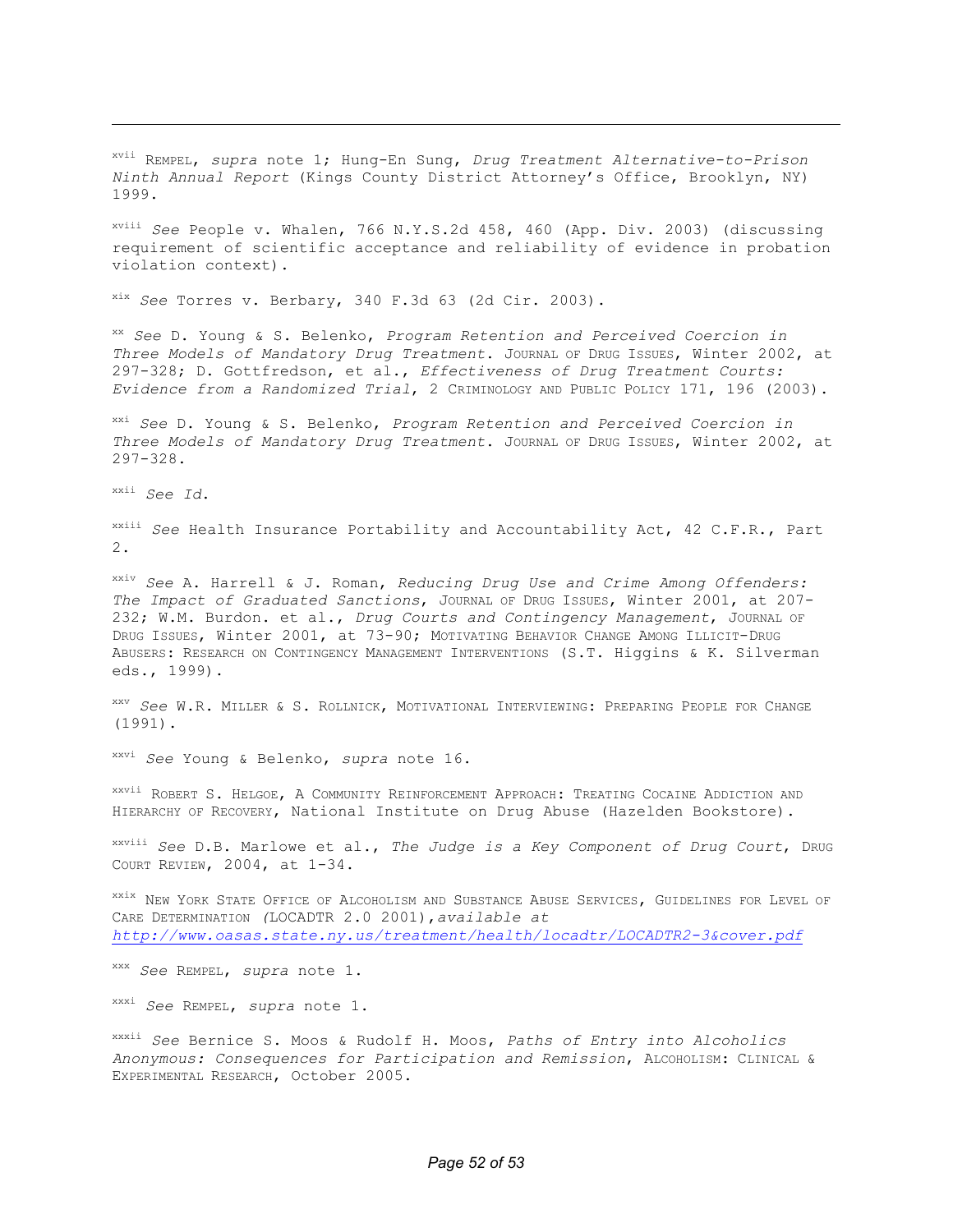[xvii] REMPEL, *supra* note 1; Hung-En Sung, *Drug Treatment Alternative-to-Prison Ninth Annual Report* (Kings County District Attorney's Office, Brooklyn, NY) 1999.

[xviii] *See* People v. Whalen, 766 N.Y.S.2d 458, 460 (App. Div. 2003) (discussing requirement of scientific acceptance and reliability of evidence in probation violation context).

[xix] *See* Torres v. Berbary, 340 F.3d 63 (2d Cir. 2003).

[xx] *See* D. Young & S. Belenko, *Program Retention and Perceived Coercion in Three Models of Mandatory Drug Treatment*. JOURNAL OF DRUG ISSUES, Winter 2002, at 297-328; D. Gottfredson, et al., *Effectiveness of Drug Treatment Courts: Evidence from a Randomized Trial*, 2 CRIMINOLOGY AND PUBLIC POLICY 171, 196 (2003).

[xxi] *See* D. Young & S. Belenko, *Program Retention and Perceived Coercion in Three Models of Mandatory Drug Treatment*. JOURNAL OF DRUG ISSUES, Winter 2002, at 297-328.

[xxii] *See Id.*

[xxiii] *See* Health Insurance Portability and Accountability Act, 42 C.F.R., Part 2.

[xxiv] *See* A. Harrell & J. Roman, *Reducing Drug Use and Crime Among Offenders: The Impact of Graduated Sanctions*, JOURNAL OF DRUG ISSUES, Winter 2001, at 207-232; W.M. Burdon. et al., *Drug Courts and Contingency Management*, JOURNAL OF DRUG ISSUES, Winter 2001, at 73-90; MOTIVATING BEHAVIOR CHANGE AMONG ILLICIT-DRUG ABUSERS: RESEARCH ON CONTINGENCY MANAGEMENT INTERVENTIONS (S.T. Higgins & K. Silverman eds., 1999).

[xxv] *See* W.R. MILLER & S. ROLLNICK, MOTIVATIONAL INTERVIEWING: PREPARING PEOPLE FOR CHANGE (1991).

[xxvi] *See* Young & Belenko, *supra* note 16.

[xxvii] ROBERT S. HELGOE, A COMMUNITY REINFORCEMENT APPROACH: TREATING COCAINE ADDICTION AND HIERARCHY OF RECOVERY, National Institute on Drug Abuse (Hazelden Bookstore).

[xxviii] *See* D.B. Marlowe et al., *The Judge is a Key Component of Drug Court*, DRUG COURT REVIEW, 2004, at 1-34.

[xxix] NEW YORK STATE OFFICE OF ALCOHOLISM AND SUBSTANCE ABUSE SERVICES, GUIDELINES FOR LEVEL OF CARE DETERMINATION (LOCADTR 2.0 2001),*available at* *http://www.oasas.state.ny.us/treatment/health/locadtr/LOCADTR2-3&cover.pdf*

[xxx] *See* REMPEL, *supra* note 1.

[xxxi] *See* REMPEL, *supra* note 1.

[xxxii] *See* Bernice S. Moos & Rudolf H. Moos, *Paths of Entry into Alcoholics Anonymous: Consequences for Participation and Remission*, ALCOHOLISM: CLINICAL & EXPERIMENTAL RESEARCH, October 2005.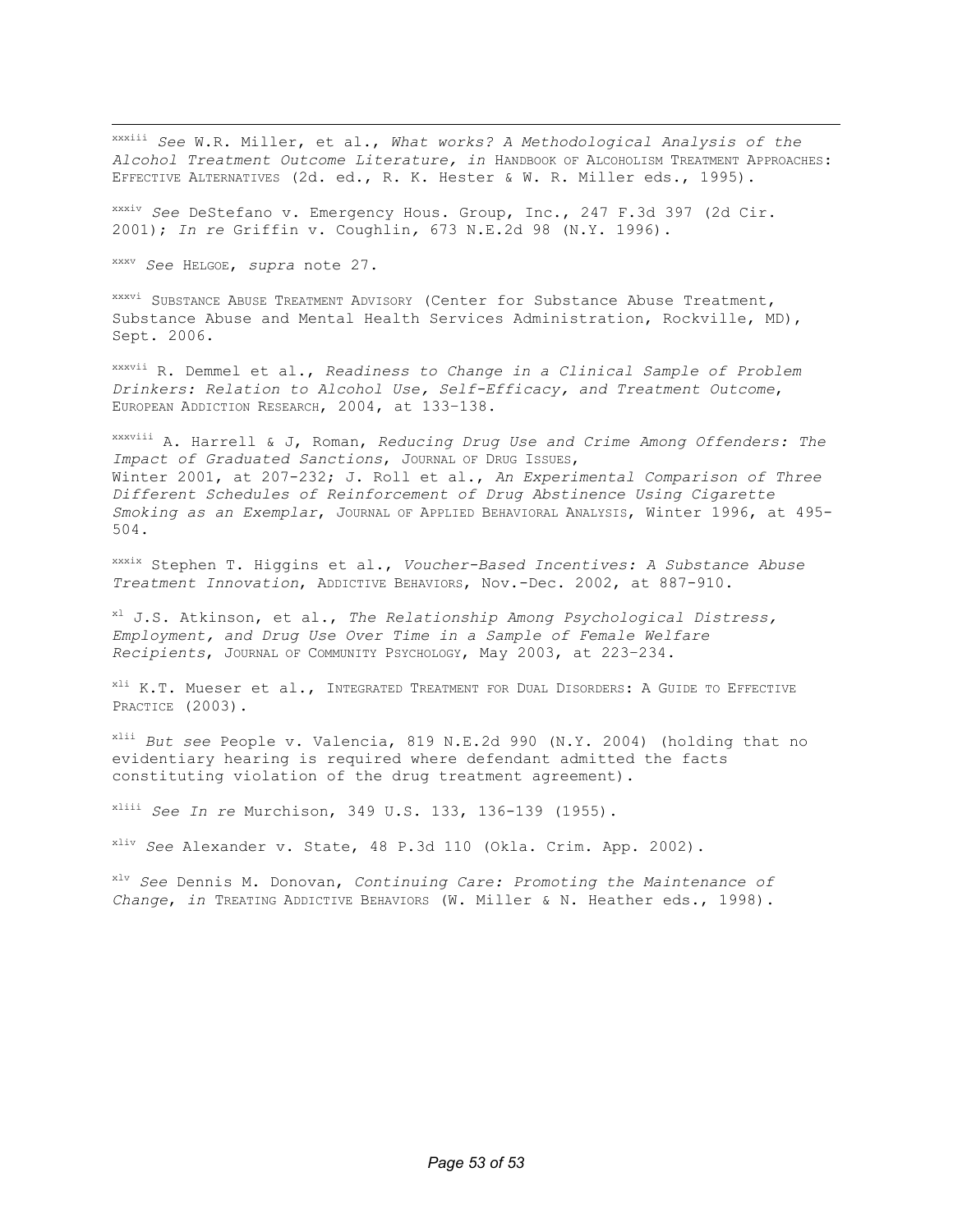[xxxiii] *See* W.R. Miller, et al., *What works? A Methodological Analysis of the Alcohol Treatment Outcome Literature, in* HANDBOOK OF ALCOHOLISM TREATMENT APPROACHES: EFFECTIVE ALTERNATIVES (2d. ed., R. K. Hester & W. R. Miller eds., 1995).

[xxxiv] *See* DeStefano v. Emergency Hous. Group, Inc., 247 F.3d 397 (2d Cir. 2001); *In re* Griffin v. Coughlin, 673 N.E.2d 98 (N.Y. 1996).

[xxxv] *See* HELGOE, *supra* note 27.

[xxxvi] SUBSTANCE ABUSE TREATMENT ADVISORY (Center for Substance Abuse Treatment, Substance Abuse and Mental Health Services Administration, Rockville, MD), Sept. 2006.

[xxxvii] R. Demmel et al., *Readiness to Change in a Clinical Sample of Problem Drinkers: Relation to Alcohol Use, Self-Efficacy, and Treatment Outcome*, EUROPEAN ADDICTION RESEARCH, 2004, at 133–138.

[xxxviii] A. Harrell & J, Roman, *Reducing Drug Use and Crime Among Offenders: The Impact of Graduated Sanctions*, JOURNAL OF DRUG ISSUES, Winter 2001, at 207-232; J. Roll et al., *An Experimental Comparison of Three Different Schedules of Reinforcement of Drug Abstinence Using Cigarette Smoking as an Exemplar*, JOURNAL OF APPLIED BEHAVIORAL ANALYSIS, Winter 1996, at 495-504.

[xxxix] Stephen T. Higgins et al., *Voucher-Based Incentives: A Substance Abuse Treatment Innovation*, ADDICTIVE BEHAVIORS, Nov.-Dec. 2002, at 887-910.

[xl] J.S. Atkinson, et al., *The Relationship Among Psychological Distress, Employment, and Drug Use Over Time in a Sample of Female Welfare Recipients*, JOURNAL OF COMMUNITY PSYCHOLOGY, May 2003, at 223–234.

[xli] K.T. Mueser et al., INTEGRATED TREATMENT FOR DUAL DISORDERS: A GUIDE TO EFFECTIVE PRACTICE (2003).

[xlii] *But see* People v. Valencia, 819 N.E.2d 990 (N.Y. 2004) (holding that no evidentiary hearing is required where defendant admitted the facts constituting violation of the drug treatment agreement).

[xliii] *See In re* Murchison, 349 U.S. 133, 136-139 (1955).

[xliv] *See* Alexander v. State, 48 P.3d 110 (Okla. Crim. App. 2002).

[xlv] *See* Dennis M. Donovan, *Continuing Care: Promoting the Maintenance of Change*, *in* TREATING ADDICTIVE BEHAVIORS (W. Miller & N. Heather eds., 1998).